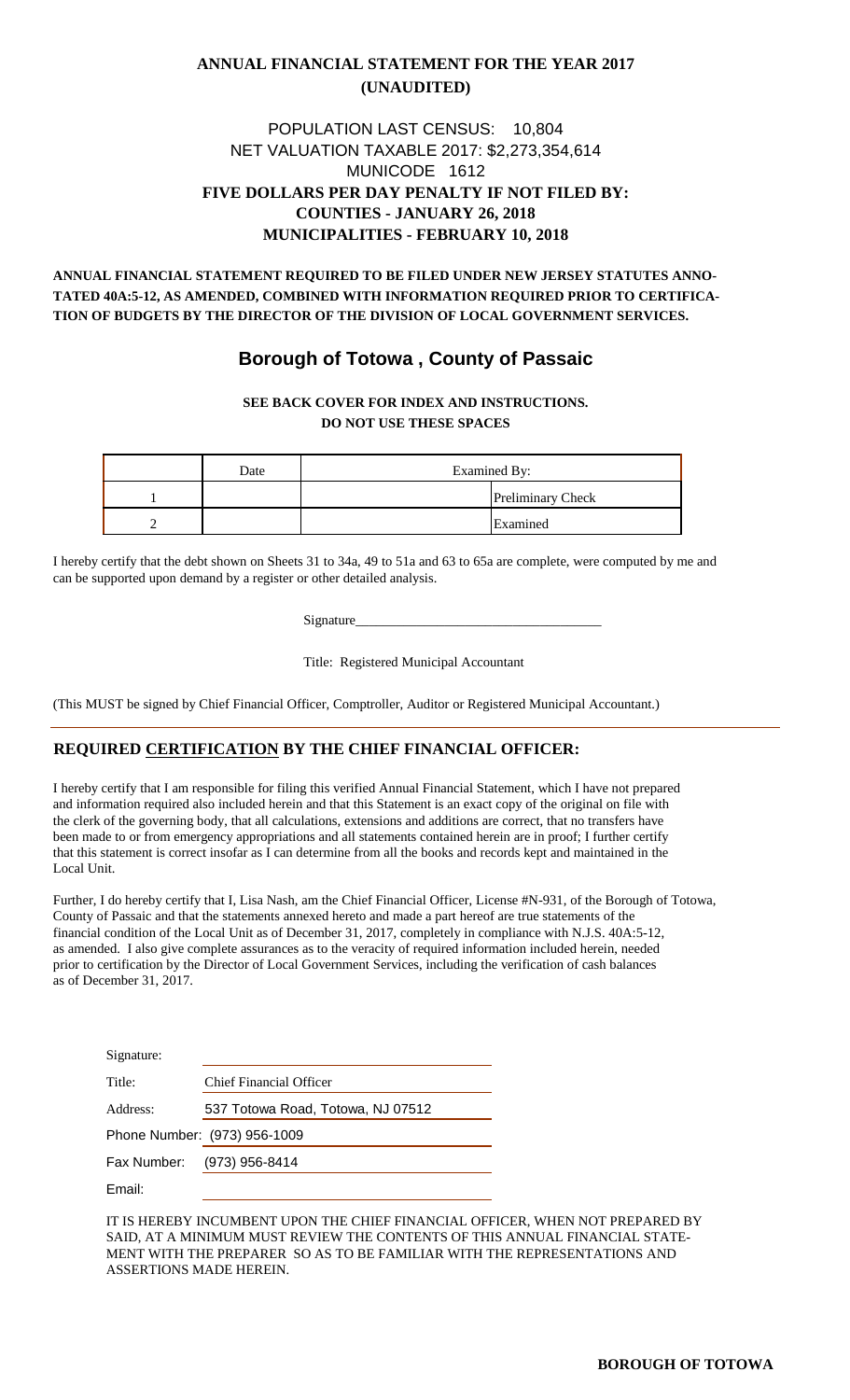# ANNUAL FINANCIAL STATEMENT FOR THE YEAR 2017

**(UNAUDITED)**

POPULATION LAST CENSUS: 10,804

NET VALUATION TAXABLE 2017: $2,273,354,614

MUNICODE 1612

**FIVE DOLLARS PER DAY PENALTY IF NOT FILED BY:**

**COUNTIES - JANUARY 26, 2018**

**MUNICIPALITIES - FEBRUARY 10, 2018**

**ANNUAL FINANCIAL STATEMENT REQUIRED TO BE FILED UNDER NEW JERSEY STATUTES ANNOTATED 40A:5-12, AS AMENDED, COMBINED WITH INFORMATION REQUIRED PRIOR TO CERTIFICATION OF BUDGETS BY THE DIRECTOR OF THE DIVISION OF LOCAL GOVERNMENT SERVICES.**

## Borough of Totowa , County of Passaic

**SEE BACK COVER FOR INDEX AND INSTRUCTIONS.**

**DO NOT USE THESE SPACES**

| | Date | Examined By: | |
|---|---|---|---|
| 1 | | | Preliminary Check |
| 2 | | | Examined |

I hereby certify that the debt shown on Sheets 31 to 34a, 49 to 51a and 63 to 65a are complete, were computed by me and can be supported upon demand by a register or other detailed analysis.

Signature___________________________________

Title: Registered Municipal Accountant

(This MUST be signed by Chief Financial Officer, Comptroller, Auditor or Registered Municipal Accountant.)

## REQUIRED CERTIFICATION BY THE CHIEF FINANCIAL OFFICER:

I hereby certify that I am responsible for filing this verified Annual Financial Statement, which I have not prepared and information required also included herein and that this Statement is an exact copy of the original on file with the clerk of the governing body, that all calculations, extensions and additions are correct, that no transfers have been made to or from emergency appropriations and all statements contained herein are in proof; I further certify that this statement is correct insofar as I can determine from all the books and records kept and maintained in the Local Unit.

Further, I do hereby certify that I, Lisa Nash, am the Chief Financial Officer, License #N-931, of the Borough of Totowa, County of Passaic and that the statements annexed hereto and made a part hereof are true statements of the financial condition of the Local Unit as of December 31, 2017, completely in compliance with N.J.S. 40A:5-12, as amended. I also give complete assurances as to the veracity of required information included herein, needed prior to certification by the Director of Local Government Services, including the verification of cash balances as of December 31, 2017.

| | |
|---|---|
| Signature: | |
| Title: | Chief Financial Officer |
| Address: | 537 Totowa Road, Totowa, NJ 07512 |
| Phone Number: | (973) 956-1009 |
| Fax Number: | (973) 956-8414 |
| Email: | |

IT IS HEREBY INCUMBENT UPON THE CHIEF FINANCIAL OFFICER, WHEN NOT PREPARED BY SAID, AT A MINIMUM MUST REVIEW THE CONTENTS OF THIS ANNUAL FINANCIAL STATEMENT WITH THE PREPARER SO AS TO BE FAMILIAR WITH THE REPRESENTATIONS AND ASSERTIONS MADE HEREIN.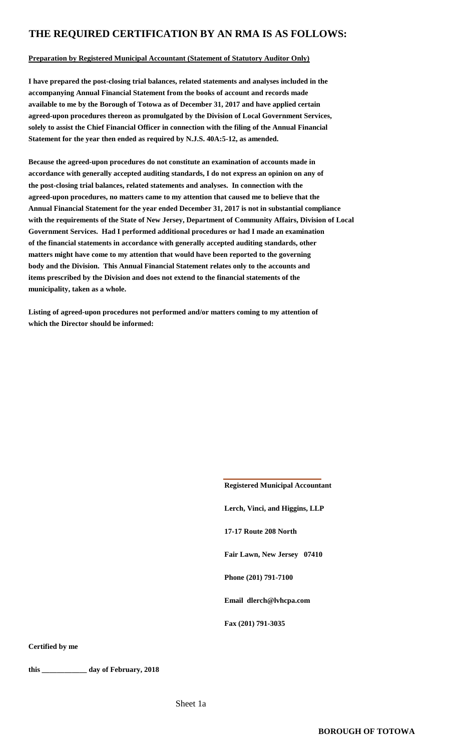# THE REQUIRED CERTIFICATION BY AN RMA IS AS FOLLOWS:

**Preparation by Registered Municipal Accountant (Statement of Statutory Auditor Only)**

**I have prepared the post-closing trial balances, related statements and analyses included in the accompanying Annual Financial Statement from the books of account and records made available to me by the Borough of Totowa as of December 31, 2017 and have applied certain agreed-upon procedures thereon as promulgated by the Division of Local Government Services, solely to assist the Chief Financial Officer in connection with the filing of the Annual Financial Statement for the year then ended as required by N.J.S. 40A:5-12, as amended.**

**Because the agreed-upon procedures do not constitute an examination of accounts made in accordance with generally accepted auditing standards, I do not express an opinion on any of the post-closing trial balances, related statements and analyses. In connection with the agreed-upon procedures, no matters came to my attention that caused me to believe that the Annual Financial Statement for the year ended December 31, 2017 is not in substantial compliance with the requirements of the State of New Jersey, Department of Community Affairs, Division of Local Government Services. Had I performed additional procedures or had I made an examination of the financial statements in accordance with generally accepted auditing standards, other matters might have come to my attention that would have been reported to the governing body and the Division. This Annual Financial Statement relates only to the accounts and items prescribed by the Division and does not extend to the financial statements of the municipality, taken as a whole.**

**Listing of agreed-upon procedures not performed and/or matters coming to my attention of which the Director should be informed:**

**Registered Municipal Accountant**

**Lerch, Vinci, and Higgins, LLP**

**17-17 Route 208 North**

**Fair Lawn, New Jersey 07410**

**Phone (201) 791-7100**

**Email dlerch@lvhcpa.com**

**Fax (201) 791-3035**

**Certified by me**

**this \_\_\_\_\_\_\_\_\_\_\_\_ day of February, 2018**

Sheet 1a

**BOROUGH OF TOTOWA**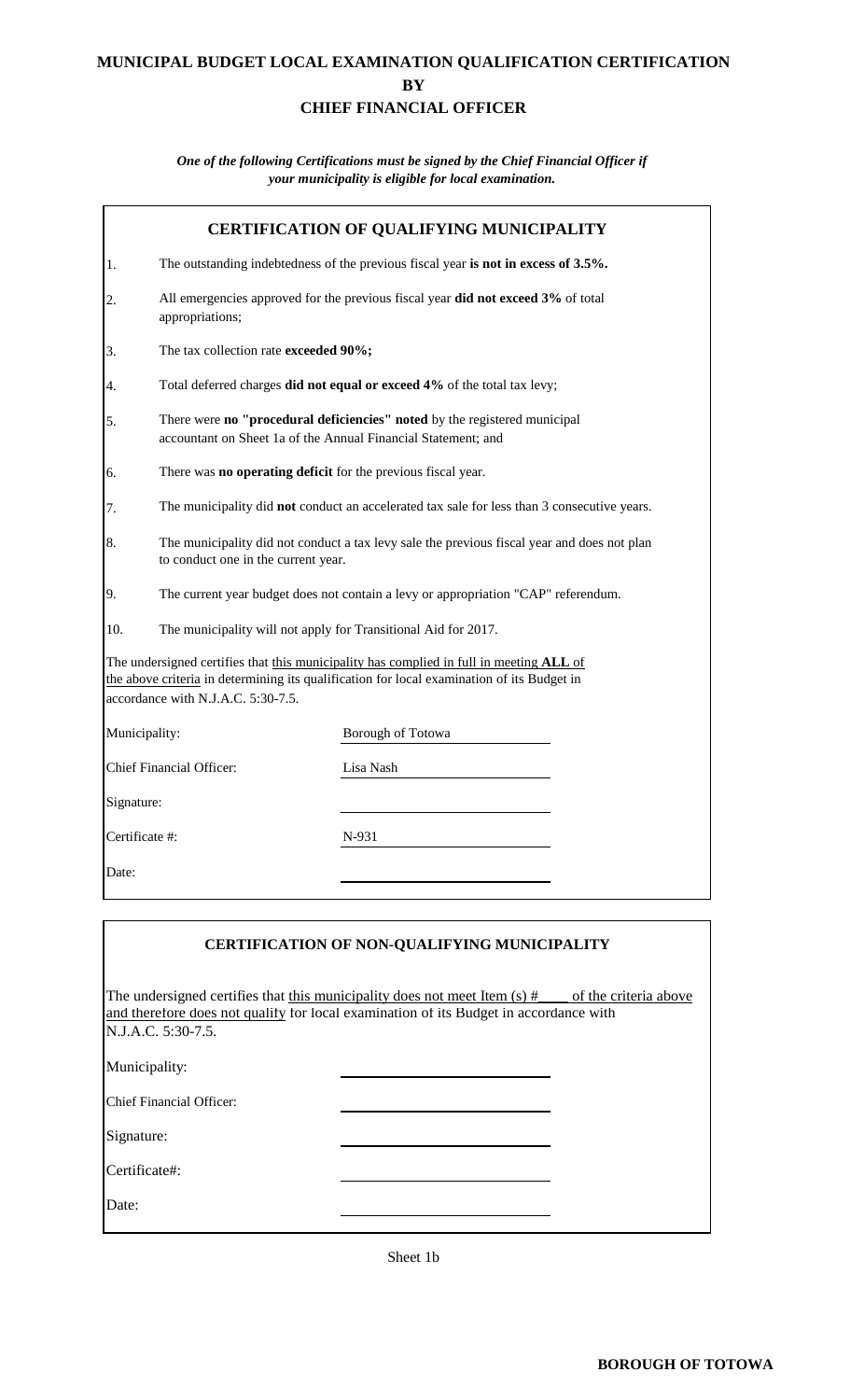# MUNICIPAL BUDGET LOCAL EXAMINATION QUALIFICATION CERTIFICATION
# BY
# CHIEF FINANCIAL OFFICER

*One of the following Certifications must be signed by the Chief Financial Officer if your municipality is eligible for local examination.*

## CERTIFICATION OF QUALIFYING MUNICIPALITY

1. The outstanding indebtedness of the previous fiscal year **is not in excess of 3.5%.**
2. All emergencies approved for the previous fiscal year **did not exceed 3%** of total appropriations;
3. The tax collection rate **exceeded 90%;**
4. Total deferred charges **did not equal or exceed 4%** of the total tax levy;
5. There were **no "procedural deficiencies" noted** by the registered municipal accountant on Sheet 1a of the Annual Financial Statement; and
6. There was **no operating deficit** for the previous fiscal year.
7. The municipality did **not** conduct an accelerated tax sale for less than 3 consecutive years.
8. The municipality did not conduct a tax levy sale the previous fiscal year and does not plan to conduct one in the current year.
9. The current year budget does not contain a levy or appropriation "CAP" referendum.
10. The municipality will not apply for Transitional Aid for 2017.

The undersigned certifies that this municipality has complied in full in meeting **ALL** of the above criteria in determining its qualification for local examination of its Budget in accordance with N.J.A.C. 5:30-7.5.

| | |
|---|---|
| Municipality: | Borough of Totowa |
| Chief Financial Officer: | Lisa Nash |
| Signature: | |
| Certificate #: | N-931 |
| Date: | |

## CERTIFICATION OF NON-QUALIFYING MUNICIPALITY

The undersigned certifies that this municipality does not meet Item (s) #\_\_\_\_ of the criteria above and therefore does not qualify for local examination of its Budget in accordance with N.J.A.C. 5:30-7.5.

| | |
|---|---|
| Municipality: | |
| Chief Financial Officer: | |
| Signature: | |
| Certificate#: | |
| Date: | |

Sheet 1b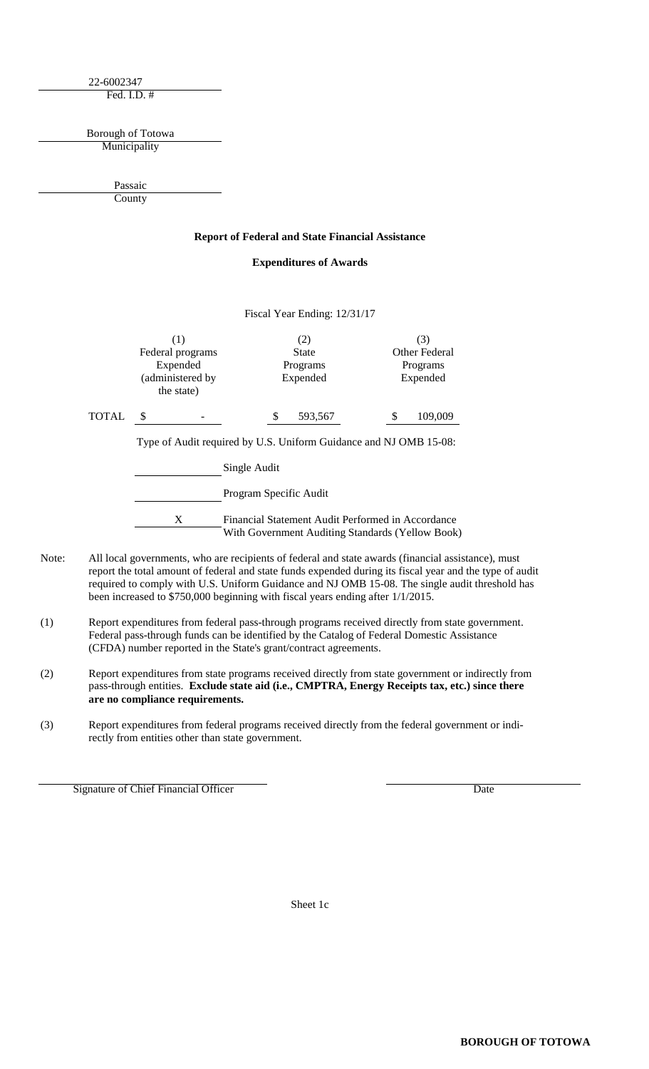22-6002347
Fed. I.D. #

Borough of Totowa
Municipality

Passaic
County

**Report of Federal and State Financial Assistance**

**Expenditures of Awards**

Fiscal Year Ending: 12/31/17

| | (1) Federal programs Expended (administered by the state) | (2) State Programs Expended | (3) Other Federal Programs Expended |
|---|---|---|---|
| TOTAL | $ - | $ 593,567 | $ 109,009 |

Type of Audit required by U.S. Uniform Guidance and NJ OMB 15-08:

\_\_\_\_\_\_\_\_ Single Audit

\_\_\_\_\_\_\_\_ Program Specific Audit

X Financial Statement Audit Performed in Accordance With Government Auditing Standards (Yellow Book)

Note: All local governments, who are recipients of federal and state awards (financial assistance), must report the total amount of federal and state funds expended during its fiscal year and the type of audit required to comply with U.S. Uniform Guidance and NJ OMB 15-08. The single audit threshold has been increased to $750,000 beginning with fiscal years ending after 1/1/2015.

(1) Report expenditures from federal pass-through programs received directly from state government. Federal pass-through funds can be identified by the Catalog of Federal Domestic Assistance (CFDA) number reported in the State's grant/contract agreements.

(2) Report expenditures from state programs received directly from state government or indirectly from pass-through entities. **Exclude state aid (i.e., CMPTRA, Energy Receipts tax, etc.) since there are no compliance requirements.**

(3) Report expenditures from federal programs received directly from the federal government or indirectly from entities other than state government.

Signature of Chief Financial Officer

Date

Sheet 1c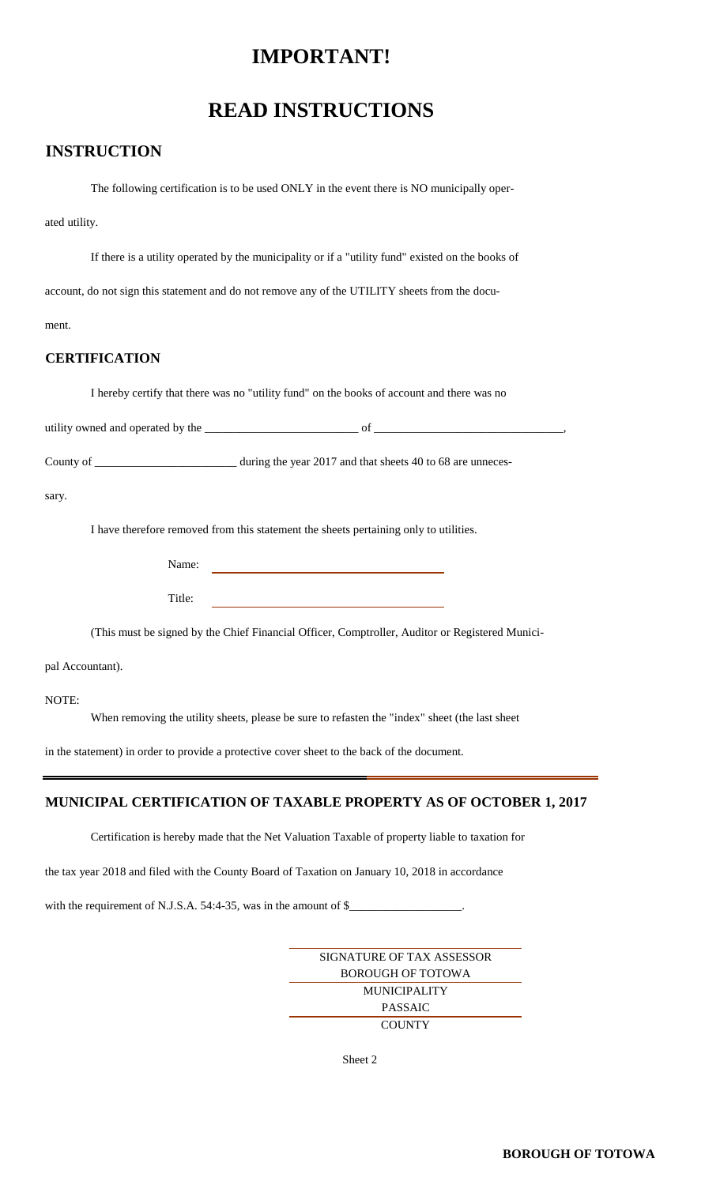# IMPORTANT!

# READ INSTRUCTIONS

## INSTRUCTION

The following certification is to be used ONLY in the event there is NO municipally operated utility.

If there is a utility operated by the municipality or if a "utility fund" existed on the books of account, do not sign this statement and do not remove any of the UTILITY sheets from the document.

### CERTIFICATION

I hereby certify that there was no "utility fund" on the books of account and there was no utility owned and operated by the __________________________ of ________________________________, County of ________________________ during the year 2017 and that sheets 40 to 68 are unnecessary.

I have therefore removed from this statement the sheets pertaining only to utilities.

Name: ____________________________________

Title: ____________________________________

(This must be signed by the Chief Financial Officer, Comptroller, Auditor or Registered Municipal Accountant).

NOTE:

When removing the utility sheets, please be sure to refasten the "index" sheet (the last sheet in the statement) in order to provide a protective cover sheet to the back of the document.

---

### MUNICIPAL CERTIFICATION OF TAXABLE PROPERTY AS OF OCTOBER 1, 2017

Certification is hereby made that the Net Valuation Taxable of property liable to taxation for the tax year 2018 and filed with the County Board of Taxation on January 10, 2018 in accordance with the requirement of N.J.S.A. 54:4-35, was in the amount of $___________________.

SIGNATURE OF TAX ASSESSOR

BOROUGH OF TOTOWA

MUNICIPALITY

PASSAIC

COUNTY

Sheet 2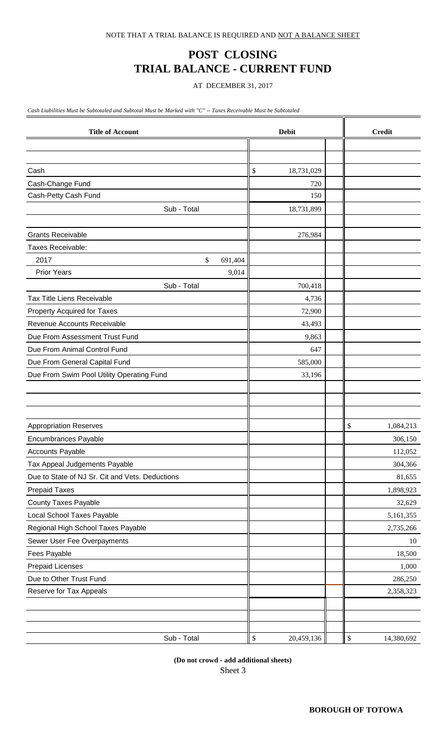NOTE THAT A TRIAL BALANCE IS REQUIRED AND NOT A BALANCE SHEET

# POST CLOSING
# TRIAL BALANCE - CURRENT FUND

AT DECEMBER 31, 2017

*Cash Liabilities Must be Subtotaled and Subtotal Must be Marked with "C" -- Taxes Receivable Must be Subtotaled*

| Title of Account | | Debit | Credit |
|---|---|---|---|
| Cash | | $ 18,731,029 | |
| Cash-Change Fund | | 720 | |
| Cash-Petty Cash Fund | | 150 | |
| Sub - Total | | 18,731,899 | |
| Grants Receivable | | 276,984 | |
| Taxes Receivable: | | | |
| 2017 | $ 691,404 | | |
| Prior Years | 9,014 | | |
| Sub - Total | | 700,418 | |
| Tax Title Liens Receivable | | 4,736 | |
| Property Acquired for Taxes | | 72,900 | |
| Revenue Accounts Receivable | | 43,493 | |
| Due From Assessment Trust Fund | | 9,863 | |
| Due From Animal Control Fund | | 647 | |
| Due From General Capital Fund | | 585,000 | |
| Due From Swim Pool Utility Operating Fund | | 33,196 | |
| Appropriation Reserves | | | $ 1,084,213 |
| Encumbrances Payable | | | 306,150 |
| Accounts Payable | | | 112,052 |
| Tax Appeal Judgements Payable | | | 304,366 |
| Due to State of NJ Sr. Cit and Vets. Deductions | | | 81,655 |
| Prepaid Taxes | | | 1,898,923 |
| County Taxes Payable | | | 32,629 |
| Local School Taxes Payable | | | 5,161,355 |
| Regional High School Taxes Payable | | | 2,735,266 |
| Sewer User Fee Overpayments | | | 10 |
| Fees Payable | | | 18,500 |
| Prepaid Licenses | | | 1,000 |
| Due to Other Trust Fund | | | 286,250 |
| Reserve for Tax Appeals | | | 2,358,323 |
| Sub - Total | | $ 20,459,136 | $ 14,380,692 |

**(Do not crowd - add additional sheets)**

Sheet 3

**BOROUGH OF TOTOWA**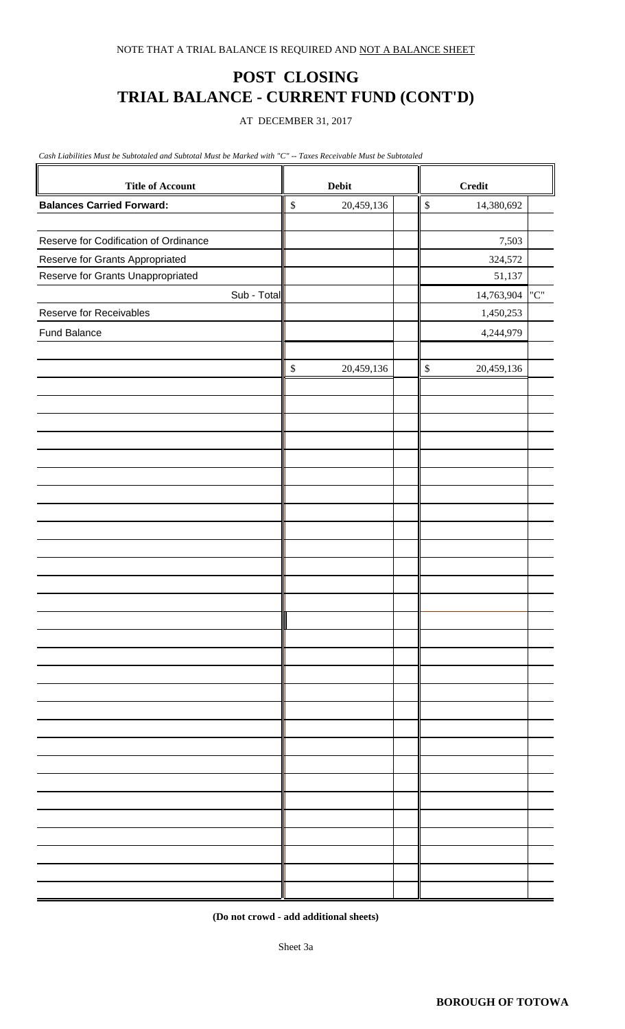NOTE THAT A TRIAL BALANCE IS REQUIRED AND NOT A BALANCE SHEET

# POST CLOSING
# TRIAL BALANCE - CURRENT FUND (CONT'D)

AT DECEMBER 31, 2017

*Cash Liabilities Must be Subtotaled and Subtotal Must be Marked with "C" -- Taxes Receivable Must be Subtotaled*

| Title of Account | Debit | | Credit | |
|---|---|---|---|---|
| **Balances Carried Forward:** | $ 20,459,136 | | $ 14,380,692 | |
| | | | | |
| Reserve for Codification of Ordinance | | | 7,503 | |
| Reserve for Grants Appropriated | | | 324,572 | |
| Reserve for Grants Unappropriated | | | 51,137 | |
| Sub - Total | | | 14,763,904 | "C" |
| Reserve for Receivables | | | 1,450,253 | |
| Fund Balance | | | 4,244,979 | |
| | | | | |
| | $ 20,459,136 | | $ 20,459,136 | |

**(Do not crowd - add additional sheets)**

Sheet 3a

**BOROUGH OF TOTOWA**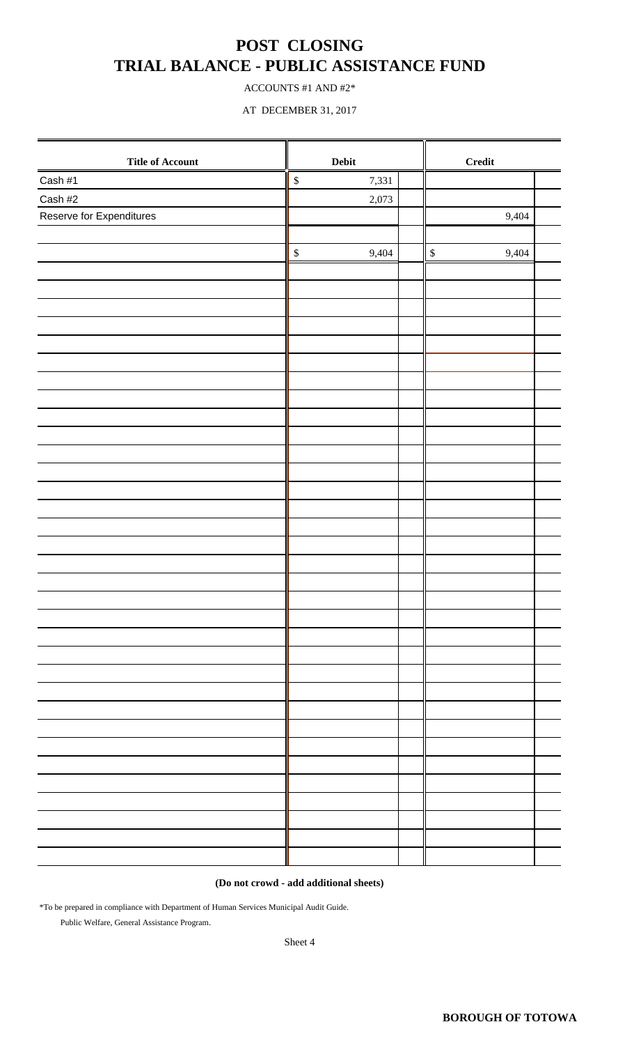# POST CLOSING
# TRIAL BALANCE - PUBLIC ASSISTANCE FUND

ACCOUNTS #1 AND #2*

AT DECEMBER 31, 2017

| Title of Account | Debit | Credit |
|---|---|---|
| Cash #1 | $ 7,331 | |
| Cash #2 | 2,073 | |
| Reserve for Expenditures | | 9,404 |
| | | |
| | $ 9,404 | $ 9,404 |

**(Do not crowd - add additional sheets)**

*To be prepared in compliance with Department of Human Services Municipal Audit Guide.
Public Welfare, General Assistance Program.

Sheet 4

**BOROUGH OF TOTOWA**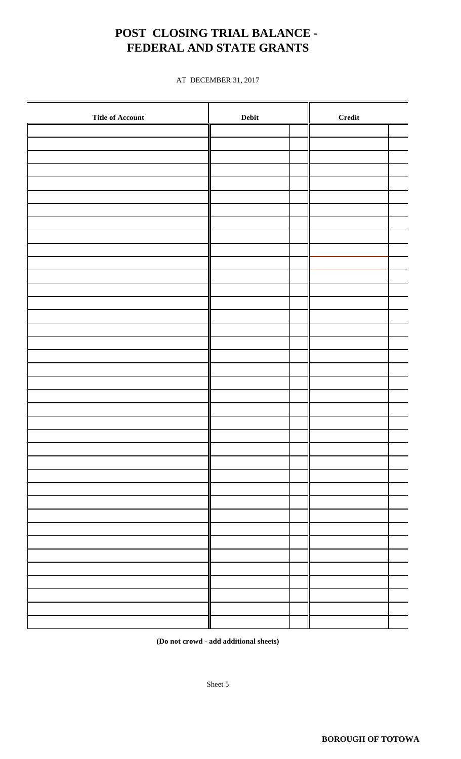# POST CLOSING TRIAL BALANCE - FEDERAL AND STATE GRANTS

AT DECEMBER 31, 2017

| Title of Account | Debit | | Credit | |
|---|---|---|---|---|
| | | | | |
| | | | | |
| | | | | |
| | | | | |
| | | | | |
| | | | | |
| | | | | |
| | | | | |
| | | | | |
| | | | | |
| | | | | |
| | | | | |
| | | | | |
| | | | | |
| | | | | |
| | | | | |
| | | | | |
| | | | | |
| | | | | |
| | | | | |
| | | | | |
| | | | | |
| | | | | |
| | | | | |
| | | | | |
| | | | | |
| | | | | |
| | | | | |
| | | | | |
| | | | | |
| | | | | |
| | | | | |
| | | | | |
| | | | | |
| | | | | |
| | | | | |
| | | | | |
| | | | | |

**(Do not crowd - add additional sheets)**

Sheet 5

**BOROUGH OF TOTOWA**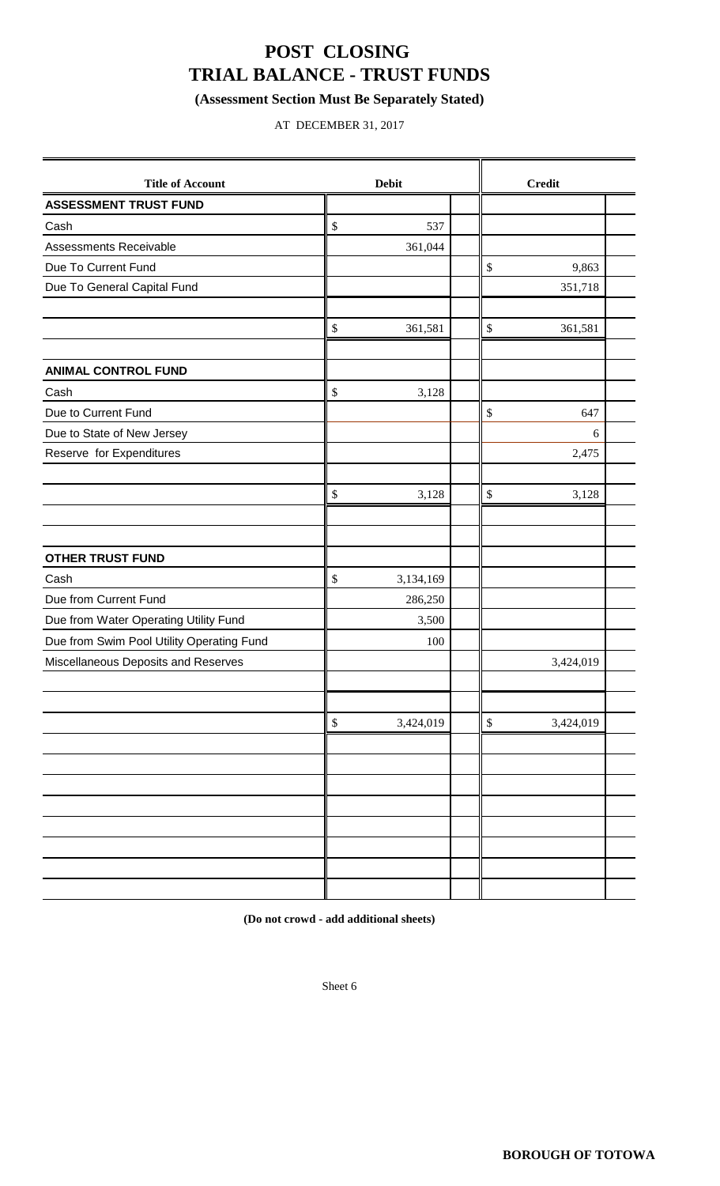# POST CLOSING
# TRIAL BALANCE - TRUST FUNDS

**(Assessment Section Must Be Separately Stated)**

AT DECEMBER 31, 2017

| Title of Account | Debit | Credit |
|---|---|---|
| **ASSESSMENT TRUST FUND** | | |
| Cash | $ 537 | |
| Assessments Receivable | 361,044 | |
| Due To Current Fund | | $ 9,863 |
| Due To General Capital Fund | | 351,718 |
| | $ 361,581 | $ 361,581 |
| **ANIMAL CONTROL FUND** | | |
| Cash | $ 3,128 | |
| Due to Current Fund | | $ 647 |
| Due to State of New Jersey | | 6 |
| Reserve for Expenditures | | 2,475 |
| | $ 3,128 | $ 3,128 |
| **OTHER TRUST FUND** | | |
| Cash | $ 3,134,169 | |
| Due from Current Fund | 286,250 | |
| Due from Water Operating Utility Fund | 3,500 | |
| Due from Swim Pool Utility Operating Fund | 100 | |
| Miscellaneous Deposits and Reserves | | 3,424,019 |
| | $ 3,424,019 | $ 3,424,019 |

**(Do not crowd - add additional sheets)**

Sheet 6

**BOROUGH OF TOTOWA**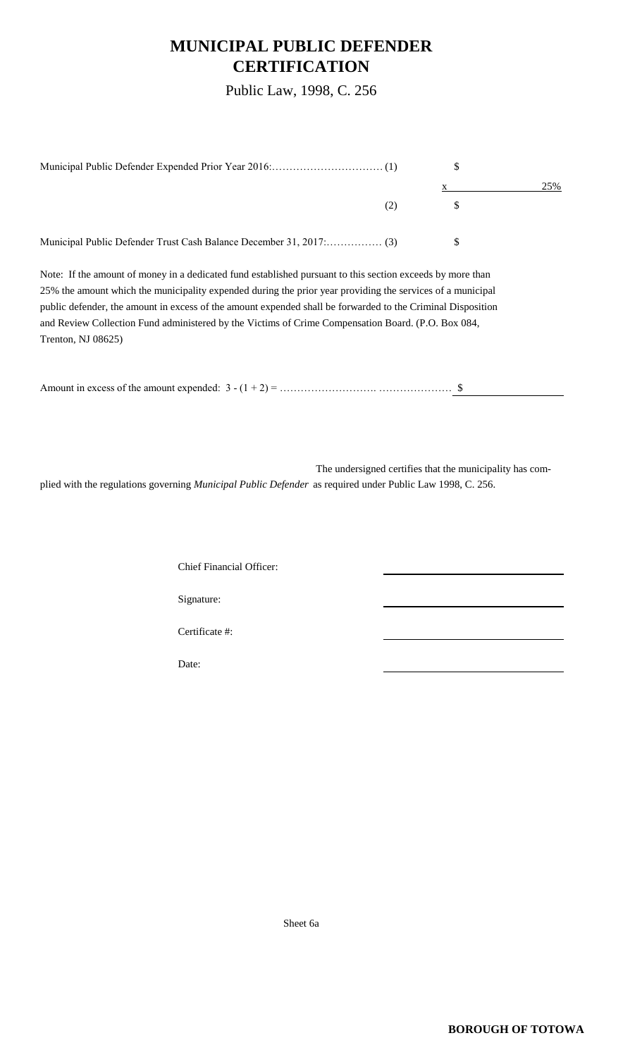# MUNICIPAL PUBLIC DEFENDER CERTIFICATION

Public Law, 1998, C. 256

| | | | |
|---|---|---|---|
| Municipal Public Defender Expended Prior Year 2016:…………………………… (1) | $ | | |
| | x | | 25% |
| (2) | $ | | |
| Municipal Public Defender Trust Cash Balance December 31, 2017:……………. (3) | $ | | |

Note: If the amount of money in a dedicated fund established pursuant to this section exceeds by more than 25% the amount which the municipality expended during the prior year providing the services of a municipal public defender, the amount in excess of the amount expended shall be forwarded to the Criminal Disposition and Review Collection Fund administered by the Victims of Crime Compensation Board. (P.O. Box 084, Trenton, NJ 08625)

Amount in excess of the amount expended: 3 - (1 + 2) = ………………………. ………………… $ \_\_\_\_\_\_\_\_\_\_\_\_\_\_\_\_

The undersigned certifies that the municipality has complied with the regulations governing *Municipal Public Defender* as required under Public Law 1998, C. 256.

Chief Financial Officer: \_\_\_\_\_\_\_\_\_\_\_\_\_\_\_\_\_\_\_\_

Signature: \_\_\_\_\_\_\_\_\_\_\_\_\_\_\_\_\_\_\_\_

Certificate #: \_\_\_\_\_\_\_\_\_\_\_\_\_\_\_\_\_\_\_\_

Date: \_\_\_\_\_\_\_\_\_\_\_\_\_\_\_\_\_\_\_\_

Sheet 6a

**BOROUGH OF TOTOWA**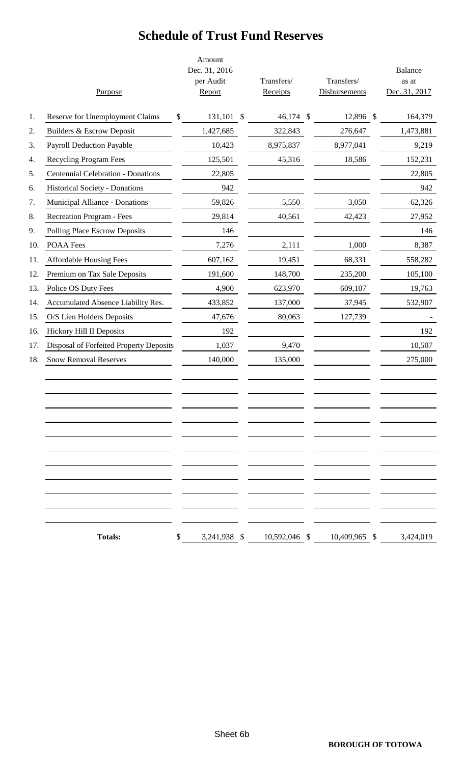# Schedule of Trust Fund Reserves

| | Purpose | Amount Dec. 31, 2016 per Audit Report | Transfers/ Receipts | Transfers/ Disbursements | Balance as at Dec. 31, 2017 |
|---|---|---|---|---|---|
| 1. | Reserve for Unemployment Claims | $ 131,101 | $ 46,174 | $ 12,896 | $ 164,379 |
| 2. | Builders & Escrow Deposit | 1,427,685 | 322,843 | 276,647 | 1,473,881 |
| 3. | Payroll Deduction Payable | 10,423 | 8,975,837 | 8,977,041 | 9,219 |
| 4. | Recycling Program Fees | 125,501 | 45,316 | 18,586 | 152,231 |
| 5. | Centennial Celebration - Donations | 22,805 | | | 22,805 |
| 6. | Historical Society - Donations | 942 | | | 942 |
| 7. | Municipal Alliance - Donations | 59,826 | 5,550 | 3,050 | 62,326 |
| 8. | Recreation Program - Fees | 29,814 | 40,561 | 42,423 | 27,952 |
| 9. | Polling Place Escrow Deposits | 146 | | | 146 |
| 10. | POAA Fees | 7,276 | 2,111 | 1,000 | 8,387 |
| 11. | Affordable Housing Fees | 607,162 | 19,451 | 68,331 | 558,282 |
| 12. | Premium on Tax Sale Deposits | 191,600 | 148,700 | 235,200 | 105,100 |
| 13. | Police OS Duty Fees | 4,900 | 623,970 | 609,107 | 19,763 |
| 14. | Accumulated Absence Liability Res. | 433,852 | 137,000 | 37,945 | 532,907 |
| 15. | O/S Lien Holders Deposits | 47,676 | 80,063 | 127,739 | - |
| 16. | Hickory Hill II Deposits | 192 | | | 192 |
| 17. | Disposal of Forfeited Property Deposits | 1,037 | 9,470 | | 10,507 |
| 18. | Snow Removal Reserves | 140,000 | 135,000 | | 275,000 |
| | **Totals:** | $ 3,241,938 | $ 10,592,046 | $ 10,409,965 | $ 3,424,019 |

Sheet 6b

**BOROUGH OF TOTOWA**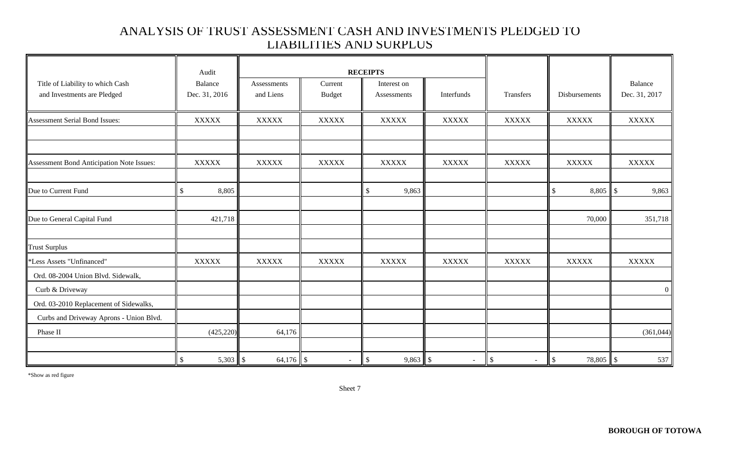# ANALYSIS OF TRUST ASSESSMENT CASH AND INVESTMENTS PLEDGED TO LIABILITIES AND SURPLUS

| Title of Liability to which Cash and Investments are Pledged | Audit Balance Dec. 31, 2016 | RECEIPTS Assessments and Liens | Current Budget | Interest on Assessments | Interfunds | Transfers | Disbursements | Balance Dec. 31, 2017 |
|---|---|---|---|---|---|---|---|---|
| Assessment Serial Bond Issues: | XXXXX | XXXXX | XXXXX | XXXXX | XXXXX | XXXXX | XXXXX | XXXXX |
| | | | | | | | | |
| | | | | | | | | |
| Assessment Bond Anticipation Note Issues: | XXXXX | XXXXX | XXXXX | XXXXX | XXXXX | XXXXX | XXXXX | XXXXX |
| | | | | | | | | |
| Due to Current Fund | $ 8,805 | | | $ 9,863 | | | $ 8,805 | $ 9,863 |
| | | | | | | | | |
| Due to General Capital Fund | 421,718 | | | | | | 70,000 | 351,718 |
| | | | | | | | | |
| Trust Surplus | | | | | | | | |
| *Less Assets "Unfinanced" | XXXXX | XXXXX | XXXXX | XXXXX | XXXXX | XXXXX | XXXXX | XXXXX |
| Ord. 08-2004 Union Blvd. Sidewalk, | | | | | | | | |
| Curb & Driveway | | | | | | | | 0 |
| Ord. 03-2010 Replacement of Sidewalks, | | | | | | | | |
| Curbs and Driveway Aprons - Union Blvd. | | | | | | | | |
| Phase II | (425,220) | 64,176 | | | | | | (361,044) |
| | | | | | | | | |
| | $ 5,303 | $ 64,176 | $ - | $ 9,863 | $ - | $ - | $ 78,805 | $ 537 |

*Show as red figure

Sheet 7

**BOROUGH OF TOTOWA**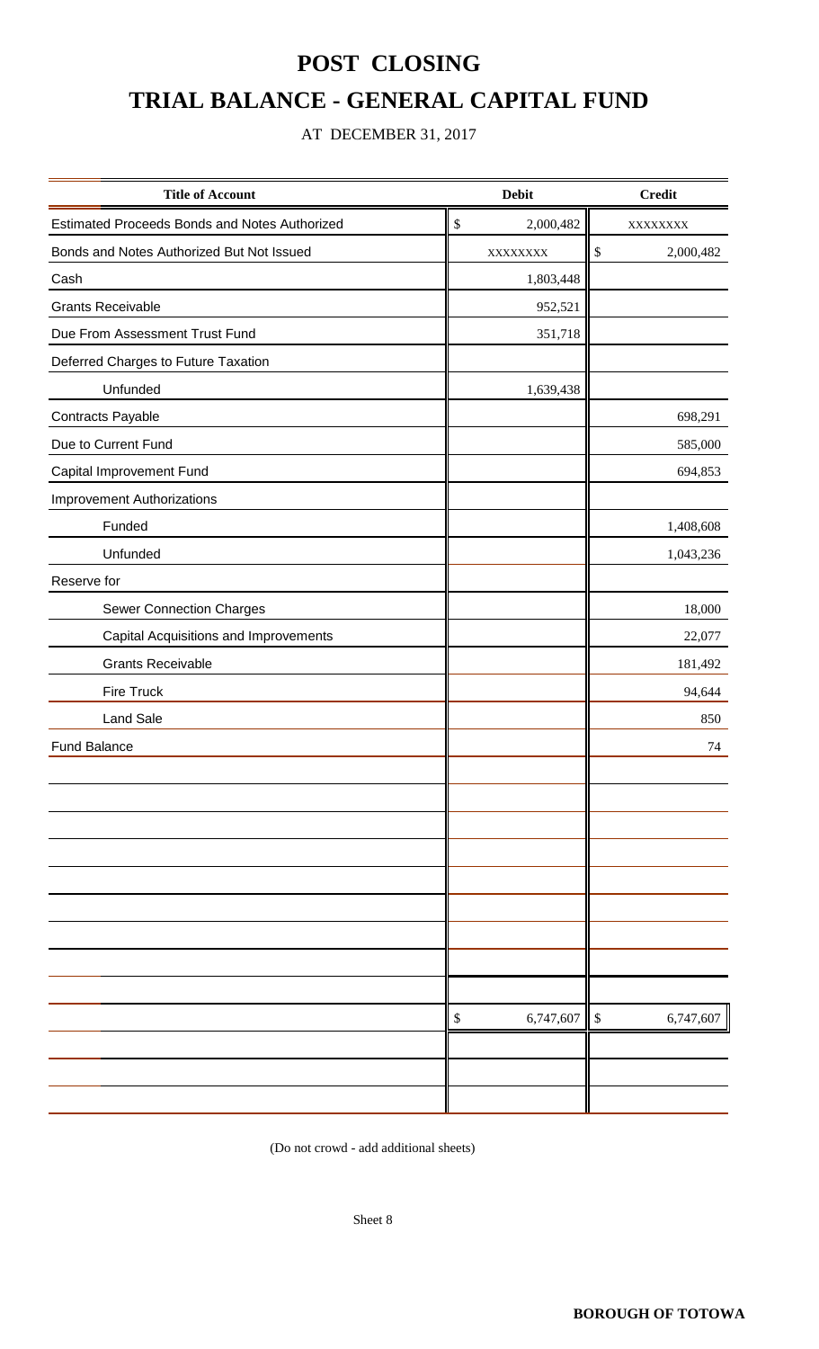# POST CLOSING

# TRIAL BALANCE - GENERAL CAPITAL FUND

AT DECEMBER 31, 2017

| Title of Account | Debit | Credit |
|---|---|---|
| Estimated Proceeds Bonds and Notes Authorized | $ 2,000,482 | xxxxxxxx |
| Bonds and Notes Authorized But Not Issued | xxxxxxxx | $ 2,000,482 |
| Cash | 1,803,448 | |
| Grants Receivable | 952,521 | |
| Due From Assessment Trust Fund | 351,718 | |
| Deferred Charges to Future Taxation | | |
| Unfunded | 1,639,438 | |
| Contracts Payable | | 698,291 |
| Due to Current Fund | | 585,000 |
| Capital Improvement Fund | | 694,853 |
| Improvement Authorizations | | |
| Funded | | 1,408,608 |
| Unfunded | | 1,043,236 |
| Reserve for | | |
| Sewer Connection Charges | | 18,000 |
| Capital Acquisitions and Improvements | | 22,077 |
| Grants Receivable | | 181,492 |
| Fire Truck | | 94,644 |
| Land Sale | | 850 |
| Fund Balance | | 74 |
| | $ 6,747,607 | $ 6,747,607 |

(Do not crowd - add additional sheets)

Sheet 8

**BOROUGH OF TOTOWA**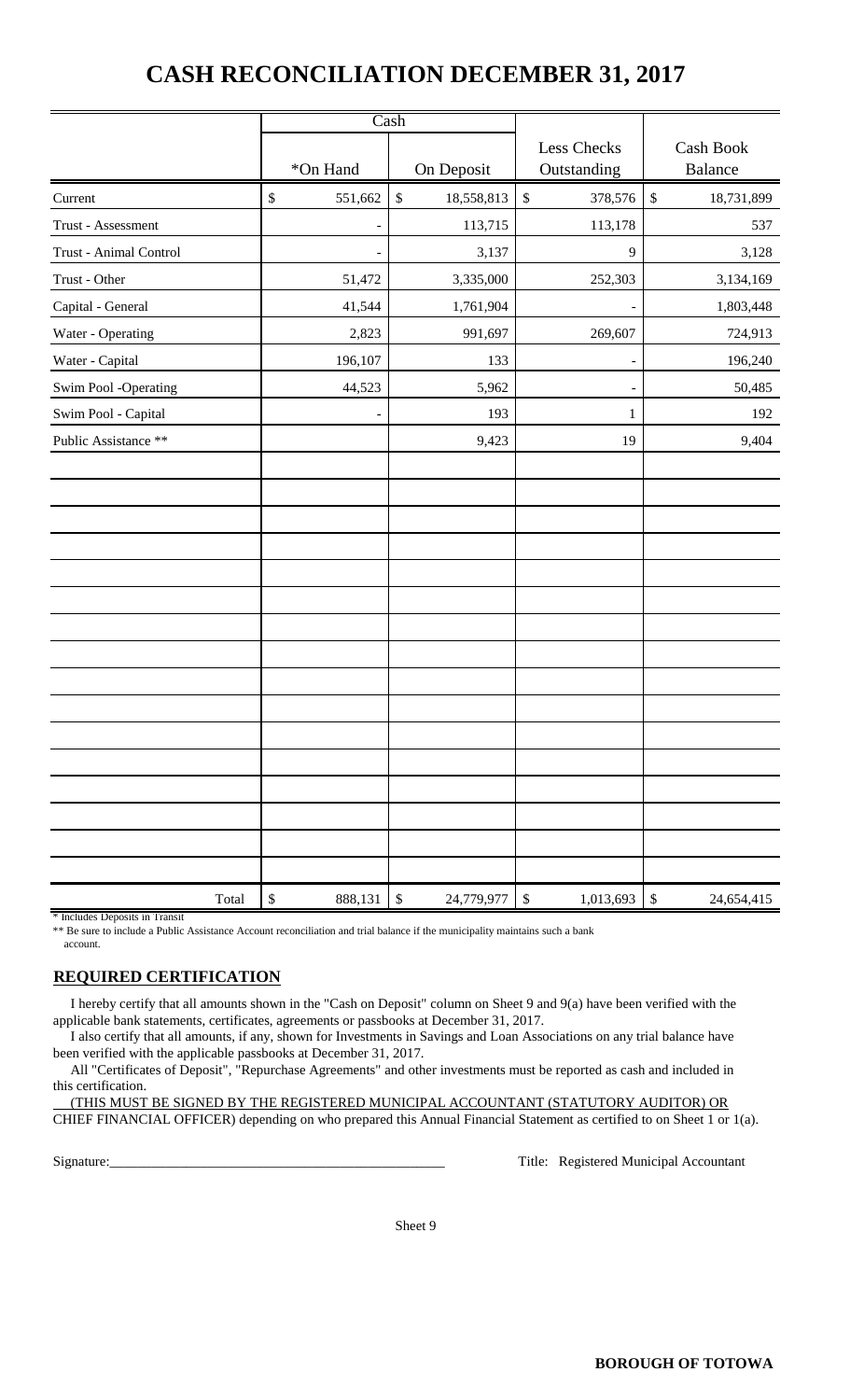# CASH RECONCILIATION DECEMBER 31, 2017

| | Cash | | Less Checks | Cash Book |
|---|---|---|---|---|
| | *On Hand | On Deposit | Outstanding | Balance |
| Current | $ 551,662 | $ 18,558,813 | $ 378,576 | $ 18,731,899 |
| Trust - Assessment | - | 113,715 | 113,178 | 537 |
| Trust - Animal Control | - | 3,137 | 9 | 3,128 |
| Trust - Other | 51,472 | 3,335,000 | 252,303 | 3,134,169 |
| Capital - General | 41,544 | 1,761,904 | - | 1,803,448 |
| Water - Operating | 2,823 | 991,697 | 269,607 | 724,913 |
| Water - Capital | 196,107 | 133 | - | 196,240 |
| Swim Pool -Operating | 44,523 | 5,962 | - | 50,485 |
| Swim Pool - Capital | - | 193 | 1 | 192 |
| Public Assistance ** | | 9,423 | 19 | 9,404 |
| Total | $ 888,131 | $ 24,779,977 | $ 1,013,693 | $ 24,654,415 |

\* Includes Deposits in Transit

** Be sure to include a Public Assistance Account reconciliation and trial balance if the municipality maintains such a bank account.

**REQUIRED CERTIFICATION**

I hereby certify that all amounts shown in the "Cash on Deposit" column on Sheet 9 and 9(a) have been verified with the applicable bank statements, certificates, agreements or passbooks at December 31, 2017.

I also certify that all amounts, if any, shown for Investments in Savings and Loan Associations on any trial balance have been verified with the applicable passbooks at December 31, 2017.

All "Certificates of Deposit", "Repurchase Agreements" and other investments must be reported as cash and included in this certification.

(THIS MUST BE SIGNED BY THE REGISTERED MUNICIPAL ACCOUNTANT (STATUTORY AUDITOR) OR CHIEF FINANCIAL OFFICER) depending on who prepared this Annual Financial Statement as certified to on Sheet 1 or 1(a).

Signature:_______________________________________________ Title: Registered Municipal Accountant

Sheet 9

**BOROUGH OF TOTOWA**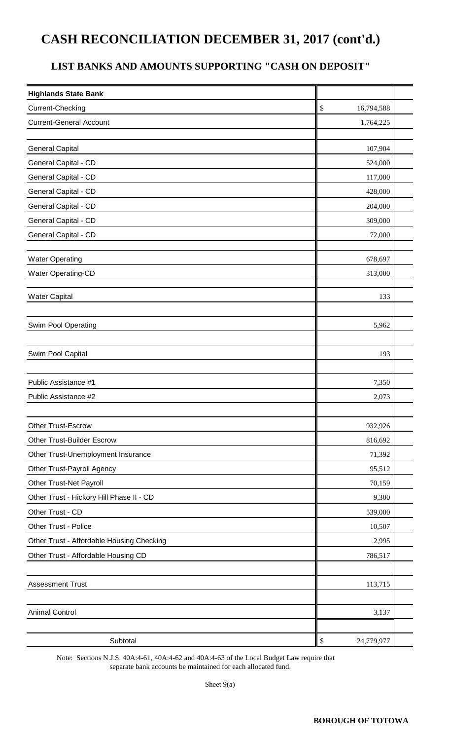# CASH RECONCILIATION DECEMBER 31, 2017 (cont'd.)

## LIST BANKS AND AMOUNTS SUPPORTING "CASH ON DEPOSIT"

| **Highlands State Bank** | | |
|---|---|---|
| Current-Checking | $ 16,794,588 | |
| Current-General Account | 1,764,225 | |
| | | |
| General Capital | 107,904 | |
| General Capital - CD | 524,000 | |
| General Capital - CD | 117,000 | |
| General Capital - CD | 428,000 | |
| General Capital - CD | 204,000 | |
| General Capital - CD | 309,000 | |
| General Capital - CD | 72,000 | |
| | | |
| Water Operating | 678,697 | |
| Water Operating-CD | 313,000 | |
| | | |
| Water Capital | 133 | |
| | | |
| Swim Pool Operating | 5,962 | |
| | | |
| Swim Pool Capital | 193 | |
| | | |
| Public Assistance #1 | 7,350 | |
| Public Assistance #2 | 2,073 | |
| | | |
| Other Trust-Escrow | 932,926 | |
| Other Trust-Builder Escrow | 816,692 | |
| Other Trust-Unemployment Insurance | 71,392 | |
| Other Trust-Payroll Agency | 95,512 | |
| Other Trust-Net Payroll | 70,159 | |
| Other Trust - Hickory Hill Phase II - CD | 9,300 | |
| Other Trust - CD | 539,000 | |
| Other Trust - Police | 10,507 | |
| Other Trust - Affordable Housing Checking | 2,995 | |
| Other Trust - Affordable Housing CD | 786,517 | |
| | | |
| Assessment Trust | 113,715 | |
| | | |
| Animal Control | 3,137 | |
| | | |
| Subtotal | $ 24,779,977 | |

Note: Sections N.J.S. 40A:4-61, 40A:4-62 and 40A:4-63 of the Local Budget Law require that separate bank accounts be maintained for each allocated fund.

Sheet 9(a)

**BOROUGH OF TOTOWA**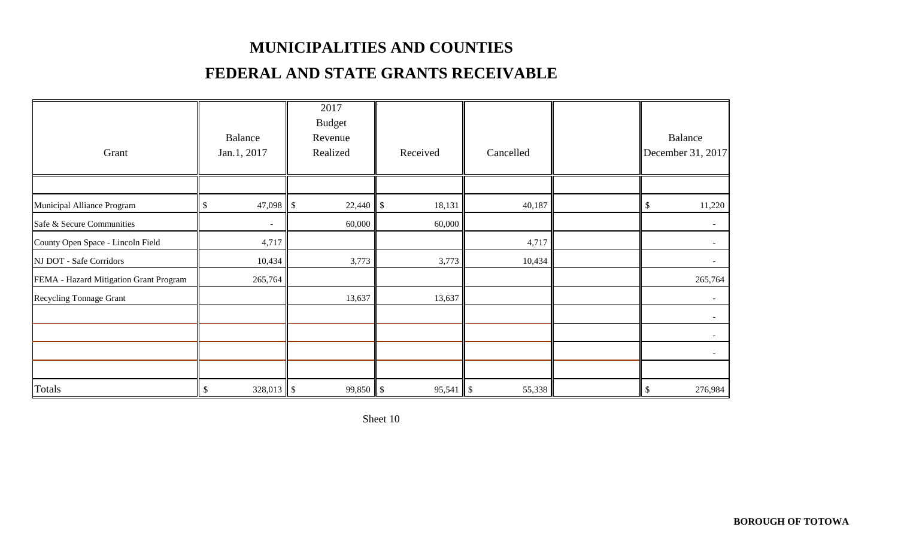# MUNICIPALITIES AND COUNTIES

## FEDERAL AND STATE GRANTS RECEIVABLE

| Grant | Balance Jan.1, 2017 | 2017 Budget Revenue Realized | Received | Cancelled | | Balance December 31, 2017 |
|---|---|---|---|---|---|---|
| | | | | | | |
| Municipal Alliance Program | $ 47,098 | $ 22,440 | $ 18,131 | 40,187 | | $ 11,220 |
| Safe & Secure Communities | - | 60,000 | 60,000 | | | - |
| County Open Space - Lincoln Field | 4,717 | | | 4,717 | | - |
| NJ DOT - Safe Corridors | 10,434 | 3,773 | 3,773 | 10,434 | | - |
| FEMA - Hazard Mitigation Grant Program | 265,764 | | | | | 265,764 |
| Recycling Tonnage Grant | | 13,637 | 13,637 | | | - |
| | | | | | | - |
| | | | | | | - |
| | | | | | | - |
| | | | | | | |
| Totals | $ 328,013 | $ 99,850 | $ 95,541 | $ 55,338 | | $ 276,984 |

Sheet 10

**BOROUGH OF TOTOWA**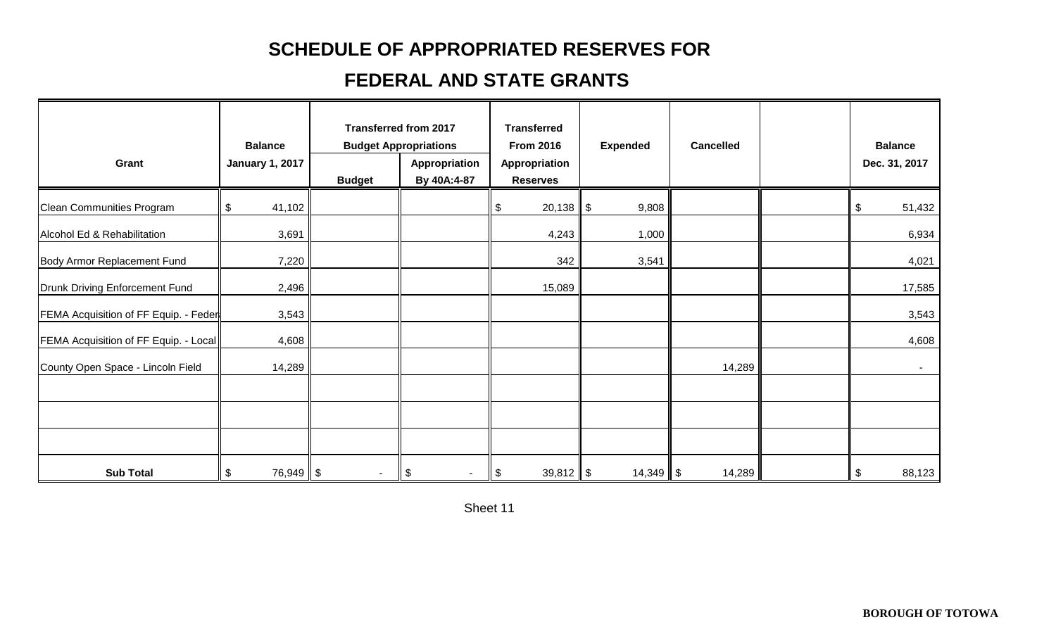# SCHEDULE OF APPROPRIATED RESERVES FOR

# FEDERAL AND STATE GRANTS

| Grant | Balance January 1, 2017 | Transferred from 2017 Budget Appropriations | | Transferred From 2016 Appropriation Reserves | Expended | Cancelled | | Balance Dec. 31, 2017 |
|---|---|---|---|---|---|---|---|---|
| | | Budget | Appropriation By 40A:4-87 | | | | | |
| Clean Communities Program | $ 41,102 | | | $ 20,138 | $ 9,808 | | | $ 51,432 |
| Alcohol Ed & Rehabilitation | 3,691 | | | 4,243 | 1,000 | | | 6,934 |
| Body Armor Replacement Fund | 7,220 | | | 342 | 3,541 | | | 4,021 |
| Drunk Driving Enforcement Fund | 2,496 | | | 15,089 | | | | 17,585 |
| FEMA Acquisition of FF Equip. - Feder | 3,543 | | | | | | | 3,543 |
| FEMA Acquisition of FF Equip. - Local | 4,608 | | | | | | | 4,608 |
| County Open Space - Lincoln Field | 14,289 | | | | | 14,289 | | - |
| | | | | | | | | |
| | | | | | | | | |
| | | | | | | | | |
| **Sub Total** | $ 76,949 | $ - | $ - | $ 39,812 | $ 14,349 | $ 14,289 | | $ 88,123 |

Sheet 11

**BOROUGH OF TOTOWA**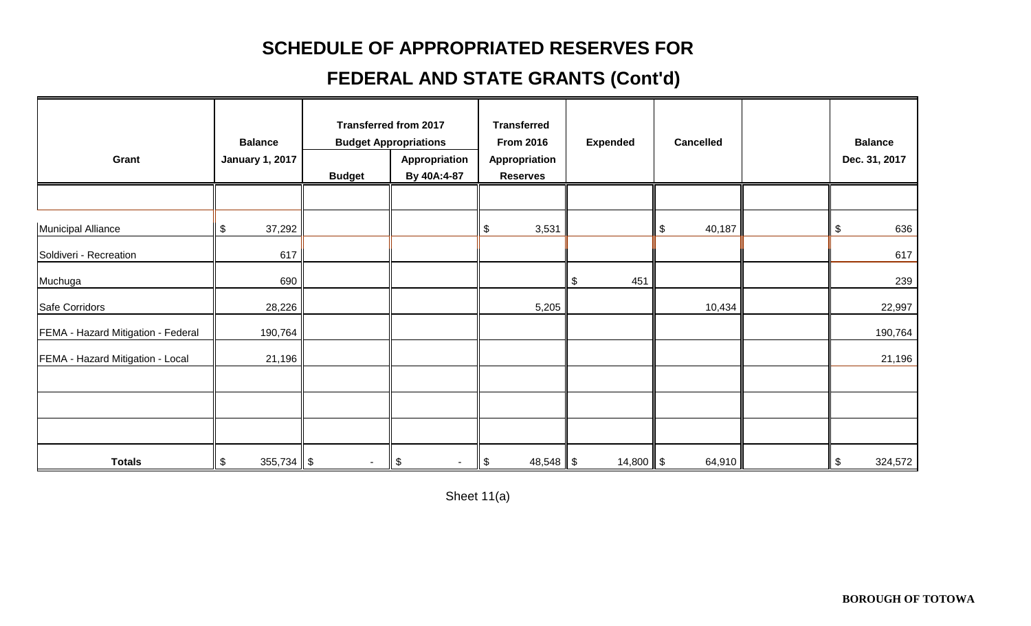# SCHEDULE OF APPROPRIATED RESERVES FOR

# FEDERAL AND STATE GRANTS (Cont'd)

| Grant | Balance January 1, 2017 | Transferred from 2017 Budget Appropriations | | Transferred From 2016 Appropriation Reserves | Expended | Cancelled | | Balance Dec. 31, 2017 |
|---|---|---|---|---|---|---|---|---|
| | | Budget | Appropriation By 40A:4-87 | | | | | |
| Municipal Alliance | $ 37,292 | | | $ 3,531 | | $ 40,187 | | $ 636 |
| Soldiveri - Recreation | 617 | | | | | | | 617 |
| Muchuga | 690 | | | | $ 451 | | | 239 |
| Safe Corridors | 28,226 | | | 5,205 | | 10,434 | | 22,997 |
| FEMA - Hazard Mitigation - Federal | 190,764 | | | | | | | 190,764 |
| FEMA - Hazard Mitigation - Local | 21,196 | | | | | | | 21,196 |
| **Totals** | $ 355,734 | $ - | $ - | $ 48,548 | $ 14,800 | $ 64,910 | | $ 324,572 |

Sheet 11(a)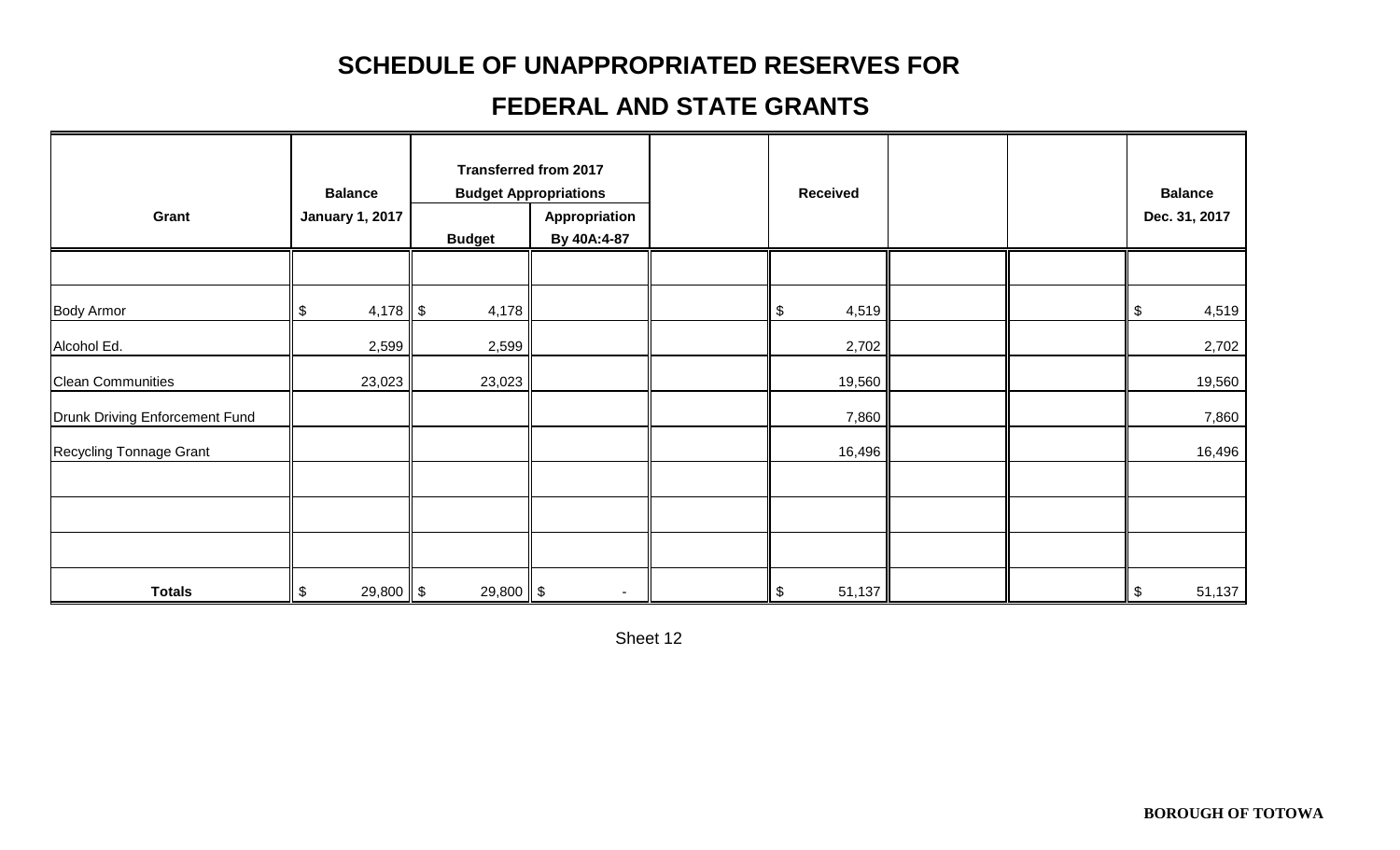# SCHEDULE OF UNAPPROPRIATED RESERVES FOR

# FEDERAL AND STATE GRANTS

| Grant | Balance January 1, 2017 | Transferred from 2017 Budget Appropriations | | | Received | | | Balance Dec. 31, 2017 |
|---|---|---|---|---|---|---|---|---|
| | | Budget | Appropriation By 40A:4-87 | | | | | |
| Body Armor | $ 4,178 | $ 4,178 | | | $ 4,519 | | | $ 4,519 |
| Alcohol Ed. | 2,599 | 2,599 | | | 2,702 | | | 2,702 |
| Clean Communities | 23,023 | 23,023 | | | 19,560 | | | 19,560 |
| Drunk Driving Enforcement Fund | | | | | 7,860 | | | 7,860 |
| Recycling Tonnage Grant | | | | | 16,496 | | | 16,496 |
| **Totals** | $ 29,800 | $ 29,800 | $ - | | $ 51,137 | | | $ 51,137 |

Sheet 12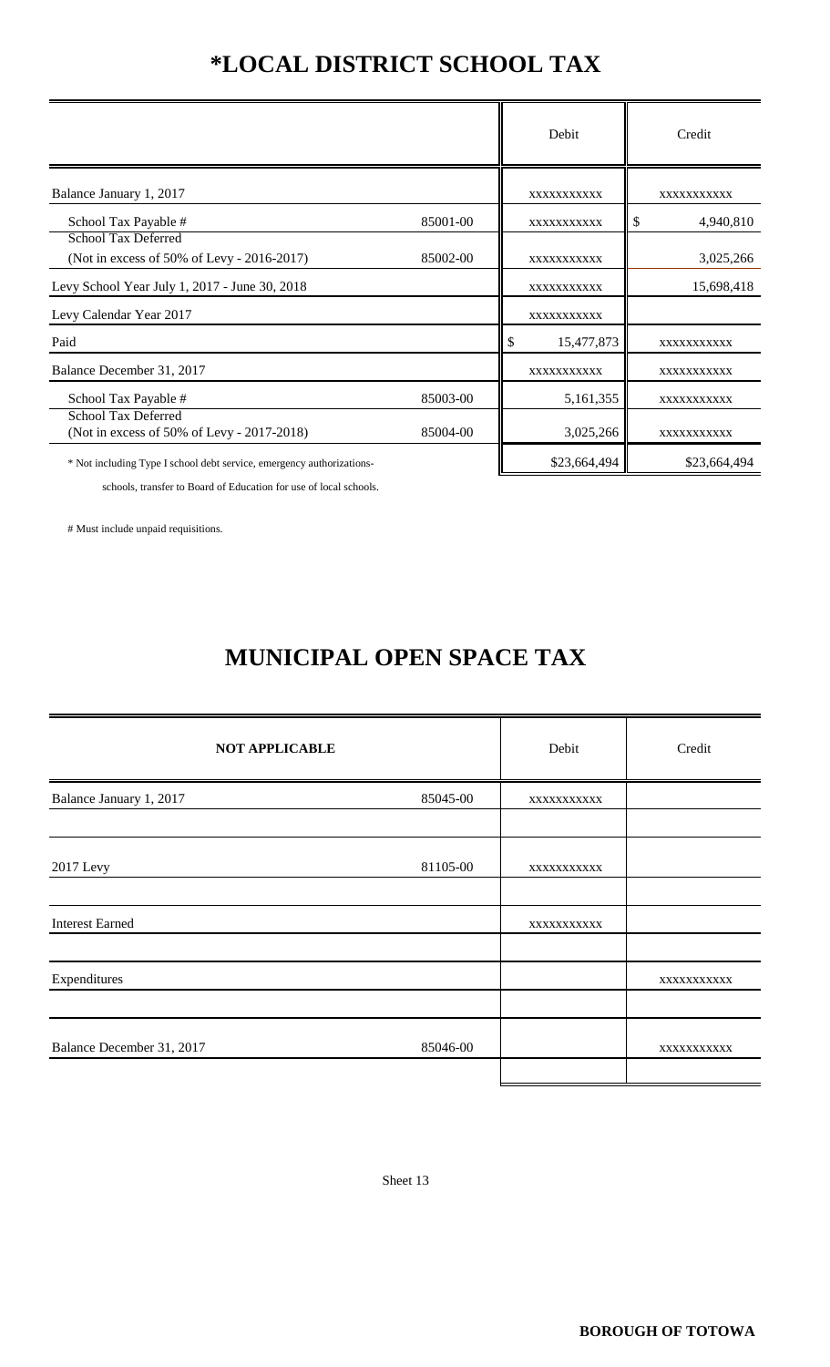# *LOCAL DISTRICT SCHOOL TAX

| | | Debit | Credit |
|---|---|---|---|
| Balance January 1, 2017 | | xxxxxxxxxxx | xxxxxxxxxxx |
| School Tax Payable # | 85001-00 | xxxxxxxxxxx | $ 4,940,810 |
| School Tax Deferred (Not in excess of 50% of Levy - 2016-2017) | 85002-00 | xxxxxxxxxxx | 3,025,266 |
| Levy School Year July 1, 2017 - June 30, 2018 | | xxxxxxxxxxx | 15,698,418 |
| Levy Calendar Year 2017 | | xxxxxxxxxxx | |
| Paid | | $ 15,477,873 | xxxxxxxxxxx |
| Balance December 31, 2017 | | xxxxxxxxxxx | xxxxxxxxxxx |
| School Tax Payable # | 85003-00 | 5,161,355 | xxxxxxxxxxx |
| School Tax Deferred (Not in excess of 50% of Levy - 2017-2018) | 85004-00 | 3,025,266 | xxxxxxxxxxx |
| * Not including Type I school debt service, emergency authorizations-schools, transfer to Board of Education for use of local schools. | | $23,664,494 | $23,664,494 |

# Must include unpaid requisitions.

# MUNICIPAL OPEN SPACE TAX

| NOT APPLICABLE | | Debit | Credit |
|---|---|---|---|
| Balance January 1, 2017 | 85045-00 | xxxxxxxxxxx | |
| | | | |
| 2017 Levy | 81105-00 | xxxxxxxxxxx | |
| | | | |
| Interest Earned | | xxxxxxxxxxx | |
| | | | |
| Expenditures | | | xxxxxxxxxxx |
| | | | |
| Balance December 31, 2017 | 85046-00 | | xxxxxxxxxxx |
| | | | |

Sheet 13

**BOROUGH OF TOTOWA**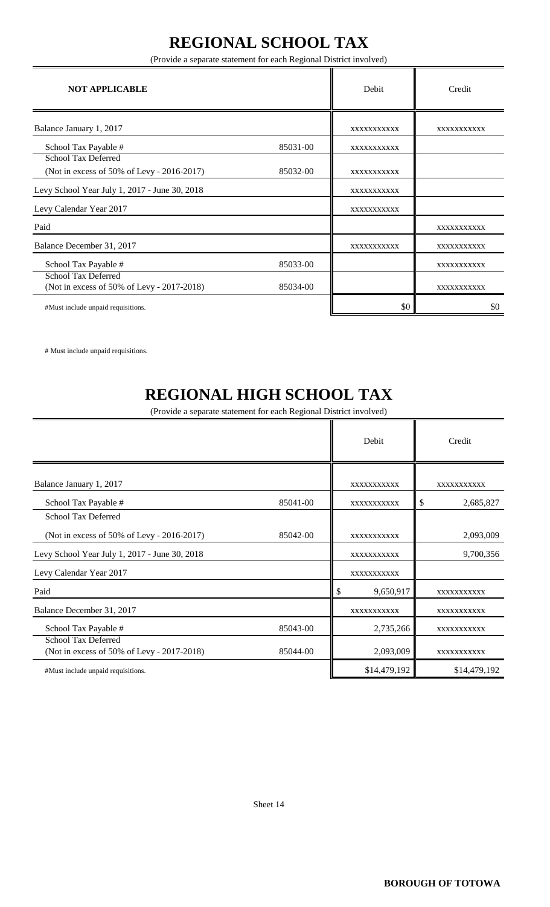# REGIONAL SCHOOL TAX

(Provide a separate statement for each Regional District involved)

| NOT APPLICABLE | | Debit | Credit |
|---|---|---|---|
| Balance January 1, 2017 | | xxxxxxxxxxx | xxxxxxxxxxx |
| School Tax Payable # | 85031-00 | xxxxxxxxxxx | |
| School Tax Deferred (Not in excess of 50% of Levy - 2016-2017) | 85032-00 | xxxxxxxxxxx | |
| Levy School Year July 1, 2017 - June 30, 2018 | | xxxxxxxxxxx | |
| Levy Calendar Year 2017 | | xxxxxxxxxxx | |
| Paid | | | xxxxxxxxxxx |
| Balance December 31, 2017 | | xxxxxxxxxxx | xxxxxxxxxxx |
| School Tax Payable # | 85033-00 | | xxxxxxxxxxx |
| School Tax Deferred (Not in excess of 50% of Levy - 2017-2018) | 85034-00 | | xxxxxxxxxxx |
| #Must include unpaid requisitions. | | $0 | $0 |

# Must include unpaid requisitions.

# REGIONAL HIGH SCHOOL TAX

(Provide a separate statement for each Regional District involved)

| | | Debit | Credit |
|---|---|---|---|
| Balance January 1, 2017 | | xxxxxxxxxxx | xxxxxxxxxxx |
| School Tax Payable # | 85041-00 | xxxxxxxxxxx | $ 2,685,827 |
| School Tax Deferred (Not in excess of 50% of Levy - 2016-2017) | 85042-00 | xxxxxxxxxxx | 2,093,009 |
| Levy School Year July 1, 2017 - June 30, 2018 | | xxxxxxxxxxx | 9,700,356 |
| Levy Calendar Year 2017 | | xxxxxxxxxxx | |
| Paid | | $ 9,650,917 | xxxxxxxxxxx |
| Balance December 31, 2017 | | xxxxxxxxxxx | xxxxxxxxxxx |
| School Tax Payable # | 85043-00 | 2,735,266 | xxxxxxxxxxx |
| School Tax Deferred (Not in excess of 50% of Levy - 2017-2018) | 85044-00 | 2,093,009 | xxxxxxxxxxx |
| #Must include unpaid requisitions. | | $14,479,192 | $14,479,192 |

Sheet 14

**BOROUGH OF TOTOWA**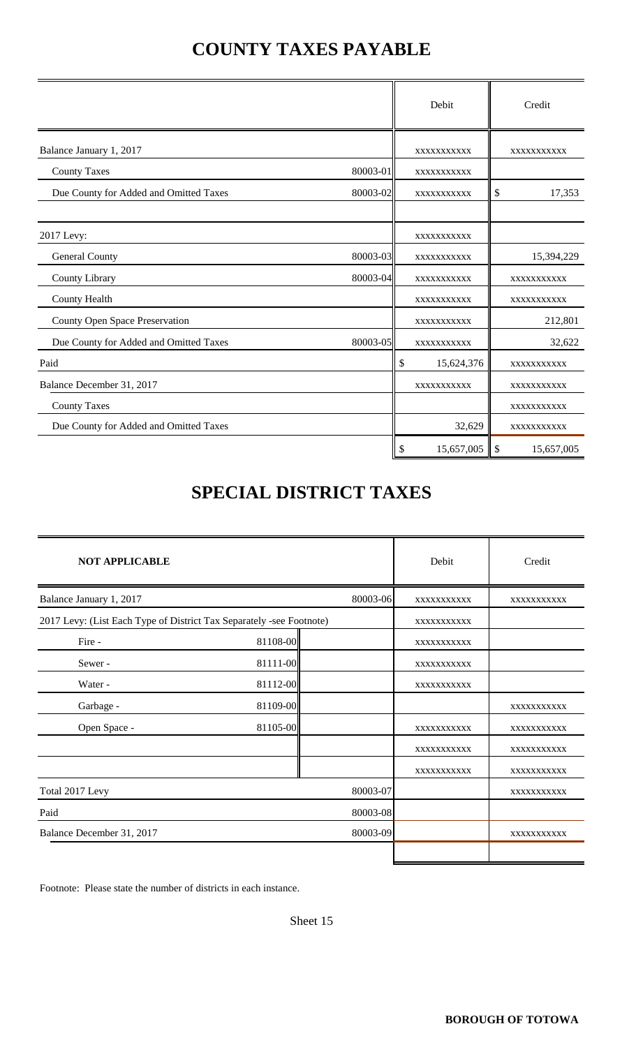# COUNTY TAXES PAYABLE

| | | Debit | Credit |
|---|---|---|---|
| Balance January 1, 2017 | | xxxxxxxxxxx | xxxxxxxxxxx |
| County Taxes | 80003-01 | xxxxxxxxxxx | |
| Due County for Added and Omitted Taxes | 80003-02 | xxxxxxxxxxx | $ 17,353 |
| | | | |
| 2017 Levy: | | xxxxxxxxxxx | |
| General County | 80003-03 | xxxxxxxxxxx | 15,394,229 |
| County Library | 80003-04 | xxxxxxxxxxx | xxxxxxxxxxx |
| County Health | | xxxxxxxxxxx | xxxxxxxxxxx |
| County Open Space Preservation | | xxxxxxxxxxx | 212,801 |
| Due County for Added and Omitted Taxes | 80003-05 | xxxxxxxxxxx | 32,622 |
| Paid | | $ 15,624,376 | xxxxxxxxxxx |
| Balance December 31, 2017 | | xxxxxxxxxxx | xxxxxxxxxxx |
| County Taxes | | | xxxxxxxxxxx |
| Due County for Added and Omitted Taxes | | 32,629 | xxxxxxxxxxx |
| | | $ 15,657,005 | $ 15,657,005 |

# SPECIAL DISTRICT TAXES

| **NOT APPLICABLE** | | | Debit | Credit |
|---|---|---|---|---|
| Balance January 1, 2017 | | 80003-06 | xxxxxxxxxxx | xxxxxxxxxxx |
| 2017 Levy: (List Each Type of District Tax Separately -see Footnote) | | | xxxxxxxxxxx | |
| Fire - | 81108-00 | | xxxxxxxxxxx | |
| Sewer - | 81111-00 | | xxxxxxxxxxx | |
| Water - | 81112-00 | | xxxxxxxxxxx | |
| Garbage - | 81109-00 | | | xxxxxxxxxxx |
| Open Space - | 81105-00 | | xxxxxxxxxxx | xxxxxxxxxxx |
| | | | xxxxxxxxxxx | xxxxxxxxxxx |
| | | | xxxxxxxxxxx | xxxxxxxxxxx |
| Total 2017 Levy | | 80003-07 | | xxxxxxxxxxx |
| Paid | | 80003-08 | | |
| Balance December 31, 2017 | | 80003-09 | | xxxxxxxxxxx |
| | | | | |

Footnote: Please state the number of districts in each instance.

Sheet 15

**BOROUGH OF TOTOWA**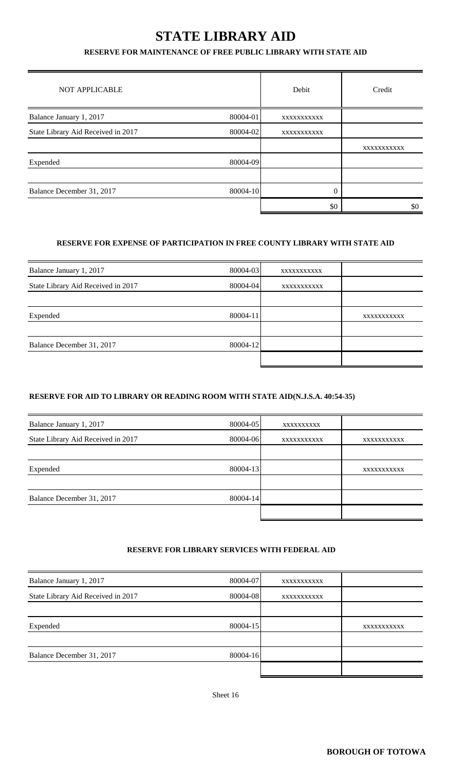# STATE LIBRARY AID

### RESERVE FOR MAINTENANCE OF FREE PUBLIC LIBRARY WITH STATE AID

| NOT APPLICABLE | | Debit | Credit |
|---|---|---|---|
| Balance January 1, 2017 | 80004-01 | XXXXXXXXXX | |
| State Library Aid Received in 2017 | 80004-02 | XXXXXXXXXX | |
| | | | XXXXXXXXXX |
| Expended | 80004-09 | | |
| | | | |
| Balance December 31, 2017 | 80004-10 | 0 | |
| | | $0 | $0 |

### RESERVE FOR EXPENSE OF PARTICIPATION IN FREE COUNTY LIBRARY WITH STATE AID

| | | | |
|---|---|---|---|
| Balance January 1, 2017 | 80004-03 | XXXXXXXXXX | |
| State Library Aid Received in 2017 | 80004-04 | XXXXXXXXXX | |
| | | | |
| Expended | 80004-11 | | XXXXXXXXXX |
| | | | |
| Balance December 31, 2017 | 80004-12 | | |
| | | | |

### RESERVE FOR AID TO LIBRARY OR READING ROOM WITH STATE AID(N.J.S.A. 40:54-35)

| | | | |
|---|---|---|---|
| Balance January 1, 2017 | 80004-05 | XXXXXXXXX | |
| State Library Aid Received in 2017 | 80004-06 | XXXXXXXXXX | XXXXXXXXXX |
| | | | |
| Expended | 80004-13 | | XXXXXXXXXX |
| | | | |
| Balance December 31, 2017 | 80004-14 | | |
| | | | |

### RESERVE FOR LIBRARY SERVICES WITH FEDERAL AID

| | | | |
|---|---|---|---|
| Balance January 1, 2017 | 80004-07 | XXXXXXXXXX | |
| State Library Aid Received in 2017 | 80004-08 | XXXXXXXXXX | |
| | | | |
| Expended | 80004-15 | | XXXXXXXXXX |
| | | | |
| Balance December 31, 2017 | 80004-16 | | |
| | | | |

Sheet 16

**BOROUGH OF TOTOWA**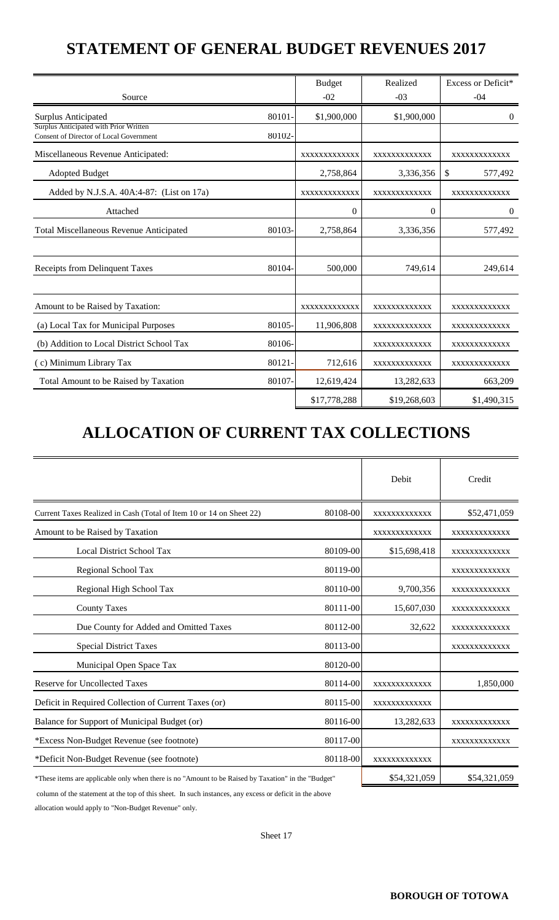# STATEMENT OF GENERAL BUDGET REVENUES 2017

| Source | | Budget -02 | Realized -03 | Excess or Deficit* -04 |
|---|---|---|---|---|
| Surplus Anticipated | 80101- | $1,900,000 | $1,900,000 | 0 |
| Surplus Anticipated with Prior Written Consent of Director of Local Government | 80102- | | | |
| Miscellaneous Revenue Anticipated: | | xxxxxxxxxxxx | xxxxxxxxxxxx | xxxxxxxxxxxx |
| Adopted Budget | | 2,758,864 | 3,336,356 | $ 577,492 |
| Added by N.J.S.A. 40A:4-87: (List on 17a) | | xxxxxxxxxxxx | xxxxxxxxxxxx | xxxxxxxxxxxx |
| Attached | | 0 | 0 | 0 |
| Total Miscellaneous Revenue Anticipated | 80103- | 2,758,864 | 3,336,356 | 577,492 |
| Receipts from Delinquent Taxes | 80104- | 500,000 | 749,614 | 249,614 |
| Amount to be Raised by Taxation: | | xxxxxxxxxxxx | xxxxxxxxxxxx | xxxxxxxxxxxx |
| (a) Local Tax for Municipal Purposes | 80105- | 11,906,808 | xxxxxxxxxxxx | xxxxxxxxxxxx |
| (b) Addition to Local District School Tax | 80106- | | xxxxxxxxxxxx | xxxxxxxxxxxx |
| ( c) Minimum Library Tax | 80121- | 712,616 | xxxxxxxxxxxx | xxxxxxxxxxxx |
| Total Amount to be Raised by Taxation | 80107- | 12,619,424 | 13,282,633 | 663,209 |
| | | $17,778,288 | $19,268,603 | $1,490,315 |

# ALLOCATION OF CURRENT TAX COLLECTIONS

| | | Debit | Credit |
|---|---|---|---|
| Current Taxes Realized in Cash (Total of Item 10 or 14 on Sheet 22) | 80108-00 | xxxxxxxxxxxx | $52,471,059 |
| Amount to be Raised by Taxation | | xxxxxxxxxxxx | xxxxxxxxxxxx |
| Local District School Tax | 80109-00 | $15,698,418 | xxxxxxxxxxxx |
| Regional School Tax | 80119-00 | | xxxxxxxxxxxx |
| Regional High School Tax | 80110-00 | 9,700,356 | xxxxxxxxxxxx |
| County Taxes | 80111-00 | 15,607,030 | xxxxxxxxxxxx |
| Due County for Added and Omitted Taxes | 80112-00 | 32,622 | xxxxxxxxxxxx |
| Special District Taxes | 80113-00 | | xxxxxxxxxxxx |
| Municipal Open Space Tax | 80120-00 | | |
| Reserve for Uncollected Taxes | 80114-00 | xxxxxxxxxxxx | 1,850,000 |
| Deficit in Required Collection of Current Taxes (or) | 80115-00 | xxxxxxxxxxxx | |
| Balance for Support of Municipal Budget (or) | 80116-00 | 13,282,633 | xxxxxxxxxxxx |
| *Excess Non-Budget Revenue (see footnote) | 80117-00 | | xxxxxxxxxxxx |
| *Deficit Non-Budget Revenue (see footnote) | 80118-00 | xxxxxxxxxxxx | |
| | | $54,321,059 | $54,321,059 |

*These items are applicable only when there is no "Amount to be Raised by Taxation" in the "Budget" column of the statement at the top of this sheet. In such instances, any excess or deficit in the above allocation would apply to "Non-Budget Revenue" only.

Sheet 17

**BOROUGH OF TOTOWA**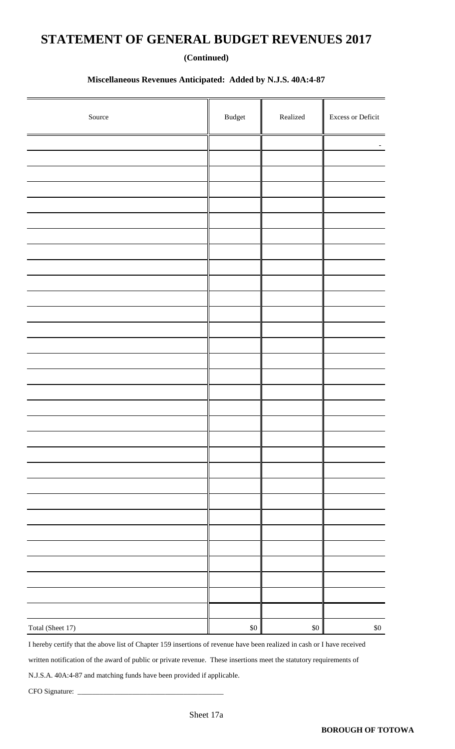# STATEMENT OF GENERAL BUDGET REVENUES 2017

**(Continued)**

### Miscellaneous Revenues Anticipated: Added by N.J.S. 40A:4-87

| Source | Budget | Realized | Excess or Deficit |
|---|---|---|---|
| | | | - |
| | | | |
| | | | |
| | | | |
| | | | |
| | | | |
| | | | |
| | | | |
| | | | |
| | | | |
| | | | |
| | | | |
| | | | |
| | | | |
| | | | |
| | | | |
| | | | |
| | | | |
| | | | |
| | | | |
| | | | |
| | | | |
| | | | |
| | | | |
| | | | |
| | | | |
| | | | |
| | | | |
| | | | |
| | | | |
| | | | |
| Total (Sheet 17) | $0 | $0 | $0 |

I hereby certify that the above list of Chapter 159 insertions of revenue have been realized in cash or I have received written notification of the award of public or private revenue. These insertions meet the statutory requirements of N.J.S.A. 40A:4-87 and matching funds have been provided if applicable.

CFO Signature: ________________________________________

Sheet 17a

**BOROUGH OF TOTOWA**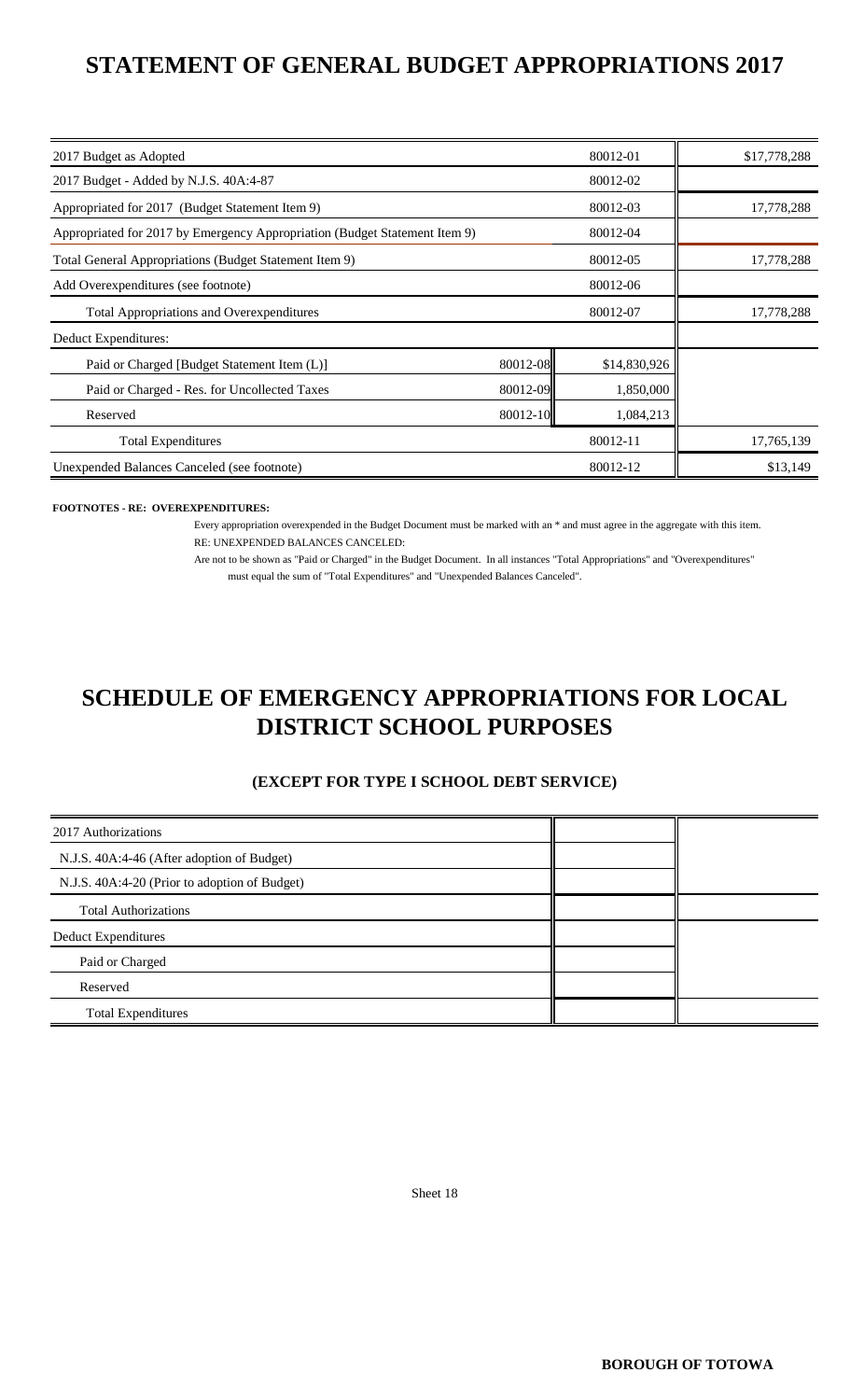# STATEMENT OF GENERAL BUDGET APPROPRIATIONS 2017

| | | | |
|---|---|---|---|
| 2017 Budget as Adopted | | 80012-01 | $17,778,288 |
| 2017 Budget - Added by N.J.S. 40A:4-87 | | 80012-02 | |
| Appropriated for 2017 (Budget Statement Item 9) | | 80012-03 | 17,778,288 |
| Appropriated for 2017 by Emergency Appropriation (Budget Statement Item 9) | | 80012-04 | |
| Total General Appropriations (Budget Statement Item 9) | | 80012-05 | 17,778,288 |
| Add Overexpenditures (see footnote) | | 80012-06 | |
| Total Appropriations and Overexpenditures | | 80012-07 | 17,778,288 |
| Deduct Expenditures: | | | |
| Paid or Charged [Budget Statement Item (L)] | 80012-08 | $14,830,926 | |
| Paid or Charged - Res. for Uncollected Taxes | 80012-09 | 1,850,000 | |
| Reserved | 80012-10 | 1,084,213 | |
| Total Expenditures | | 80012-11 | 17,765,139 |
| Unexpended Balances Canceled (see footnote) | | 80012-12 | $13,149 |

**FOOTNOTES - RE: OVEREXPENDITURES:**

Every appropriation overexpended in the Budget Document must be marked with an * and must agree in the aggregate with this item.

RE: UNEXPENDED BALANCES CANCELED:

Are not to be shown as "Paid or Charged" in the Budget Document. In all instances "Total Appropriations" and "Overexpenditures" must equal the sum of "Total Expenditures" and "Unexpended Balances Canceled".

# SCHEDULE OF EMERGENCY APPROPRIATIONS FOR LOCAL DISTRICT SCHOOL PURPOSES

### (EXCEPT FOR TYPE I SCHOOL DEBT SERVICE)

| | | |
|---|---|---|
| 2017 Authorizations | | |
| N.J.S. 40A:4-46 (After adoption of Budget) | | |
| N.J.S. 40A:4-20 (Prior to adoption of Budget) | | |
| Total Authorizations | | |
| Deduct Expenditures | | |
| Paid or Charged | | |
| Reserved | | |
| Total Expenditures | | |

Sheet 18

BOROUGH OF TOTOWA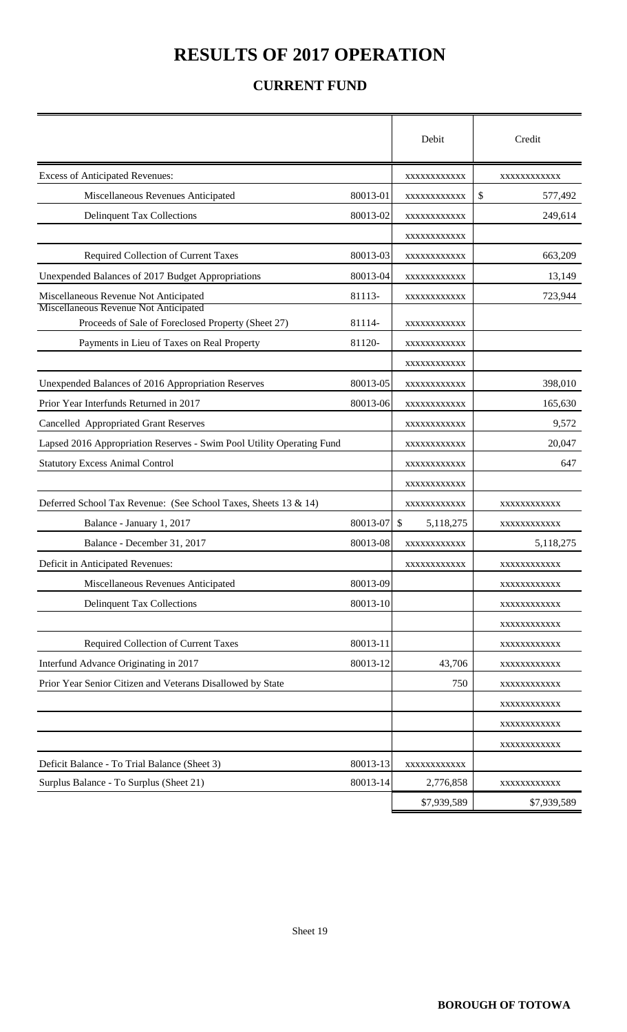# RESULTS OF 2017 OPERATION

## CURRENT FUND

| | | Debit | Credit |
|---|---|---|---|
| Excess of Anticipated Revenues: | | xxxxxxxxxxxx | xxxxxxxxxxxx |
| Miscellaneous Revenues Anticipated | 80013-01 | xxxxxxxxxxxx | $ 577,492 |
| Delinquent Tax Collections | 80013-02 | xxxxxxxxxxxx | 249,614 |
| | | xxxxxxxxxxxx | |
| Required Collection of Current Taxes | 80013-03 | xxxxxxxxxxxx | 663,209 |
| Unexpended Balances of 2017 Budget Appropriations | 80013-04 | xxxxxxxxxxxx | 13,149 |
| Miscellaneous Revenue Not Anticipated | 81113- | xxxxxxxxxxxx | 723,944 |
| Miscellaneous Revenue Not Anticipated Proceeds of Sale of Foreclosed Property (Sheet 27) | 81114- | xxxxxxxxxxxx | |
| Payments in Lieu of Taxes on Real Property | 81120- | xxxxxxxxxxxx | |
| | | xxxxxxxxxxxx | |
| Unexpended Balances of 2016 Appropriation Reserves | 80013-05 | xxxxxxxxxxxx | 398,010 |
| Prior Year Interfunds Returned in 2017 | 80013-06 | xxxxxxxxxxxx | 165,630 |
| Cancelled Appropriated Grant Reserves | | xxxxxxxxxxxx | 9,572 |
| Lapsed 2016 Appropriation Reserves - Swim Pool Utility Operating Fund | | xxxxxxxxxxxx | 20,047 |
| Statutory Excess Animal Control | | xxxxxxxxxxxx | 647 |
| | | xxxxxxxxxxxx | |
| Deferred School Tax Revenue: (See School Taxes, Sheets 13 & 14) | | xxxxxxxxxxxx | xxxxxxxxxxxx |
| Balance - January 1, 2017 | 80013-07 | $ 5,118,275 | xxxxxxxxxxxx |
| Balance - December 31, 2017 | 80013-08 | xxxxxxxxxxxx | 5,118,275 |
| Deficit in Anticipated Revenues: | | xxxxxxxxxxxx | xxxxxxxxxxxx |
| Miscellaneous Revenues Anticipated | 80013-09 | | xxxxxxxxxxxx |
| Delinquent Tax Collections | 80013-10 | | xxxxxxxxxxxx |
| | | | xxxxxxxxxxxx |
| Required Collection of Current Taxes | 80013-11 | | xxxxxxxxxxxx |
| Interfund Advance Originating in 2017 | 80013-12 | 43,706 | xxxxxxxxxxxx |
| Prior Year Senior Citizen and Veterans Disallowed by State | | 750 | xxxxxxxxxxxx |
| | | | xxxxxxxxxxxx |
| | | | xxxxxxxxxxxx |
| | | | xxxxxxxxxxxx |
| Deficit Balance - To Trial Balance (Sheet 3) | 80013-13 | xxxxxxxxxxxx | |
| Surplus Balance - To Surplus (Sheet 21) | 80013-14 | 2,776,858 | xxxxxxxxxxxx |
| | | $7,939,589 | $7,939,589 |

Sheet 19

**BOROUGH OF TOTOWA**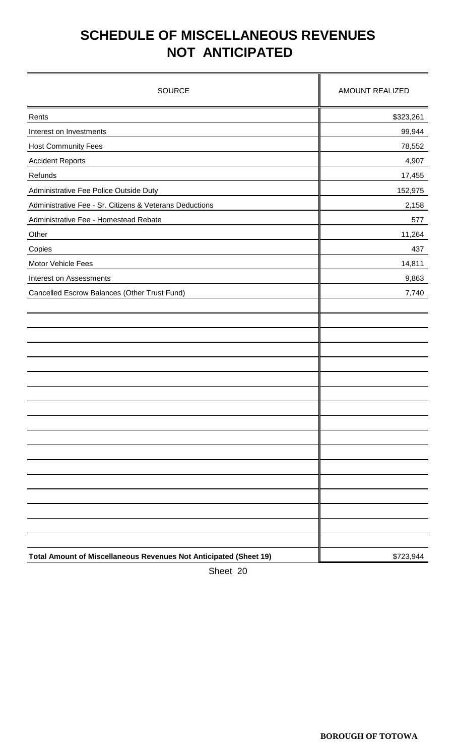# SCHEDULE OF MISCELLANEOUS REVENUES NOT ANTICIPATED

| SOURCE | AMOUNT REALIZED |
|---|---|
| Rents | $323,261 |
| Interest on Investments | 99,944 |
| Host Community Fees | 78,552 |
| Accident Reports | 4,907 |
| Refunds | 17,455 |
| Administrative Fee Police Outside Duty | 152,975 |
| Administrative Fee - Sr. Citizens & Veterans Deductions | 2,158 |
| Administrative Fee - Homestead Rebate | 577 |
| Other | 11,264 |
| Copies | 437 |
| Motor Vehicle Fees | 14,811 |
| Interest on Assessments | 9,863 |
| Cancelled Escrow Balances (Other Trust Fund) | 7,740 |
| **Total Amount of Miscellaneous Revenues Not Anticipated (Sheet 19)** | $723,944 |

Sheet 20

**BOROUGH OF TOTOWA**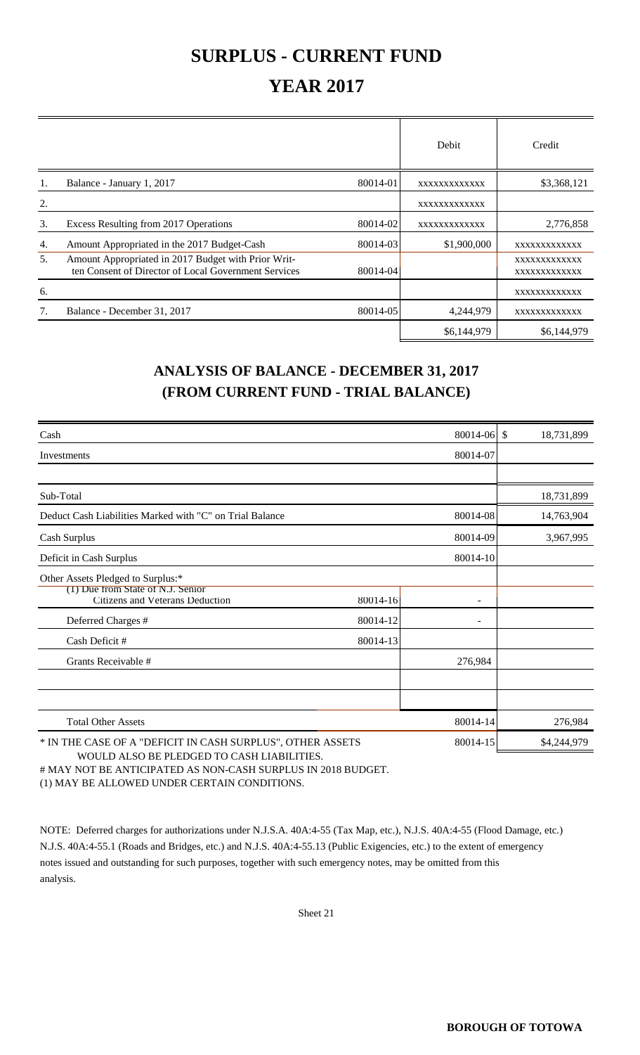# SURPLUS - CURRENT FUND

# YEAR 2017

| | | | Debit | Credit |
|---|---|---|---|---|
| 1. | Balance - January 1, 2017 | 80014-01 | XXXXXXXXXXXXX | $3,368,121 |
| 2. | | | XXXXXXXXXXXXX | |
| 3. | Excess Resulting from 2017 Operations | 80014-02 | XXXXXXXXXXXXX | 2,776,858 |
| 4. | Amount Appropriated in the 2017 Budget-Cash | 80014-03 | $1,900,000 | XXXXXXXXXXXXX |
| 5. | Amount Appropriated in 2017 Budget with Prior Written Consent of Director of Local Government Services | 80014-04 | | XXXXXXXXXXXXX XXXXXXXXXXXXX |
| 6. | | | | XXXXXXXXXXXXX |
| 7. | Balance - December 31, 2017 | 80014-05 | 4,244,979 | XXXXXXXXXXXXX |
| | | | $6,144,979 | $6,144,979 |

## ANALYSIS OF BALANCE - DECEMBER 31, 2017
## (FROM CURRENT FUND - TRIAL BALANCE)

| | | | |
|---|---|---|---|
| Cash | | 80014-06 | $ 18,731,899 |
| Investments | | 80014-07 | |
| | | | |
| Sub-Total | | | 18,731,899 |
| Deduct Cash Liabilities Marked with "C" on Trial Balance | | 80014-08 | 14,763,904 |
| Cash Surplus | | 80014-09 | 3,967,995 |
| Deficit in Cash Surplus | | 80014-10 | |
| Other Assets Pledged to Surplus:* | | | |
| (1) Due from State of N.J. Senior Citizens and Veterans Deduction | 80014-16 | - | |
| Deferred Charges # | 80014-12 | - | |
| Cash Deficit # | 80014-13 | | |
| Grants Receivable # | | 276,984 | |
| | | | |
| | | | |
| Total Other Assets | | 80014-14 | 276,984 |
| * IN THE CASE OF A "DEFICIT IN CASH SURPLUS", OTHER ASSETS WOULD ALSO BE PLEDGED TO CASH LIABILITIES. | | 80014-15 | $4,244,979 |

# MAY NOT BE ANTICIPATED AS NON-CASH SURPLUS IN 2018 BUDGET.

(1) MAY BE ALLOWED UNDER CERTAIN CONDITIONS.

NOTE: Deferred charges for authorizations under N.J.S.A. 40A:4-55 (Tax Map, etc.), N.J.S. 40A:4-55 (Flood Damage, etc.) N.J.S. 40A:4-55.1 (Roads and Bridges, etc.) and N.J.S. 40A:4-55.13 (Public Exigencies, etc.) to the extent of emergency notes issued and outstanding for such purposes, together with such emergency notes, may be omitted from this analysis.

Sheet 21

**BOROUGH OF TOTOWA**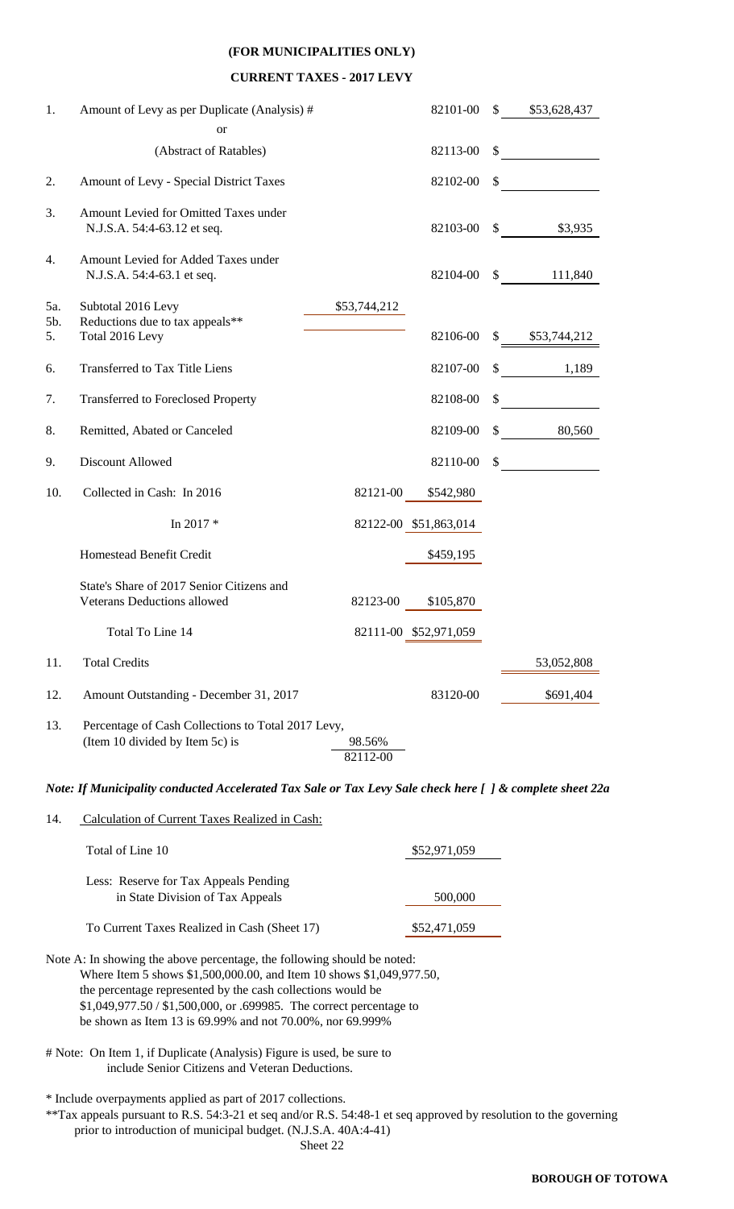**(FOR MUNICIPALITIES ONLY)**

**CURRENT TAXES - 2017 LEVY**

| | | | | |
|---|---|---|---|---|
| 1. | Amount of Levy as per Duplicate (Analysis) # | | 82101-00 | $ $53,628,437 |
| | or | | | |
| | (Abstract of Ratables) | | 82113-00 | $ |
| 2. | Amount of Levy - Special District Taxes | | 82102-00 | $ |
| 3. | Amount Levied for Omitted Taxes under N.J.S.A. 54:4-63.12 et seq. | | 82103-00 | $ $3,935 |
| 4. | Amount Levied for Added Taxes under N.J.S.A. 54:4-63.1 et seq. | | 82104-00 | $ 111,840 |
| 5a. | Subtotal 2016 Levy | $53,744,212 | | |
| 5b. | Reductions due to tax appeals** | | | |
| 5. | Total 2016 Levy | | 82106-00 | $ $53,744,212 |
| 6. | Transferred to Tax Title Liens | | 82107-00 | $ 1,189 |
| 7. | Transferred to Foreclosed Property | | 82108-00 | $ |
| 8. | Remitted, Abated or Canceled | | 82109-00 | $ 80,560 |
| 9. | Discount Allowed | | 82110-00 | $ |
| 10. | Collected in Cash: In 2016 | 82121-00 | $542,980 | |
| | In 2017 * | 82122-00 | $51,863,014 | |
| | Homestead Benefit Credit | | $459,195 | |
| | State's Share of 2017 Senior Citizens and Veterans Deductions allowed | 82123-00 | $105,870 | |
| | Total To Line 14 | 82111-00 | $52,971,059 | |
| 11. | Total Credits | | | 53,052,808 |
| 12. | Amount Outstanding - December 31, 2017 | | 83120-00 | $691,404 |
| 13. | Percentage of Cash Collections to Total 2017 Levy, (Item 10 divided by Item 5c) is | 98.56% 82112-00 | | |

***Note: If Municipality conducted Accelerated Tax Sale or Tax Levy Sale check here [ ] & complete sheet 22a***

14. Calculation of Current Taxes Realized in Cash:

| | |
|---|---|
| Total of Line 10 | $52,971,059 |
| Less: Reserve for Tax Appeals Pending in State Division of Tax Appeals | 500,000 |
| To Current Taxes Realized in Cash (Sheet 17) | $52,471,059 |

Note A: In showing the above percentage, the following should be noted:
Where Item 5 shows $1,500,000.00, and Item 10 shows $1,049,977.50, the percentage represented by the cash collections would be $1,049,977.50 / $1,500,000, or .699985. The correct percentage to be shown as Item 13 is 69.99% and not 70.00%, nor 69.999%

# Note: On Item 1, if Duplicate (Analysis) Figure is used, be sure to include Senior Citizens and Veteran Deductions.

* Include overpayments applied as part of 2017 collections.

**Tax appeals pursuant to R.S. 54:3-21 et seq and/or R.S. 54:48-1 et seq approved by resolution to the governing prior to introduction of municipal budget. (N.J.S.A. 40A:4-41)

Sheet 22

**BOROUGH OF TOTOWA**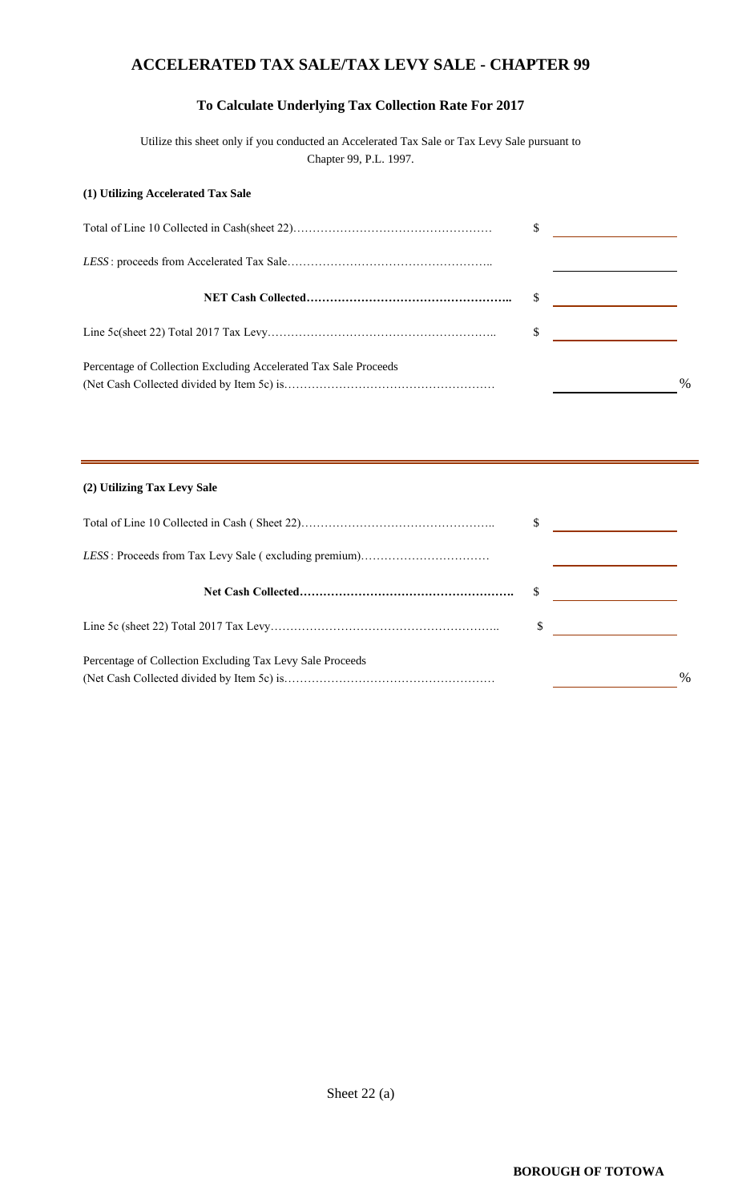# ACCELERATED TAX SALE/TAX LEVY SALE - CHAPTER 99

## To Calculate Underlying Tax Collection Rate For 2017

Utilize this sheet only if you conducted an Accelerated Tax Sale or Tax Levy Sale pursuant to Chapter 99, P.L. 1997.

**(1) Utilizing Accelerated Tax Sale**

| | | |
|---|---|---|
| Total of Line 10 Collected in Cash(sheet 22)…………………………………………… | $ | |
| *LESS* : proceeds from Accelerated Tax Sale…………………………………………….. | | |
| **NET Cash Collected……………………………………………..** | $ | |
| Line 5c(sheet 22) Total 2017 Tax Levy………………………………………………….. | $ | |
| Percentage of Collection Excluding Accelerated Tax Sale Proceeds (Net Cash Collected divided by Item 5c) is……………………………………………… | | % |

**(2) Utilizing Tax Levy Sale**

| | | |
|---|---|---|
| Total of Line 10 Collected in Cash ( Sheet 22)………………………………………….. | $ | |
| *LESS* : Proceeds from Tax Levy Sale ( excluding premium)…………………………… | | |
| **Net Cash Collected……………………………………………….** | $ | |
| Line 5c (sheet 22) Total 2017 Tax Levy………………………………………………….. | $ | |
| Percentage of Collection Excluding Tax Levy Sale Proceeds (Net Cash Collected divided by Item 5c) is……………………………………………… | | % |

Sheet 22 (a)

**BOROUGH OF TOTOWA**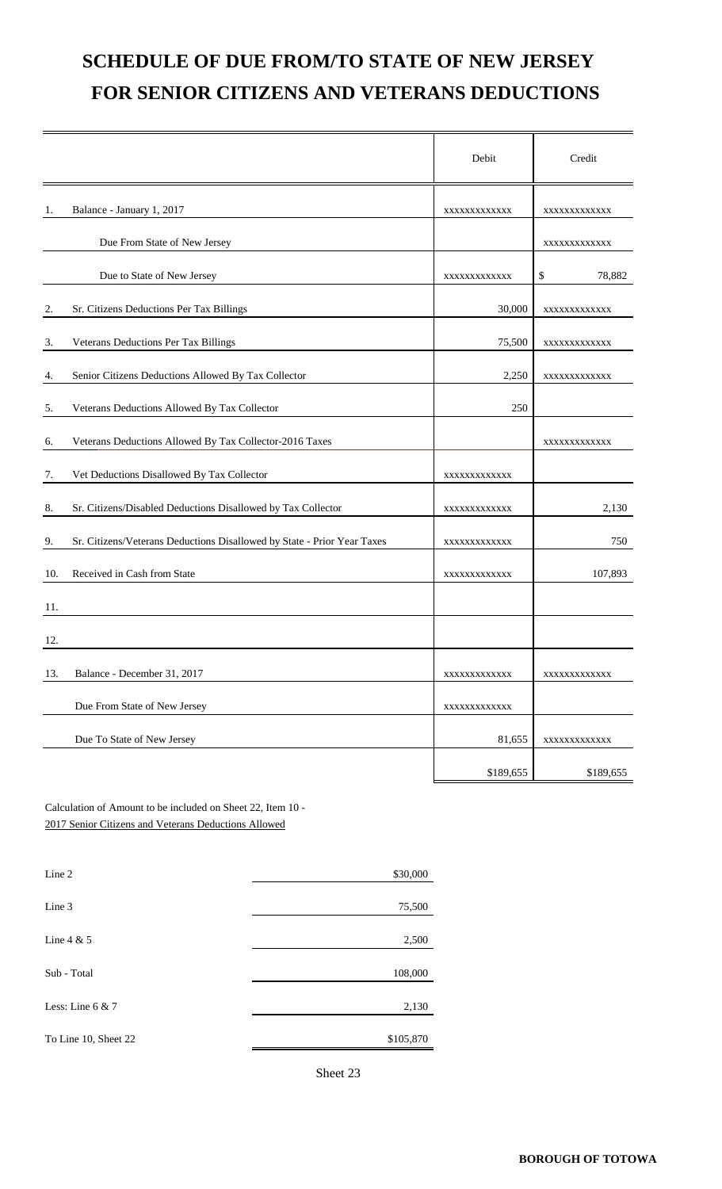# SCHEDULE OF DUE FROM/TO STATE OF NEW JERSEY FOR SENIOR CITIZENS AND VETERANS DEDUCTIONS

| | | Debit | Credit |
|---|---|---|---|
| 1. | Balance - January 1, 2017 | xxxxxxxxxxxx | xxxxxxxxxxxx |
| | Due From State of New Jersey | | xxxxxxxxxxxx |
| | Due to State of New Jersey | xxxxxxxxxxxx | $ 78,882 |
| 2. | Sr. Citizens Deductions Per Tax Billings | 30,000 | xxxxxxxxxxxx |
| 3. | Veterans Deductions Per Tax Billings | 75,500 | xxxxxxxxxxxx |
| 4. | Senior Citizens Deductions Allowed By Tax Collector | 2,250 | xxxxxxxxxxxx |
| 5. | Veterans Deductions Allowed By Tax Collector | 250 | |
| 6. | Veterans Deductions Allowed By Tax Collector-2016 Taxes | | xxxxxxxxxxxx |
| 7. | Vet Deductions Disallowed By Tax Collector | xxxxxxxxxxxx | |
| 8. | Sr. Citizens/Disabled Deductions Disallowed by Tax Collector | xxxxxxxxxxxx | 2,130 |
| 9. | Sr. Citizens/Veterans Deductions Disallowed by State - Prior Year Taxes | xxxxxxxxxxxx | 750 |
| 10. | Received in Cash from State | xxxxxxxxxxxx | 107,893 |
| 11. | | | |
| 12. | | | |
| 13. | Balance - December 31, 2017 | xxxxxxxxxxxx | xxxxxxxxxxxx |
| | Due From State of New Jersey | xxxxxxxxxxxx | |
| | Due To State of New Jersey | 81,655 | xxxxxxxxxxxx |
| | | $189,655 | $189,655 |

Calculation of Amount to be included on Sheet 22, Item 10 -
2017 Senior Citizens and Veterans Deductions Allowed

| | |
|---|---|
| Line 2 | $30,000 |
| Line 3 | 75,500 |
| Line 4 & 5 | 2,500 |
| Sub - Total | 108,000 |
| Less: Line 6 & 7 | 2,130 |
| To Line 10, Sheet 22 | $105,870 |

Sheet 23

**BOROUGH OF TOTOWA**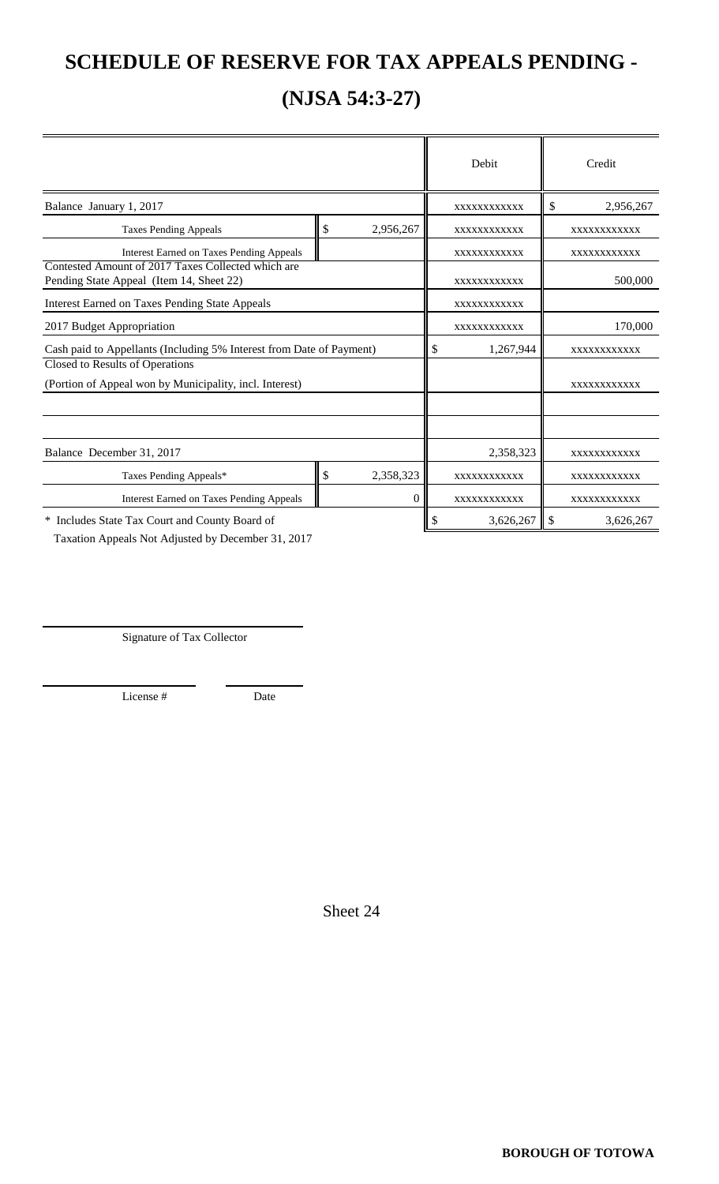# SCHEDULE OF RESERVE FOR TAX APPEALS PENDING -

# (NJSA 54:3-27)

| | | Debit | Credit |
|---|---|---|---|
| Balance January 1, 2017 | | xxxxxxxxxxxx | $ 2,956,267 |
| Taxes Pending Appeals | $ 2,956,267 | xxxxxxxxxxxx | xxxxxxxxxxxx |
| Interest Earned on Taxes Pending Appeals | | xxxxxxxxxxxx | xxxxxxxxxxxx |
| Contested Amount of 2017 Taxes Collected which are Pending State Appeal (Item 14, Sheet 22) | | xxxxxxxxxxxx | 500,000 |
| Interest Earned on Taxes Pending State Appeals | | xxxxxxxxxxxx | |
| 2017 Budget Appropriation | | xxxxxxxxxxxx | 170,000 |
| Cash paid to Appellants (Including 5% Interest from Date of Payment) | | $ 1,267,944 | xxxxxxxxxxxx |
| Closed to Results of Operations<br>(Portion of Appeal won by Municipality, incl. Interest) | | | xxxxxxxxxxxx |
| | | | |
| | | | |
| Balance December 31, 2017 | | 2,358,323 | xxxxxxxxxxxx |
| Taxes Pending Appeals* | $ 2,358,323 | xxxxxxxxxxxx | xxxxxxxxxxxx |
| Interest Earned on Taxes Pending Appeals | 0 | xxxxxxxxxxxx | xxxxxxxxxxxx |
| | | $ 3,626,267 | $ 3,626,267 |

\* Includes State Tax Court and County Board of Taxation Appeals Not Adjusted by December 31, 2017

Signature of Tax Collector

License # Date

Sheet 24

**BOROUGH OF TOTOWA**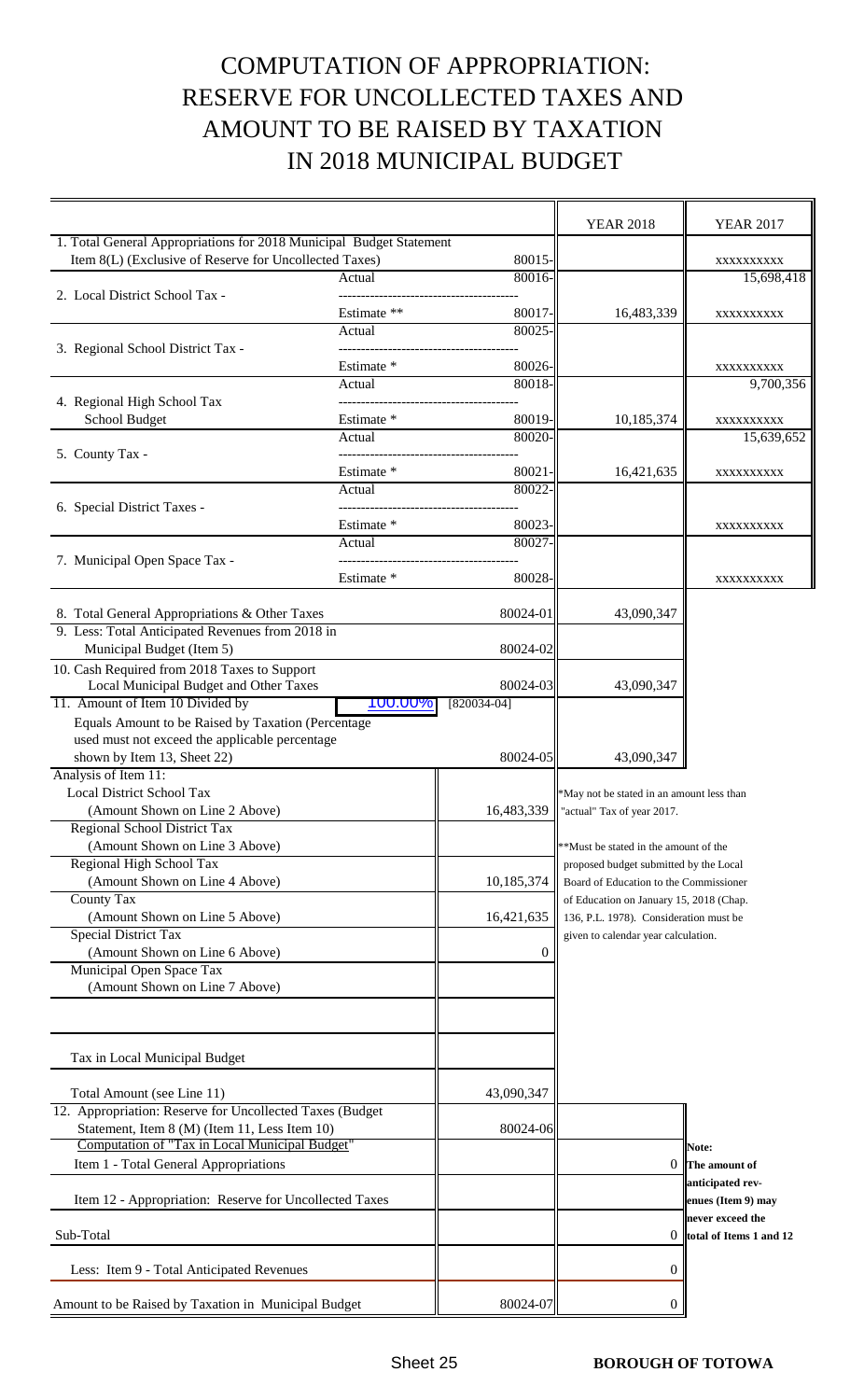# COMPUTATION OF APPROPRIATION: RESERVE FOR UNCOLLECTED TAXES AND AMOUNT TO BE RAISED BY TAXATION IN 2018 MUNICIPAL BUDGET

| | | | YEAR 2018 | YEAR 2017 |
|---|---|---|---|---|
| 1. Total General Appropriations for 2018 Municipal Budget Statement Item 8(L) (Exclusive of Reserve for Uncollected Taxes) | | 80015- | | xxxxxxxxxx |
| 2. Local District School Tax - | Actual | 80016- | | 15,698,418 |
| | Estimate ** | 80017- | 16,483,339 | xxxxxxxxxx |
| 3. Regional School District Tax - | Actual | 80025- | | |
| | Estimate * | 80026- | | xxxxxxxxxx |
| 4. Regional High School Tax School Budget | Actual | 80018- | | 9,700,356 |
| | Estimate * | 80019- | 10,185,374 | xxxxxxxxxx |
| 5. County Tax - | Actual | 80020- | | 15,639,652 |
| | Estimate * | 80021- | 16,421,635 | xxxxxxxxxx |
| 6. Special District Taxes - | Actual | 80022- | | |
| | Estimate * | 80023- | | xxxxxxxxxx |
| 7. Municipal Open Space Tax - | Actual | 80027- | | |
| | Estimate * | 80028- | | xxxxxxxxxx |
| 8. Total General Appropriations & Other Taxes | | 80024-01 | 43,090,347 | |
| 9. Less: Total Anticipated Revenues from 2018 in Municipal Budget (Item 5) | | 80024-02 | | |
| 10. Cash Required from 2018 Taxes to Support Local Municipal Budget and Other Taxes | | 80024-03 | 43,090,347 | |
| 11. Amount of Item 10 Divided by | 100.00% | [820034-04] | | |
| Equals Amount to be Raised by Taxation (Percentage used must not exceed the applicable percentage shown by Item 13, Sheet 22) | | 80024-05 | 43,090,347 | |

| Analysis of Item 11: | | |
|---|---|---|
| Local District School Tax (Amount Shown on Line 2 Above) | 16,483,339 | *May not be stated in an amount less than "actual" Tax of year 2017. |
| Regional School District Tax (Amount Shown on Line 3 Above) | | **Must be stated in the amount of the proposed budget submitted by the Local Board of Education to the Commissioner of Education on January 15, 2018 (Chap. 136, P.L. 1978). Consideration must be given to calendar year calculation. |
| Regional High School Tax (Amount Shown on Line 4 Above) | 10,185,374 | |
| County Tax (Amount Shown on Line 5 Above) | 16,421,635 | |
| Special District Tax (Amount Shown on Line 6 Above) | 0 | |
| Municipal Open Space Tax (Amount Shown on Line 7 Above) | | |
| Tax in Local Municipal Budget | | |
| Total Amount (see Line 11) | 43,090,347 | |

| | | | |
|---|---|---|---|
| 12. Appropriation: Reserve for Uncollected Taxes (Budget Statement, Item 8 (M) (Item 11, Less Item 10) | 80024-06 | | |
| Computation of "Tax in Local Municipal Budget" | | | Note: |
| Item 1 - Total General Appropriations | | 0 | The amount of anticipated revenues (Item 9) may never exceed the total of Items 1 and 12 |
| Item 12 - Appropriation: Reserve for Uncollected Taxes | | | |
| Sub-Total | | 0 | |
| Less: Item 9 - Total Anticipated Revenues | | 0 | |
| Amount to be Raised by Taxation in Municipal Budget | 80024-07 | 0 | |

Sheet 25 **BOROUGH OF TOTOWA**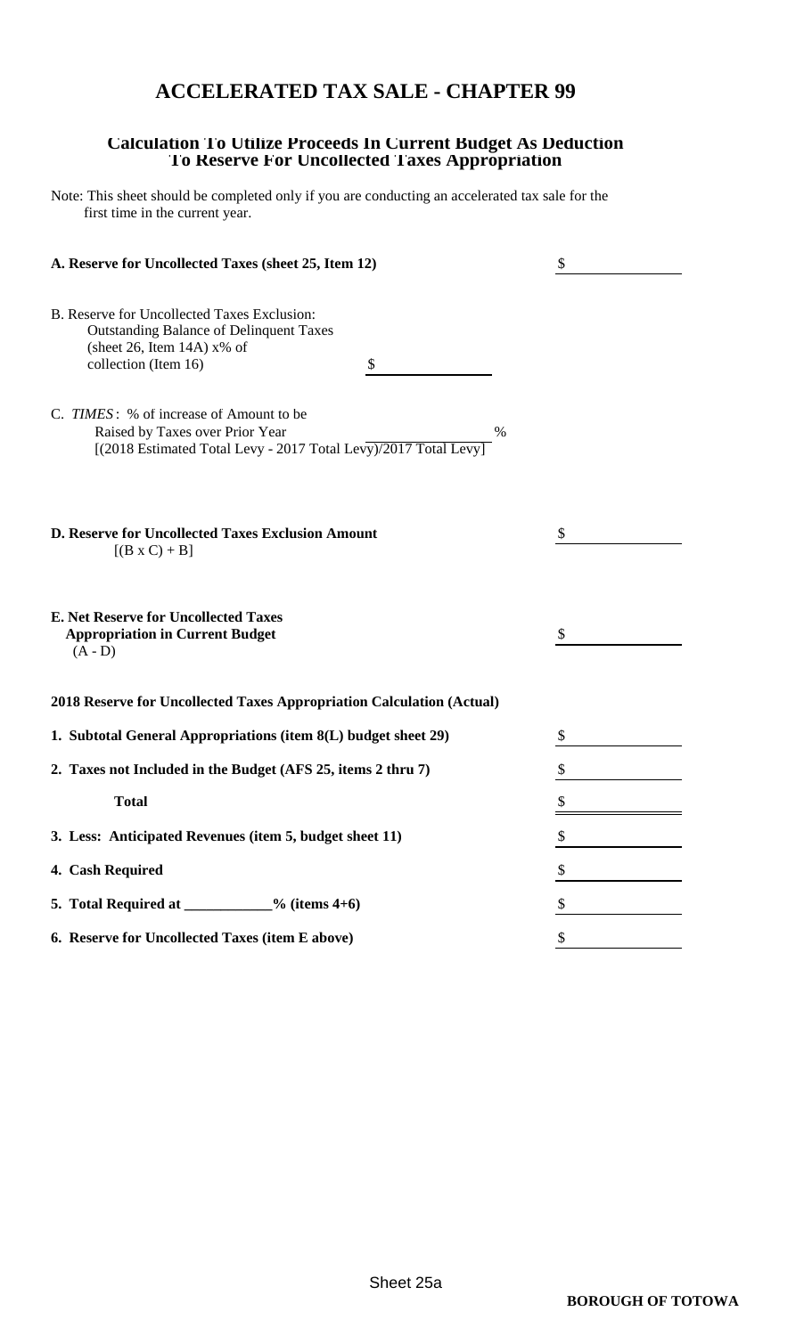# ACCELERATED TAX SALE - CHAPTER 99

## Calculation To Utilize Proceeds In Current Budget As Deduction To Reserve For Uncollected Taxes Appropriation

Note: This sheet should be completed only if you are conducting an accelerated tax sale for the first time in the current year.

| | | |
|---|---|---|
| **A. Reserve for Uncollected Taxes (sheet 25, Item 12)** | | $ |
| B. Reserve for Uncollected Taxes Exclusion: Outstanding Balance of Delinquent Taxes (sheet 26, Item 14A) x% of collection (Item 16) | $ | |
| C. *TIMES*: % of increase of Amount to be Raised by Taxes over Prior Year [(2018 Estimated Total Levy - 2017 Total Levy)/2017 Total Levy] | % | |
| **D. Reserve for Uncollected Taxes Exclusion Amount** [(B x C) + B] | | $ |
| **E. Net Reserve for Uncollected Taxes Appropriation in Current Budget** (A - D) | | $ |

**2018 Reserve for Uncollected Taxes Appropriation Calculation (Actual)**

| | |
|---|---|
| **1. Subtotal General Appropriations (item 8(L) budget sheet 29)** | $ |
| **2. Taxes not Included in the Budget (AFS 25, items 2 thru 7)** | $ |
| **Total** | $ |
| **3. Less: Anticipated Revenues (item 5, budget sheet 11)** | $ |
| **4. Cash Required** | $ |
| **5. Total Required at ___________% (items 4+6)** | $ |
| **6. Reserve for Uncollected Taxes (item E above)** | $ |

Sheet 25a

**BOROUGH OF TOTOWA**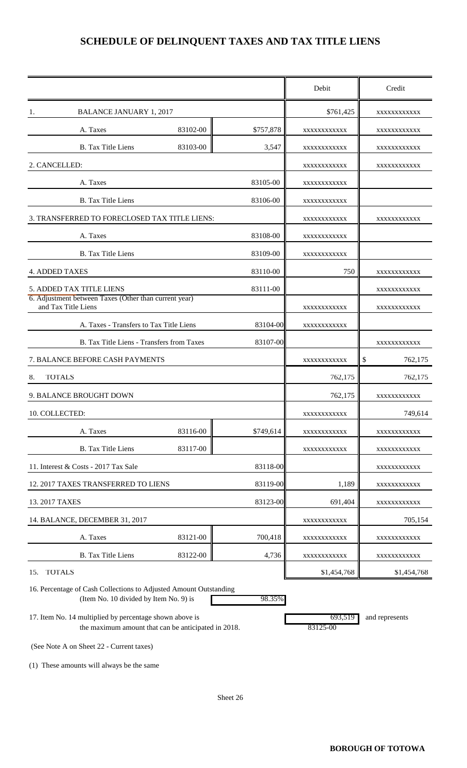# SCHEDULE OF DELINQUENT TAXES AND TAX TITLE LIENS

| | | | Debit | Credit |
|---|---|---|---|---|
| 1. BALANCE JANUARY 1, 2017 | | | $761,425 | xxxxxxxxxxxx |
| A. Taxes | 83102-00 | $757,878 | xxxxxxxxxxxx | xxxxxxxxxxxx |
| B. Tax Title Liens | 83103-00 | 3,547 | xxxxxxxxxxxx | xxxxxxxxxxxx |
| 2. CANCELLED: | | | xxxxxxxxxxxx | xxxxxxxxxxxx |
| A. Taxes | | 83105-00 | xxxxxxxxxxxx | |
| B. Tax Title Liens | | 83106-00 | xxxxxxxxxxxx | |
| 3. TRANSFERRED TO FORECLOSED TAX TITLE LIENS: | | | xxxxxxxxxxxx | xxxxxxxxxxxx |
| A. Taxes | | 83108-00 | xxxxxxxxxxxx | |
| B. Tax Title Liens | | 83109-00 | xxxxxxxxxxxx | |
| 4. ADDED TAXES | | 83110-00 | 750 | xxxxxxxxxxxx |
| 5. ADDED TAX TITLE LIENS | | 83111-00 | | xxxxxxxxxxxx |
| 6. Adjustment between Taxes (Other than current year) and Tax Title Liens | | | xxxxxxxxxxxx | xxxxxxxxxxxx |
| A. Taxes - Transfers to Tax Title Liens | | 83104-00 | xxxxxxxxxxxx | |
| B. Tax Title Liens - Transfers from Taxes | | 83107-00 | | xxxxxxxxxxxx |
| 7. BALANCE BEFORE CASH PAYMENTS | | | xxxxxxxxxxxx | $ 762,175 |
| 8. TOTALS | | | 762,175 | 762,175 |
| 9. BALANCE BROUGHT DOWN | | | 762,175 | xxxxxxxxxxxx |
| 10. COLLECTED: | | | xxxxxxxxxxxx | 749,614 |
| A. Taxes | 83116-00 | $749,614 | xxxxxxxxxxxx | xxxxxxxxxxxx |
| B. Tax Title Liens | 83117-00 | | xxxxxxxxxxxx | xxxxxxxxxxxx |
| 11. Interest & Costs - 2017 Tax Sale | | 83118-00 | | xxxxxxxxxxxx |
| 12. 2017 TAXES TRANSFERRED TO LIENS | | 83119-00 | 1,189 | xxxxxxxxxxxx |
| 13. 2017 TAXES | | 83123-00 | 691,404 | xxxxxxxxxxxx |
| 14. BALANCE, DECEMBER 31, 2017 | | | xxxxxxxxxxxx | 705,154 |
| A. Taxes | 83121-00 | 700,418 | xxxxxxxxxxxx | xxxxxxxxxxxx |
| B. Tax Title Liens | 83122-00 | 4,736 | xxxxxxxxxxxx | xxxxxxxxxxxx |
| 15. TOTALS | | | $1,454,768 | $1,454,768 |

16. Percentage of Cash Collections to Adjusted Amount Outstanding (Item No. 10 divided by Item No. 9) is 98.35%

17. Item No. 14 multiplied by percentage shown above is 693,519 and represents the maximum amount that can be anticipated in 2018. 83125-00

(See Note A on Sheet 22 - Current taxes)

(1) These amounts will always be the same

Sheet 26

**BOROUGH OF TOTOWA**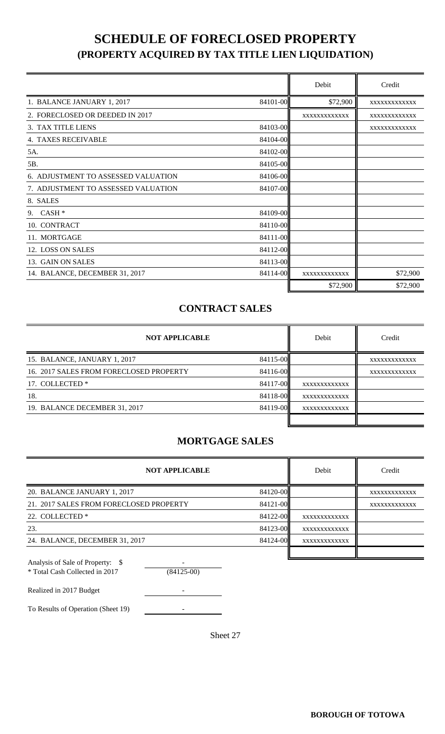# SCHEDULE OF FORECLOSED PROPERTY
## (PROPERTY ACQUIRED BY TAX TITLE LIEN LIQUIDATION)

| | | Debit | Credit |
|---|---|---|---|
| 1. BALANCE JANUARY 1, 2017 | 84101-00 | $72,900 | XXXXXXXXXXXX |
| 2. FORECLOSED OR DEEDED IN 2017 | | XXXXXXXXXXXX | XXXXXXXXXXXX |
| 3. TAX TITLE LIENS | 84103-00 | | XXXXXXXXXXXX |
| 4. TAXES RECEIVABLE | 84104-00 | | |
| 5A. | 84102-00 | | |
| 5B. | 84105-00 | | |
| 6. ADJUSTMENT TO ASSESSED VALUATION | 84106-00 | | |
| 7. ADJUSTMENT TO ASSESSED VALUATION | 84107-00 | | |
| 8. SALES | | | |
| 9. CASH * | 84109-00 | | |
| 10. CONTRACT | 84110-00 | | |
| 11. MORTGAGE | 84111-00 | | |
| 12. LOSS ON SALES | 84112-00 | | |
| 13. GAIN ON SALES | 84113-00 | | |
| 14. BALANCE, DECEMBER 31, 2017 | 84114-00 | XXXXXXXXXXXX | $72,900 |
| | | $72,900 | $72,900 |

## CONTRACT SALES

| NOT APPLICABLE | | Debit | Credit |
|---|---|---|---|
| 15. BALANCE, JANUARY 1, 2017 | 84115-00 | | XXXXXXXXXXXX |
| 16. 2017 SALES FROM FORECLOSED PROPERTY | 84116-00 | | XXXXXXXXXXXX |
| 17. COLLECTED * | 84117-00 | XXXXXXXXXXXX | |
| 18. | 84118-00 | XXXXXXXXXXXX | |
| 19. BALANCE DECEMBER 31, 2017 | 84119-00 | XXXXXXXXXXXX | |
| | | | |

## MORTGAGE SALES

| NOT APPLICABLE | | Debit | Credit |
|---|---|---|---|
| 20. BALANCE JANUARY 1, 2017 | 84120-00 | | XXXXXXXXXXXX |
| 21. 2017 SALES FROM FORECLOSED PROPERTY | 84121-00 | | XXXXXXXXXXXX |
| 22. COLLECTED * | 84122-00 | XXXXXXXXXXXX | |
| 23. | 84123-00 | XXXXXXXXXXXX | |
| 24. BALANCE, DECEMBER 31, 2017 | 84124-00 | XXXXXXXXXXXX | |
| | | | |

| Analysis of Sale of Property: $ | |
|---|---|
| * Total Cash Collected in 2017 | - (84125-00) |
| Realized in 2017 Budget | - |
| To Results of Operation (Sheet 19) | - |

Sheet 27

BOROUGH OF TOTOWA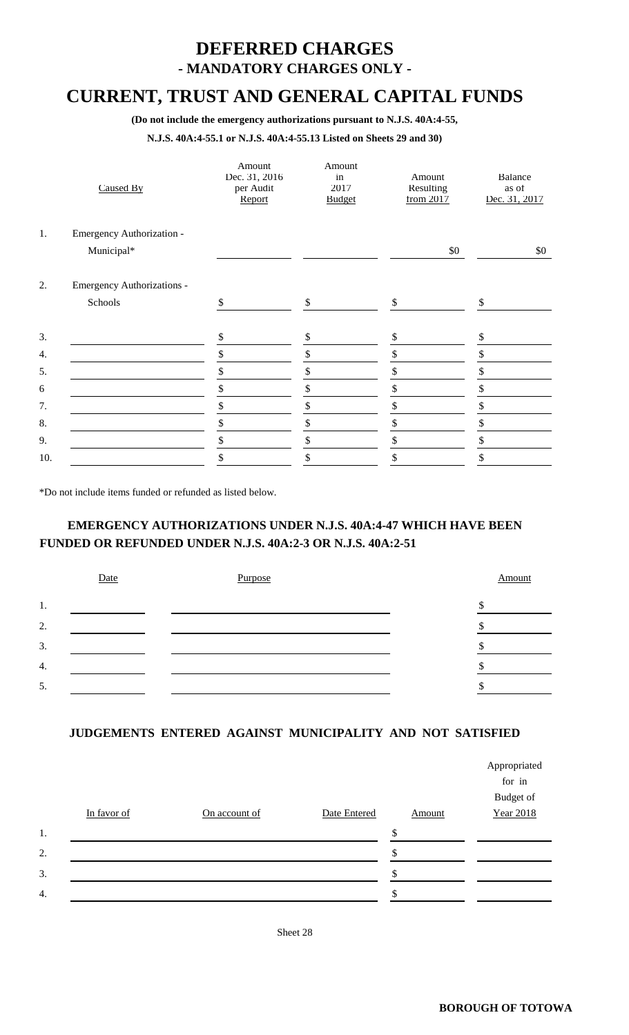# DEFERRED CHARGES

## - MANDATORY CHARGES ONLY -

# CURRENT, TRUST AND GENERAL CAPITAL FUNDS

**(Do not include the emergency authorizations pursuant to N.J.S. 40A:4-55,**

**N.J.S. 40A:4-55.1 or N.J.S. 40A:4-55.13 Listed on Sheets 29 and 30)**

| | Caused By | Amount Dec. 31, 2016 per Audit Report | Amount in 2017 Budget | Amount Resulting from 2017 | Balance as of Dec. 31, 2017 |
|---|---|---|---|---|---|
| 1. | Emergency Authorization - Municipal* | | | $0 | $0 |
| 2. | Emergency Authorizations - Schools | $ | $ | $ | $ |
| 3. | | $ | $ | $ | $ |
| 4. | | $ | $ | $ | $ |
| 5. | | $ | $ | $ | $ |
| 6 | | $ | $ | $ | $ |
| 7. | | $ | $ | $ | $ |
| 8. | | $ | $ | $ | $ |
| 9. | | $ | $ | $ | $ |
| 10. | | $ | $ | $ | $ |

*Do not include items funded or refunded as listed below.

### EMERGENCY AUTHORIZATIONS UNDER N.J.S. 40A:4-47 WHICH HAVE BEEN FUNDED OR REFUNDED UNDER N.J.S. 40A:2-3 OR N.J.S. 40A:2-51

| | Date | Purpose | Amount |
|---|---|---|---|
| 1. | | | $ |
| 2. | | | $ |
| 3. | | | $ |
| 4. | | | $ |
| 5. | | | $ |

### JUDGEMENTS ENTERED AGAINST MUNICIPALITY AND NOT SATISFIED

| | In favor of | On account of | Date Entered | Amount | Appropriated for in Budget of Year 2018 |
|---|---|---|---|---|---|
| 1. | | | | $ | |
| 2. | | | | $ | |
| 3. | | | | $ | |
| 4. | | | | $ | |

Sheet 28

**BOROUGH OF TOTOWA**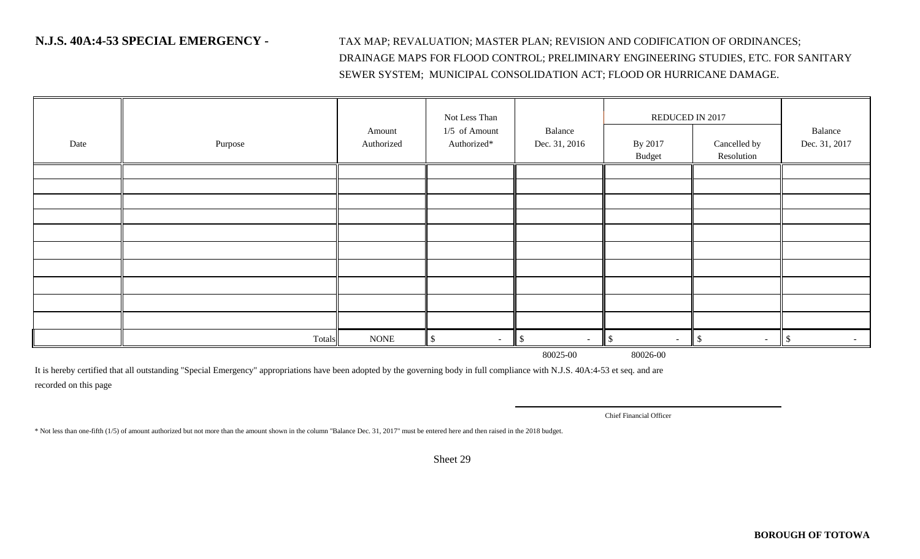**N.J.S. 40A:4-53 SPECIAL EMERGENCY -** TAX MAP; REVALUATION; MASTER PLAN; REVISION AND CODIFICATION OF ORDINANCES; DRAINAGE MAPS FOR FLOOD CONTROL; PRELIMINARY ENGINEERING STUDIES, ETC. FOR SANITARY SEWER SYSTEM; MUNICIPAL CONSOLIDATION ACT; FLOOD OR HURRICANE DAMAGE.

| Date | Purpose | Amount Authorized | Not Less Than 1/5 of Amount Authorized* | Balance Dec. 31, 2016 | REDUCED IN 2017 | | Balance Dec. 31, 2017 |
|---|---|---|---|---|---|---|---|
| | | | | | By 2017 Budget | Cancelled by Resolution | |
| | | | | | | | |
| | | | | | | | |
| | | | | | | | |
| | | | | | | | |
| | | | | | | | |
| | | | | | | | |
| | | | | | | | |
| | | | | | | | |
| | | | | | | | |
| | | | | | | | |
| | Totals | NONE | $ - | $ - | $ - | $ - | $ - |
| | | | | 80025-00 | 80026-00 | | |

It is hereby certified that all outstanding "Special Emergency" appropriations have been adopted by the governing body in full compliance with N.J.S. 40A:4-53 et seq. and are recorded on this page

Chief Financial Officer

\* Not less than one-fifth (1/5) of amount authorized but not more than the amount shown in the column "Balance Dec. 31, 2017" must be entered here and then raised in the 2018 budget.

Sheet 29

**BOROUGH OF TOTOWA**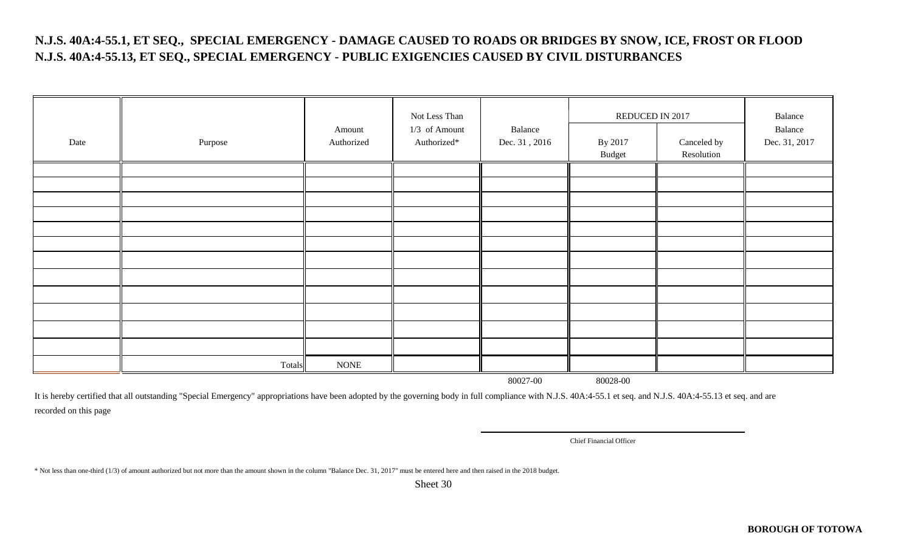# N.J.S. 40A:4-55.1, ET SEQ., SPECIAL EMERGENCY - DAMAGE CAUSED TO ROADS OR BRIDGES BY SNOW, ICE, FROST OR FLOOD
# N.J.S. 40A:4-55.13, ET SEQ., SPECIAL EMERGENCY - PUBLIC EXIGENCIES CAUSED BY CIVIL DISTURBANCES

| Date | Purpose | Amount Authorized | Not Less Than 1/3 of Amount Authorized* | Balance Dec. 31 , 2016 | REDUCED IN 2017 | | Balance |
|---|---|---|---|---|---|---|---|
| | | | | | By 2017 Budget | Canceled by Resolution | Balance Dec. 31, 2017 |
| | | | | | | | |
| | | | | | | | |
| | | | | | | | |
| | | | | | | | |
| | | | | | | | |
| | | | | | | | |
| | | | | | | | |
| | | | | | | | |
| | | | | | | | |
| | | | | | | | |
| | | | | | | | |
| | | | | | | | |
| | Totals | NONE | | | | | |
| | | | | 80027-00 | 80028-00 | | |

It is hereby certified that all outstanding "Special Emergency" appropriations have been adopted by the governing body in full compliance with N.J.S. 40A:4-55.1 et seq. and N.J.S. 40A:4-55.13 et seq. and are recorded on this page

Chief Financial Officer

* Not less than one-third (1/3) of amount authorized but not more than the amount shown in the column "Balance Dec. 31, 2017" must be entered here and then raised in the 2018 budget.

Sheet 30

**BOROUGH OF TOTOWA**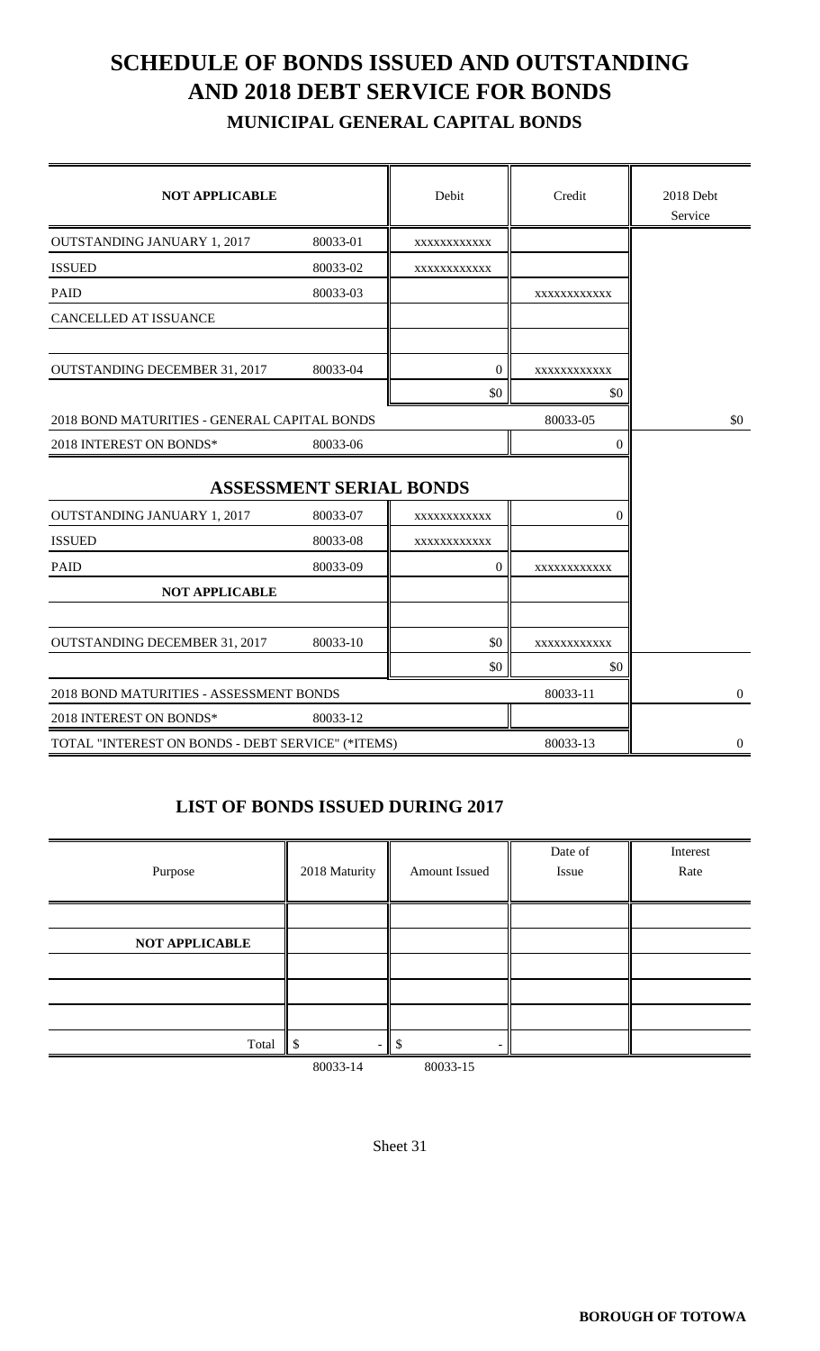# SCHEDULE OF BONDS ISSUED AND OUTSTANDING AND 2018 DEBT SERVICE FOR BONDS

## MUNICIPAL GENERAL CAPITAL BONDS

| NOT APPLICABLE | | Debit | Credit | 2018 Debt Service |
|---|---|---|---|---|
| OUTSTANDING JANUARY 1, 2017 | 80033-01 | xxxxxxxxxxxx | | |
| ISSUED | 80033-02 | xxxxxxxxxxxx | | |
| PAID | 80033-03 | | xxxxxxxxxxxx | |
| CANCELLED AT ISSUANCE | | | | |
| | | | | |
| OUTSTANDING DECEMBER 31, 2017 | 80033-04 | 0 | xxxxxxxxxxxx | |
| | | $0 | $0 | |
| 2018 BOND MATURITIES - GENERAL CAPITAL BONDS | | | 80033-05 | $0 |
| 2018 INTEREST ON BONDS* | 80033-06 | | 0 | |
| **ASSESSMENT SERIAL BONDS** | | | | |
| OUTSTANDING JANUARY 1, 2017 | 80033-07 | xxxxxxxxxxxx | 0 | |
| ISSUED | 80033-08 | xxxxxxxxxxxx | | |
| PAID | 80033-09 | 0 | xxxxxxxxxxxx | |
| **NOT APPLICABLE** | | | | |
| | | | | |
| OUTSTANDING DECEMBER 31, 2017 | 80033-10 | $0 | xxxxxxxxxxxx | |
| | | $0 | $0 | |
| 2018 BOND MATURITIES - ASSESSMENT BONDS | | | 80033-11 | 0 |
| 2018 INTEREST ON BONDS* | 80033-12 | | | |
| TOTAL "INTEREST ON BONDS - DEBT SERVICE" (*ITEMS) | | | 80033-13 | 0 |

## LIST OF BONDS ISSUED DURING 2017

| Purpose | 2018 Maturity | Amount Issued | Date of Issue | Interest Rate |
|---|---|---|---|---|
| | | | | |
| **NOT APPLICABLE** | | | | |
| | | | | |
| | | | | |
| | | | | |
| Total | $ - | $ - | | |
| | 80033-14 | 80033-15 | | |

Sheet 31

**BOROUGH OF TOTOWA**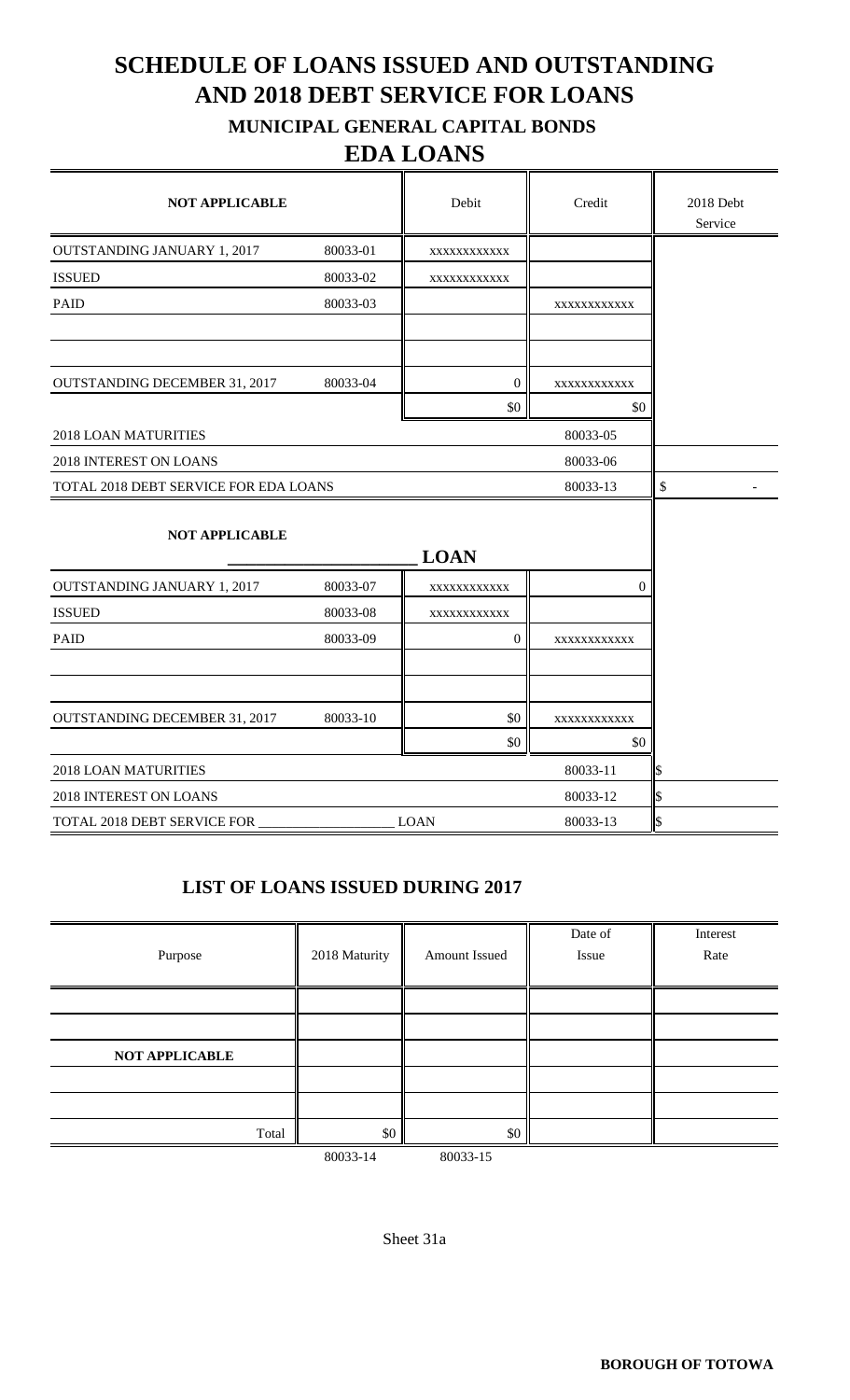# SCHEDULE OF LOANS ISSUED AND OUTSTANDING AND 2018 DEBT SERVICE FOR LOANS

### MUNICIPAL GENERAL CAPITAL BONDS

## EDA LOANS

| NOT APPLICABLE | | Debit | Credit | 2018 Debt Service |
|---|---|---|---|---|
| OUTSTANDING JANUARY 1, 2017 | 80033-01 | xxxxxxxxxxxx | | |
| ISSUED | 80033-02 | xxxxxxxxxxxx | | |
| PAID | 80033-03 | | xxxxxxxxxxxx | |
| | | | | |
| | | | | |
| OUTSTANDING DECEMBER 31, 2017 | 80033-04 | 0 | xxxxxxxxxxxx | |
| | | $0 | $0 | |
| 2018 LOAN MATURITIES | | | 80033-05 | |
| 2018 INTEREST ON LOANS | | | 80033-06 | |
| TOTAL 2018 DEBT SERVICE FOR EDA LOANS | | | 80033-13 | $ - |

| NOT APPLICABLE | | ______________ LOAN | | |
|---|---|---|---|---|
| OUTSTANDING JANUARY 1, 2017 | 80033-07 | xxxxxxxxxxxx | 0 | |
| ISSUED | 80033-08 | xxxxxxxxxxxx | | |
| PAID | 80033-09 | 0 | xxxxxxxxxxxx | |
| | | | | |
| | | | | |
| OUTSTANDING DECEMBER 31, 2017 | 80033-10 | $0 | xxxxxxxxxxxx | |
| | | $0 | $0 | |
| 2018 LOAN MATURITIES | | | 80033-11 | $ |
| 2018 INTEREST ON LOANS | | | 80033-12 | $ |
| TOTAL 2018 DEBT SERVICE FOR ______________ LOAN | | | 80033-13 | $ |

### LIST OF LOANS ISSUED DURING 2017

| Purpose | 2018 Maturity | Amount Issued | Date of Issue | Interest Rate |
|---|---|---|---|---|
| | | | | |
| | | | | |
| **NOT APPLICABLE** | | | | |
| | | | | |
| | | | | |
| Total | $0 | $0 | | |
| | 80033-14 | 80033-15 | | |

Sheet 31a

**BOROUGH OF TOTOWA**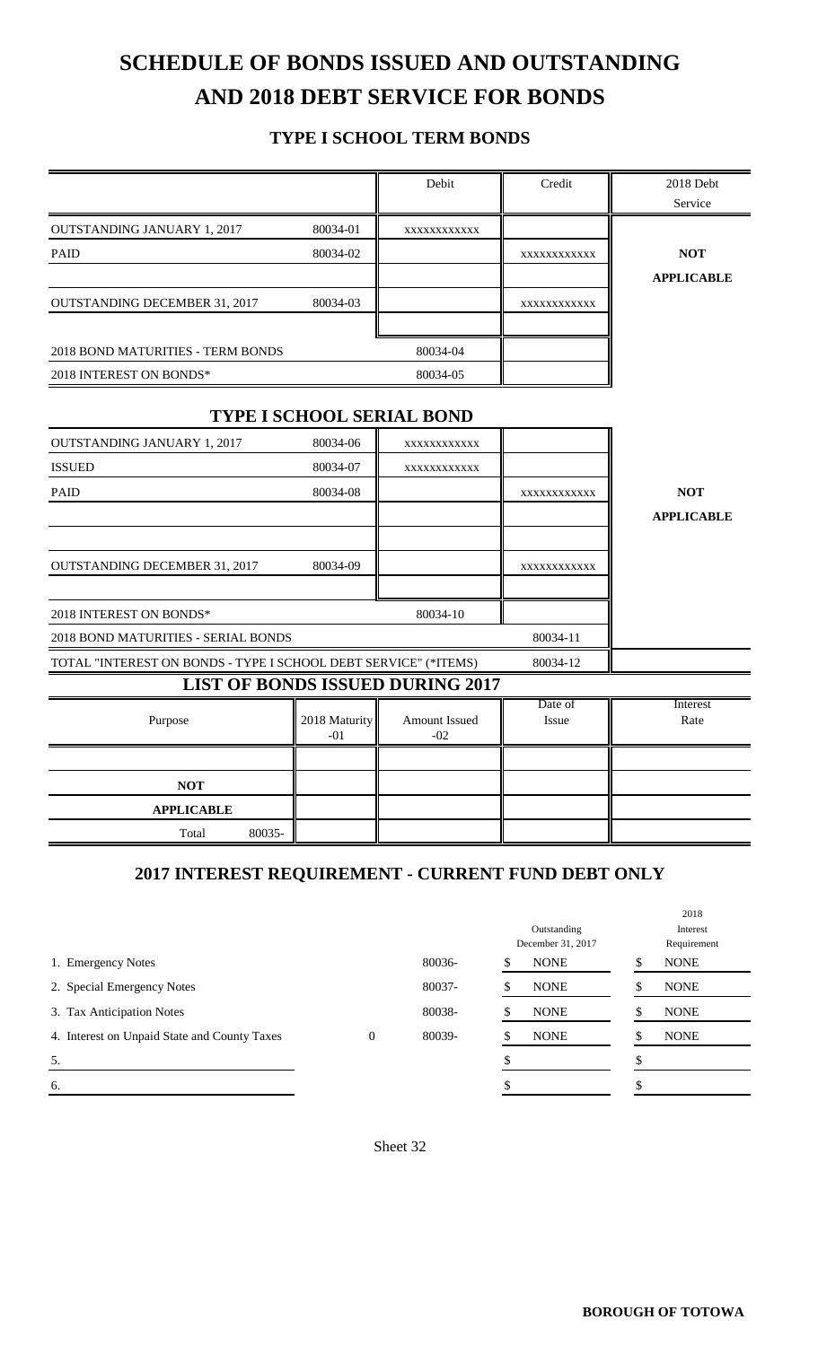# SCHEDULE OF BONDS ISSUED AND OUTSTANDING AND 2018 DEBT SERVICE FOR BONDS

## TYPE I SCHOOL TERM BONDS

| | | Debit | Credit | 2018 Debt Service |
|---|---|---|---|---|
| OUTSTANDING JANUARY 1, 2017 | 80034-01 | xxxxxxxxxxxx | | |
| PAID | 80034-02 | | xxxxxxxxxxxx | **NOT** |
| | | | | **APPLICABLE** |
| OUTSTANDING DECEMBER 31, 2017 | 80034-03 | | xxxxxxxxxxxx | |
| | | | | |
| 2018 BOND MATURITIES - TERM BONDS | | 80034-04 | | |
| 2018 INTEREST ON BONDS* | | 80034-05 | | |

## TYPE I SCHOOL SERIAL BOND

| | | | | |
|---|---|---|---|---|
| OUTSTANDING JANUARY 1, 2017 | 80034-06 | xxxxxxxxxxxx | | |
| ISSUED | 80034-07 | xxxxxxxxxxxx | | |
| PAID | 80034-08 | | xxxxxxxxxxxx | **NOT** |
| | | | | **APPLICABLE** |
| | | | | |
| OUTSTANDING DECEMBER 31, 2017 | 80034-09 | | xxxxxxxxxxxx | |
| | | | | |
| 2018 INTEREST ON BONDS* | | 80034-10 | | |
| 2018 BOND MATURITIES - SERIAL BONDS | | | 80034-11 | |
| TOTAL "INTEREST ON BONDS - TYPE I SCHOOL DEBT SERVICE" (*ITEMS) | | | 80034-12 | |

## LIST OF BONDS ISSUED DURING 2017

| Purpose | 2018 Maturity -01 | Amount Issued -02 | Date of Issue | Interest Rate |
|---|---|---|---|---|
| | | | | |
| **NOT** | | | | |
| **APPLICABLE** | | | | |
| Total 80035- | | | | |

## 2017 INTEREST REQUIREMENT - CURRENT FUND DEBT ONLY

| | | | Outstanding December 31, 2017 | 2018 Interest Requirement |
|---|---|---|---|---|
| 1. Emergency Notes | | 80036- | $ NONE | $ NONE |
| 2. Special Emergency Notes | | 80037- | $ NONE | $ NONE |
| 3. Tax Anticipation Notes | | 80038- | $ NONE | $ NONE |
| 4. Interest on Unpaid State and County Taxes | 0 | 80039- | $ NONE | $ NONE |
| 5. | | | $ | $ |
| 6. | | | $ | $ |

Sheet 32

**BOROUGH OF TOTOWA**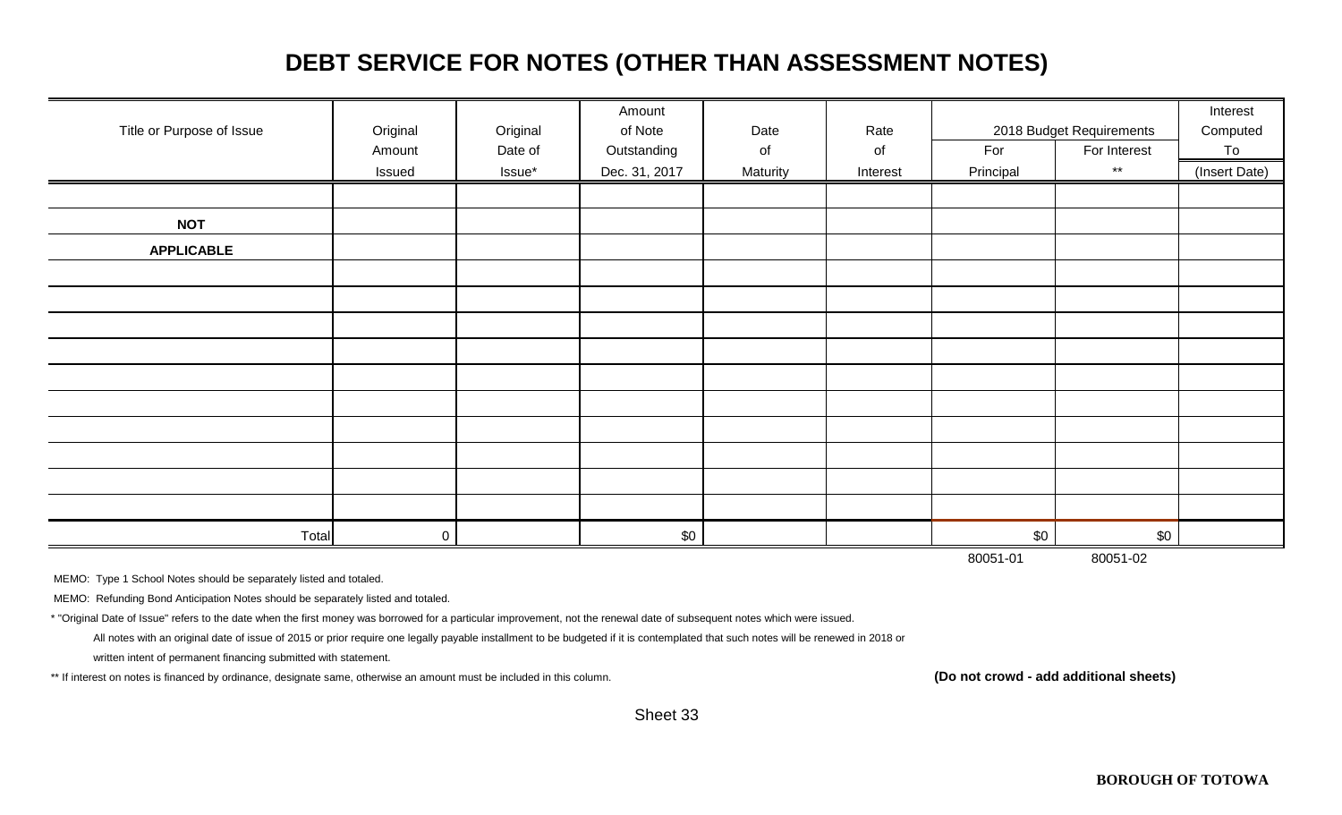# DEBT SERVICE FOR NOTES (OTHER THAN ASSESSMENT NOTES)

| Title or Purpose of Issue | Original Amount Issued | Original Date of Issue* | Amount of Note Outstanding Dec. 31, 2017 | Date of Maturity | Rate of Interest | 2018 Budget Requirements | | Interest Computed To (Insert Date) |
|---|---|---|---|---|---|---|---|---|
| | | | | | | For Principal | For Interest ** | |
| | | | | | | | | |
| **NOT** | | | | | | | | |
| **APPLICABLE** | | | | | | | | |
| | | | | | | | | |
| | | | | | | | | |
| | | | | | | | | |
| | | | | | | | | |
| | | | | | | | | |
| | | | | | | | | |
| | | | | | | | | |
| | | | | | | | | |
| | | | | | | | | |
| | | | | | | | | |
| Total | 0 | | $0 | | | $0 | $0 | |
| | | | | | | 80051-01 | 80051-02 | |

MEMO: Type 1 School Notes should be separately listed and totaled.

MEMO: Refunding Bond Anticipation Notes should be separately listed and totaled.

* "Original Date of Issue" refers to the date when the first money was borrowed for a particular improvement, not the renewal date of subsequent notes which were issued.

All notes with an original date of issue of 2015 or prior require one legally payable installment to be budgeted if it is contemplated that such notes will be renewed in 2018 or written intent of permanent financing submitted with statement.

** If interest on notes is financed by ordinance, designate same, otherwise an amount must be included in this column.

**(Do not crowd - add additional sheets)**

Sheet 33

**BOROUGH OF TOTOWA**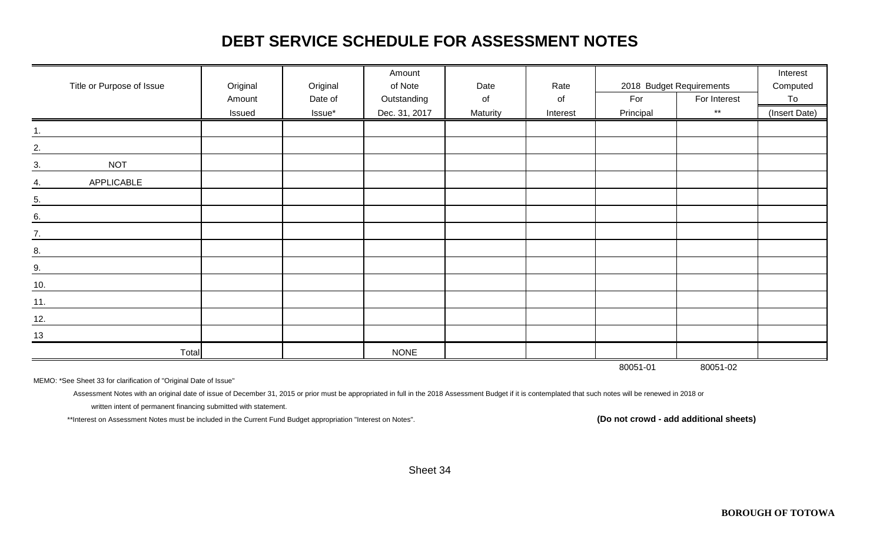# DEBT SERVICE SCHEDULE FOR ASSESSMENT NOTES

| Title or Purpose of Issue | Original Amount Issued | Original Date of Issue* | Amount of Note Outstanding Dec. 31, 2017 | Date of Maturity | Rate of Interest | 2018 Budget Requirements | | Interest Computed To (Insert Date) |
|---|---|---|---|---|---|---|---|---|
| | | | | | | For Principal | For Interest ** | |
| 1. | | | | | | | | |
| 2. | | | | | | | | |
| 3. NOT | | | | | | | | |
| 4. APPLICABLE | | | | | | | | |
| 5. | | | | | | | | |
| 6. | | | | | | | | |
| 7. | | | | | | | | |
| 8. | | | | | | | | |
| 9. | | | | | | | | |
| 10. | | | | | | | | |
| 11. | | | | | | | | |
| 12. | | | | | | | | |
| 13 | | | | | | | | |
| Total | | | NONE | | | | | |
| | | | | | | 80051-01 | 80051-02 | |

MEMO: *See Sheet 33 for clarification of "Original Date of Issue"

Assessment Notes with an original date of issue of December 31, 2015 or prior must be appropriated in full in the 2018 Assessment Budget if it is contemplated that such notes will be renewed in 2018 or written intent of permanent financing submitted with statement.

**Interest on Assessment Notes must be included in the Current Fund Budget appropriation "Interest on Notes".

**(Do not crowd - add additional sheets)**

Sheet 34

**BOROUGH OF TOTOWA**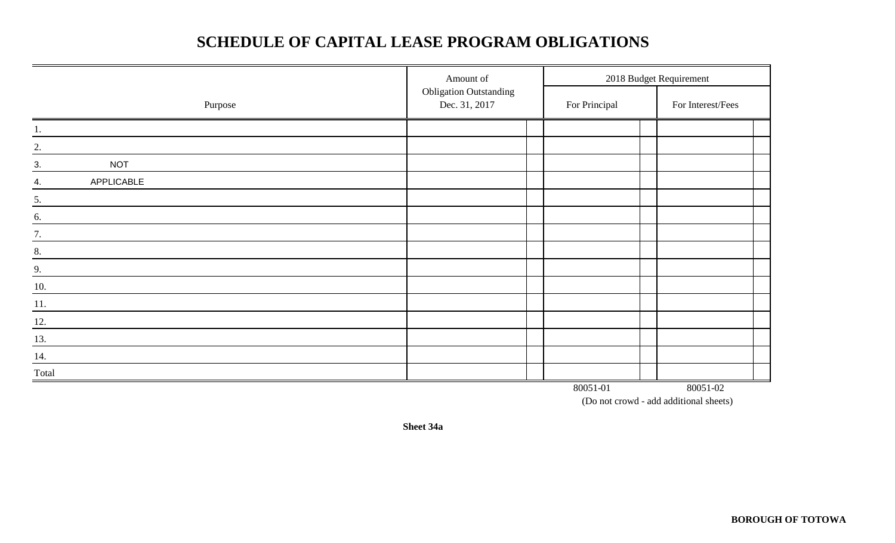# SCHEDULE OF CAPITAL LEASE PROGRAM OBLIGATIONS

| Purpose | Amount of Obligation Outstanding Dec. 31, 2017 | 2018 Budget Requirement | |
|---|---|---|---|
| | | For Principal | For Interest/Fees |
| 1. | | | |
| 2. | | | |
| 3. NOT | | | |
| 4. APPLICABLE | | | |
| 5. | | | |
| 6. | | | |
| 7. | | | |
| 8. | | | |
| 9. | | | |
| 10. | | | |
| 11. | | | |
| 12. | | | |
| 13. | | | |
| 14. | | | |
| Total | | | |
| | | 80051-01 | 80051-02 |

(Do not crowd - add additional sheets)

**Sheet 34a**

**BOROUGH OF TOTOWA**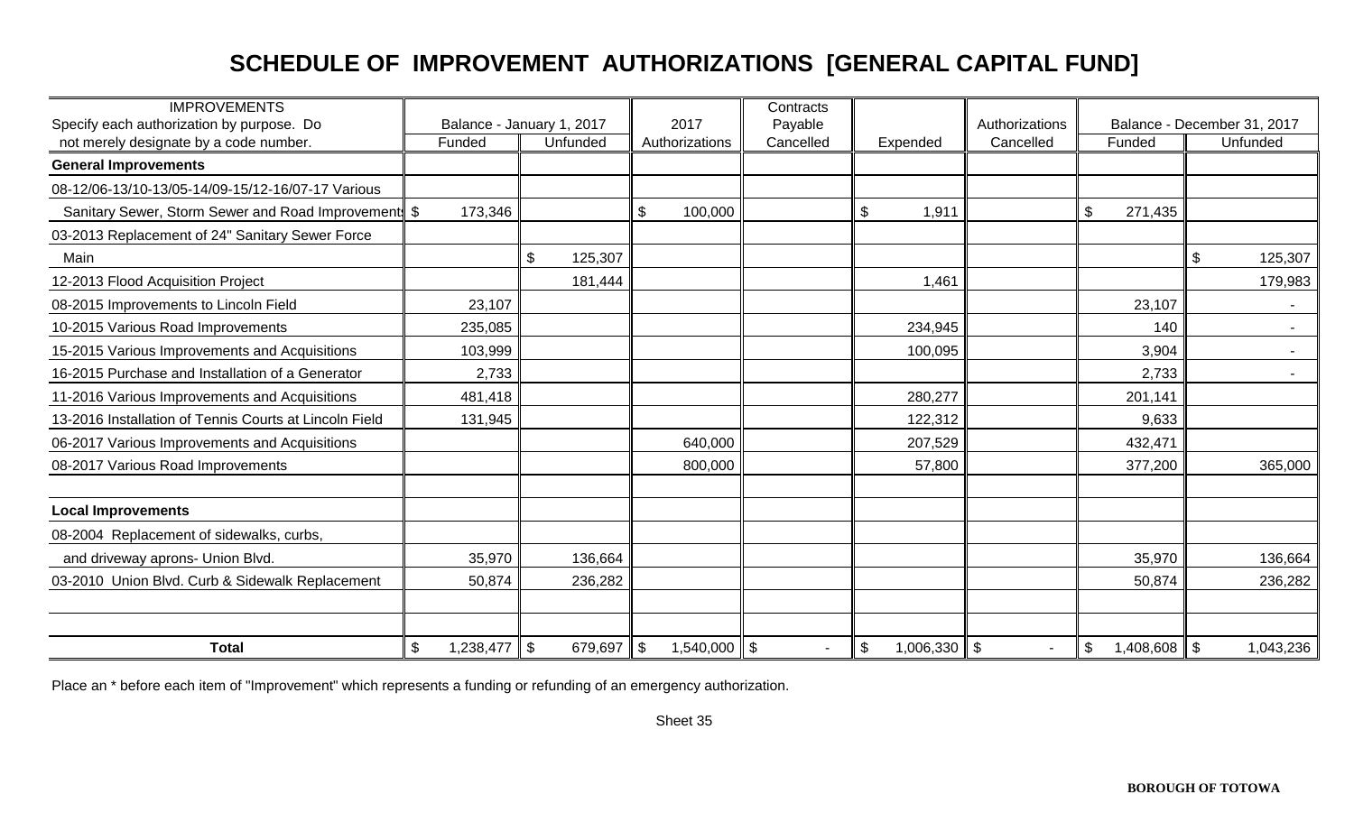# SCHEDULE OF IMPROVEMENT AUTHORIZATIONS [GENERAL CAPITAL FUND]

| IMPROVEMENTS<br>Specify each authorization by purpose. Do not merely designate by a code number. | Balance - January 1, 2017 | | 2017 | Contracts Payable | | Authorizations | Balance - December 31, 2017 | |
|---|---|---|---|---|---|---|---|---|
| | Funded | Unfunded | Authorizations | Cancelled | Expended | Cancelled | Funded | Unfunded |
| **General Improvements** | | | | | | | | |
| 08-12/06-13/10-13/05-14/09-15/12-16/07-17 Various | | | | | | | | |
| Sanitary Sewer, Storm Sewer and Road Improvements | $ 173,346 | | $ 100,000 | | $ 1,911 | | $ 271,435 | |
| 03-2013 Replacement of 24" Sanitary Sewer Force | | | | | | | | |
| Main | | $ 125,307 | | | | | | $ 125,307 |
| 12-2013 Flood Acquisition Project | | 181,444 | | | 1,461 | | | 179,983 |
| 08-2015 Improvements to Lincoln Field | 23,107 | | | | | | 23,107 | - |
| 10-2015 Various Road Improvements | 235,085 | | | | 234,945 | | 140 | - |
| 15-2015 Various Improvements and Acquisitions | 103,999 | | | | 100,095 | | 3,904 | - |
| 16-2015 Purchase and Installation of a Generator | 2,733 | | | | | | 2,733 | - |
| 11-2016 Various Improvements and Acquisitions | 481,418 | | | | 280,277 | | 201,141 | |
| 13-2016 Installation of Tennis Courts at Lincoln Field | 131,945 | | | | 122,312 | | 9,633 | |
| 06-2017 Various Improvements and Acquisitions | | | 640,000 | | 207,529 | | 432,471 | |
| 08-2017 Various Road Improvements | | | 800,000 | | 57,800 | | 377,200 | 365,000 |
| | | | | | | | | |
| **Local Improvements** | | | | | | | | |
| 08-2004 Replacement of sidewalks, curbs, | | | | | | | | |
| and driveway aprons- Union Blvd. | 35,970 | 136,664 | | | | | 35,970 | 136,664 |
| 03-2010 Union Blvd. Curb & Sidewalk Replacement | 50,874 | 236,282 | | | | | 50,874 | 236,282 |
| | | | | | | | | |
| | | | | | | | | |
| **Total** | $ 1,238,477 | $ 679,697 | $ 1,540,000 | $ - | $ 1,006,330 | $ - | $ 1,408,608 | $ 1,043,236 |

Place an * before each item of "Improvement" which represents a funding or refunding of an emergency authorization.

Sheet 35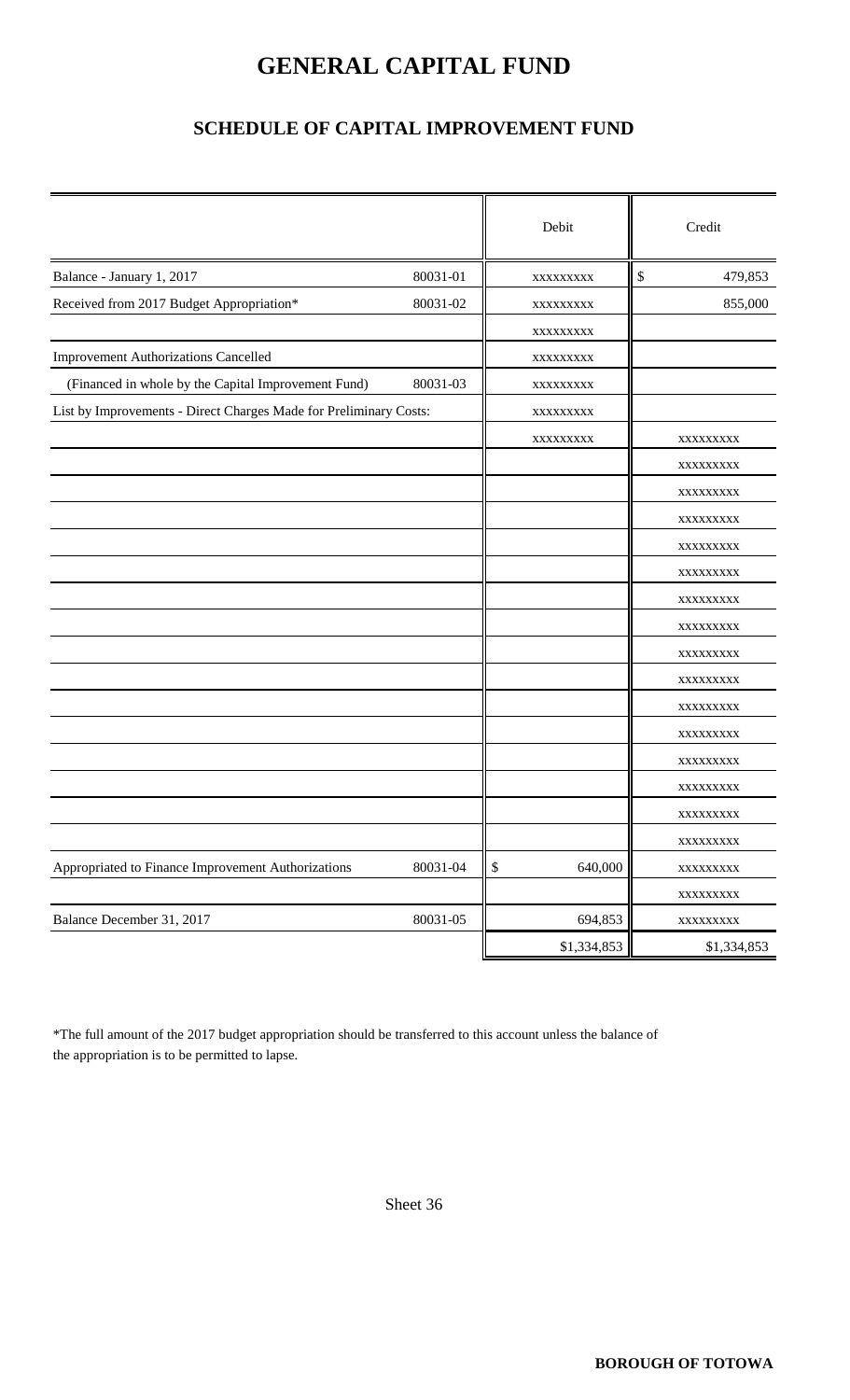# GENERAL CAPITAL FUND

## SCHEDULE OF CAPITAL IMPROVEMENT FUND

| | | Debit | Credit |
|---|---|---|---|
| Balance - January 1, 2017 | 80031-01 | xxxxxxxxx | $ 479,853 |
| Received from 2017 Budget Appropriation* | 80031-02 | xxxxxxxxx | 855,000 |
| | | xxxxxxxxx | |
| Improvement Authorizations Cancelled | | xxxxxxxxx | |
| (Financed in whole by the Capital Improvement Fund) | 80031-03 | xxxxxxxxx | |
| List by Improvements - Direct Charges Made for Preliminary Costs: | | xxxxxxxxx | |
| | | xxxxxxxxx | xxxxxxxxx |
| | | | xxxxxxxxx |
| | | | xxxxxxxxx |
| | | | xxxxxxxxx |
| | | | xxxxxxxxx |
| | | | xxxxxxxxx |
| | | | xxxxxxxxx |
| | | | xxxxxxxxx |
| | | | xxxxxxxxx |
| | | | xxxxxxxxx |
| | | | xxxxxxxxx |
| | | | xxxxxxxxx |
| | | | xxxxxxxxx |
| | | | xxxxxxxxx |
| | | | xxxxxxxxx |
| | | | xxxxxxxxx |
| Appropriated to Finance Improvement Authorizations | 80031-04 | $ 640,000 | xxxxxxxxx |
| | | | xxxxxxxxx |
| Balance December 31, 2017 | 80031-05 | 694,853 | xxxxxxxxx |
| | | $1,334,853 | $1,334,853 |

*The full amount of the 2017 budget appropriation should be transferred to this account unless the balance of the appropriation is to be permitted to lapse.

Sheet 36

**BOROUGH OF TOTOWA**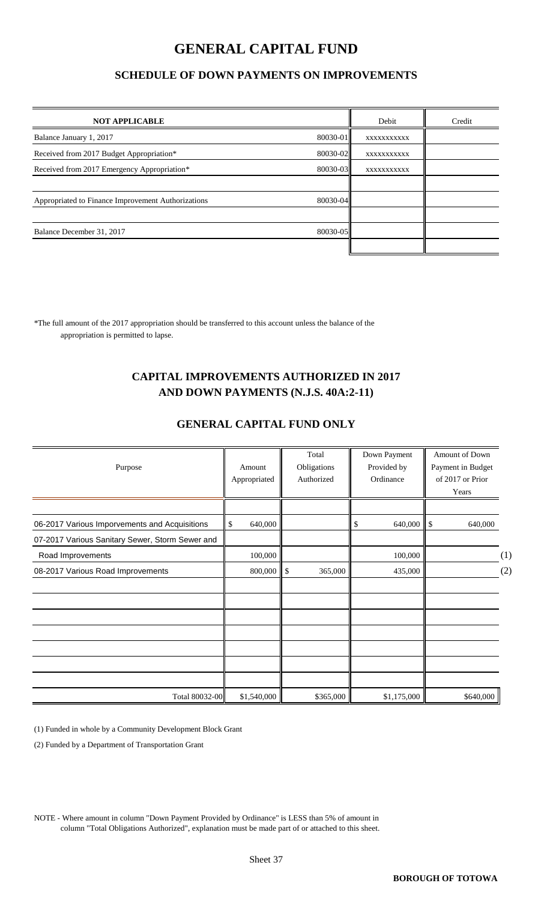# GENERAL CAPITAL FUND

## SCHEDULE OF DOWN PAYMENTS ON IMPROVEMENTS

| NOT APPLICABLE | | Debit | Credit |
|---|---|---|---|
| Balance January 1, 2017 | 80030-01 | xxxxxxxxxxx | |
| Received from 2017 Budget Appropriation* | 80030-02 | xxxxxxxxxxx | |
| Received from 2017 Emergency Appropriation* | 80030-03 | xxxxxxxxxxx | |
| | | | |
| Appropriated to Finance Improvement Authorizations | 80030-04 | | |
| | | | |
| Balance December 31, 2017 | 80030-05 | | |
| | | | |

*The full amount of the 2017 appropriation should be transferred to this account unless the balance of the appropriation is permitted to lapse.

## CAPITAL IMPROVEMENTS AUTHORIZED IN 2017 AND DOWN PAYMENTS (N.J.S. 40A:2-11)

## GENERAL CAPITAL FUND ONLY

| Purpose | Amount Appropriated | Total Obligations Authorized | Down Payment Provided by Ordinance | Amount of Down Payment in Budget of 2017 or Prior Years | |
|---|---|---|---|---|---|
| 06-2017 Various Imporvements and Acquisitions | $ 640,000 | | $ 640,000 | $ 640,000 | |
| 07-2017 Various Sanitary Sewer, Storm Sewer and Road Improvements | 100,000 | | 100,000 | | (1) |
| 08-2017 Various Road Improvements | 800,000 | $ 365,000 | 435,000 | | (2) |
| Total 80032-00 | $1,540,000 | $365,000 | $1,175,000 | $640,000 | |

(1) Funded in whole by a Community Development Block Grant

(2) Funded by a Department of Transportation Grant

NOTE - Where amount in column "Down Payment Provided by Ordinance" is LESS than 5% of amount in column "Total Obligations Authorized", explanation must be made part of or attached to this sheet.

Sheet 37

**BOROUGH OF TOTOWA**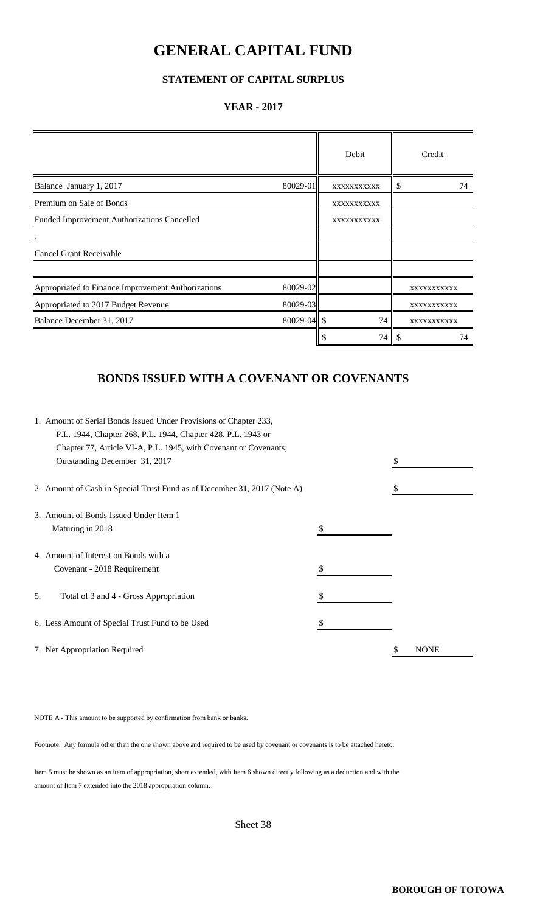# GENERAL CAPITAL FUND

### STATEMENT OF CAPITAL SURPLUS

### YEAR - 2017

| | | Debit | Credit |
|---|---|---|---|
| Balance January 1, 2017 | 80029-01 | xxxxxxxxxxx | $ 74 |
| Premium on Sale of Bonds | | xxxxxxxxxxx | |
| Funded Improvement Authorizations Cancelled | | xxxxxxxxxxx | |
| . | | | |
| Cancel Grant Receivable | | | |
| | | | |
| Appropriated to Finance Improvement Authorizations | 80029-02 | | xxxxxxxxxxx |
| Appropriated to 2017 Budget Revenue | 80029-03 | | xxxxxxxxxxx |
| Balance December 31, 2017 | 80029-04 | $ 74 | xxxxxxxxxxx |
| | | $ 74 | $ 74 |

## BONDS ISSUED WITH A COVENANT OR COVENANTS

| | | |
|---|---|---|
| 1. Amount of Serial Bonds Issued Under Provisions of Chapter 233, P.L. 1944, Chapter 268, P.L. 1944, Chapter 428, P.L. 1943 or Chapter 77, Article VI-A, P.L. 1945, with Covenant or Covenants; Outstanding December 31, 2017 | | $ |
| 2. Amount of Cash in Special Trust Fund as of December 31, 2017 (Note A) | | $ |
| 3. Amount of Bonds Issued Under Item 1 Maturing in 2018 | $ | |
| 4. Amount of Interest on Bonds with a Covenant - 2018 Requirement | $ | |
| 5. Total of 3 and 4 - Gross Appropriation | $ | |
| 6. Less Amount of Special Trust Fund to be Used | $ | |
| 7. Net Appropriation Required | | $ NONE |

NOTE A - This amount to be supported by confirmation from bank or banks.

Footnote: Any formula other than the one shown above and required to be used by covenant or covenants is to be attached hereto.

Item 5 must be shown as an item of appropriation, short extended, with Item 6 shown directly following as a deduction and with the amount of Item 7 extended into the 2018 appropriation column.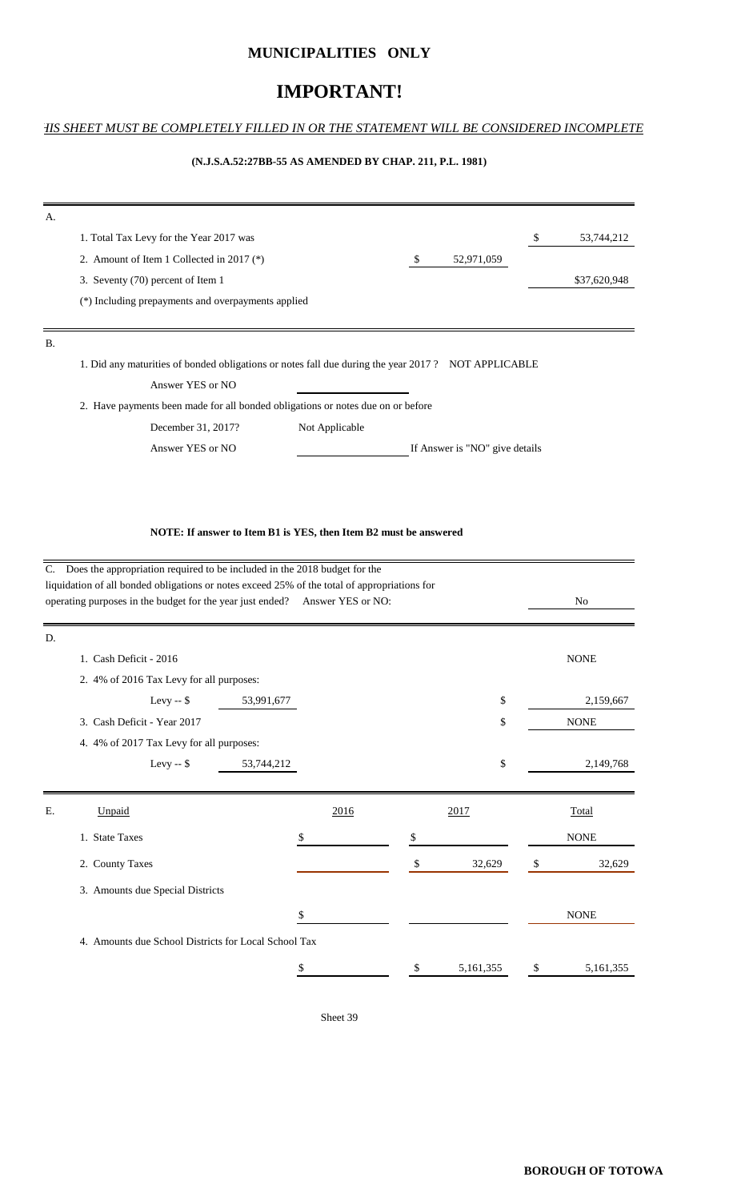# MUNICIPALITIES ONLY

# IMPORTANT!

*HIS SHEET MUST BE COMPLETELY FILLED IN OR THE STATEMENT WILL BE CONSIDERED INCOMPLETE*

**(N.J.S.A.52:27BB-55 AS AMENDED BY CHAP. 211, P.L. 1981)**

A.

| | | |
|---|---|---|
| 1. Total Tax Levy for the Year 2017 was | | $ 53,744,212 |
| 2. Amount of Item 1 Collected in 2017 (*) | $ 52,971,059 | |
| 3. Seventy (70) percent of Item 1 | | $37,620,948 |

(*) Including prepayments and overpayments applied

B.

1. Did any maturities of bonded obligations or notes fall due during the year 2017 ? NOT APPLICABLE

   Answer YES or NO

2. Have payments been made for all bonded obligations or notes due on or before

   December 31, 2017? Not Applicable

   Answer YES or NO &nbsp;&nbsp;&nbsp;&nbsp; If Answer is "NO" give details

**NOTE: If answer to Item B1 is YES, then Item B2 must be answered**

C. Does the appropriation required to be included in the 2018 budget for the liquidation of all bonded obligations or notes exceed 25% of the total of appropriations for operating purposes in the budget for the year just ended? Answer YES or NO: No

D.

| | | | |
|---|---|---|---|
| 1. Cash Deficit - 2016 | | | NONE |
| 2. 4% of 2016 Tax Levy for all purposes: | | | |
| Levy -- $ | 53,991,677 | $ | 2,159,667 |
| 3. Cash Deficit - Year 2017 | | $ | NONE |
| 4. 4% of 2017 Tax Levy for all purposes: | | | |
| Levy -- $ | 53,744,212 | $ | 2,149,768 |

E.

| Unpaid | 2016 | 2017 | Total |
|---|---|---|---|
| 1. State Taxes | $ | $ | NONE |
| 2. County Taxes | | $ 32,629 | $ 32,629 |
| 3. Amounts due Special Districts | $ | | NONE |
| 4. Amounts due School Districts for Local School Tax | $ | $ 5,161,355 | $ 5,161,355 |

Sheet 39

**BOROUGH OF TOTOWA**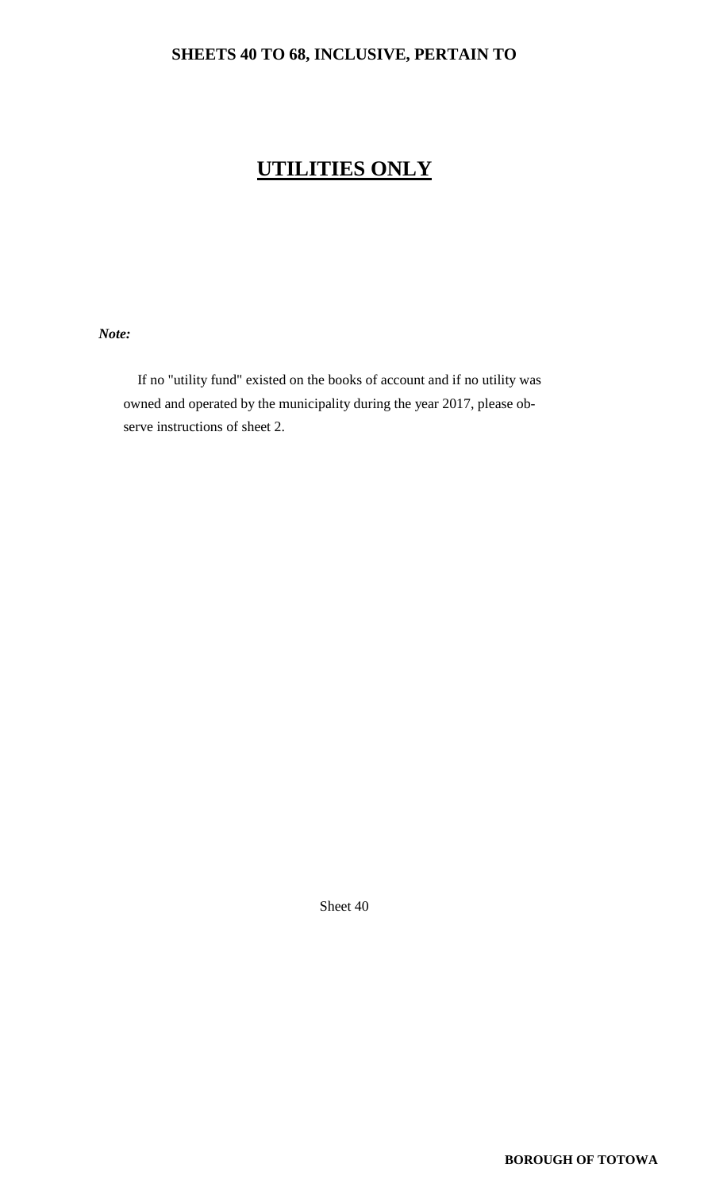**SHEETS 40 TO 68, INCLUSIVE, PERTAIN TO**

# UTILITIES ONLY

***Note:***

If no "utility fund" existed on the books of account and if no utility was owned and operated by the municipality during the year 2017, please observe instructions of sheet 2.

Sheet 40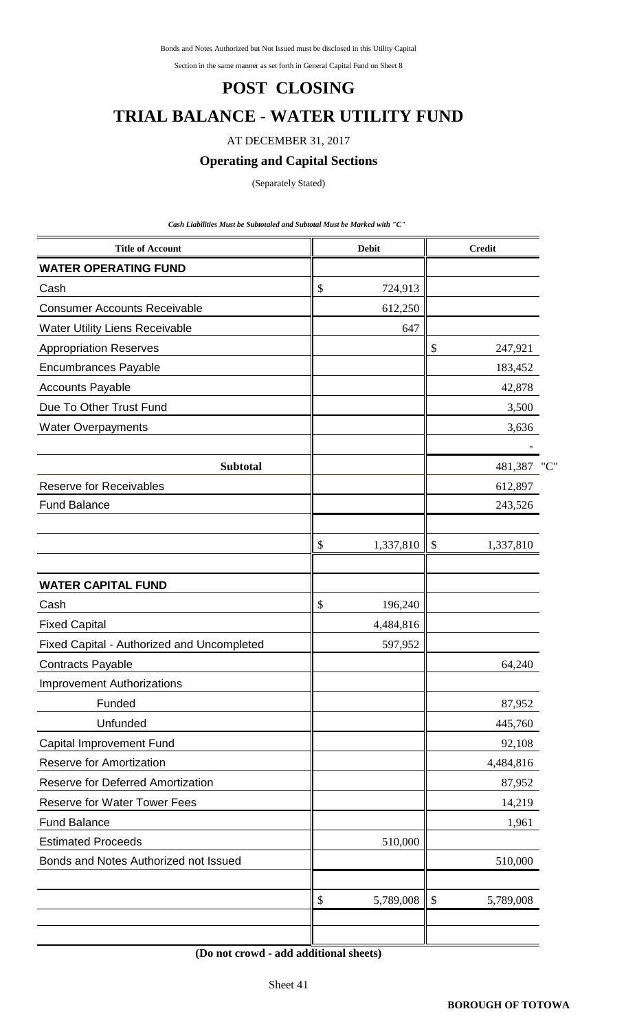Bonds and Notes Authorized but Not Issued must be disclosed in this Utility Capital

Section in the same manner as set forth in General Capital Fund on Sheet 8

# POST CLOSING

# TRIAL BALANCE - WATER UTILITY FUND

AT DECEMBER 31, 2017

### Operating and Capital Sections

(Separately Stated)

*Cash Liabilities Must be Subtotaled and Subtotal Must be Marked with "C"*

| Title of Account | Debit | Credit |
|---|---|---|
| **WATER OPERATING FUND** | | |
| Cash | $ 724,913 | |
| Consumer Accounts Receivable | 612,250 | |
| Water Utility Liens Receivable | 647 | |
| Appropriation Reserves | | $ 247,921 |
| Encumbrances Payable | | 183,452 |
| Accounts Payable | | 42,878 |
| Due To Other Trust Fund | | 3,500 |
| Water Overpayments | | 3,636 |
| | | - |
| **Subtotal** | | 481,387 "C" |
| Reserve for Receivables | | 612,897 |
| Fund Balance | | 243,526 |
| | | |
| | $ 1,337,810 | $ 1,337,810 |
| | | |
| **WATER CAPITAL FUND** | | |
| Cash | $ 196,240 | |
| Fixed Capital | 4,484,816 | |
| Fixed Capital - Authorized and Uncompleted | 597,952 | |
| Contracts Payable | | 64,240 |
| Improvement Authorizations | | |
| Funded | | 87,952 |
| Unfunded | | 445,760 |
| Capital Improvement Fund | | 92,108 |
| Reserve for Amortization | | 4,484,816 |
| Reserve for Deferred Amortization | | 87,952 |
| Reserve for Water Tower Fees | | 14,219 |
| Fund Balance | | 1,961 |
| Estimated Proceeds | 510,000 | |
| Bonds and Notes Authorized not Issued | | 510,000 |
| | | |
| | $ 5,789,008 | $ 5,789,008 |

**(Do not crowd - add additional sheets)**

Sheet 41

**BOROUGH OF TOTOWA**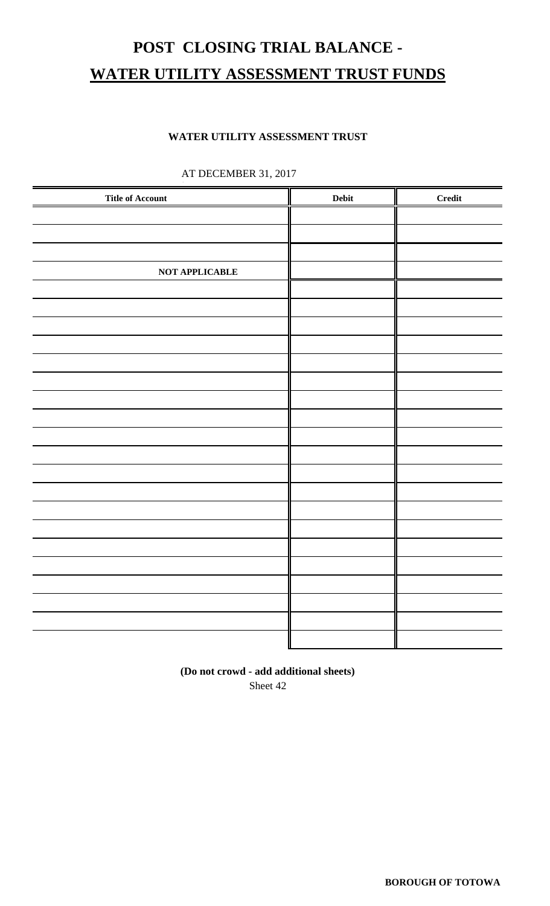# POST CLOSING TRIAL BALANCE -

# WATER UTILITY ASSESSMENT TRUST FUNDS

**WATER UTILITY ASSESSMENT TRUST**

AT DECEMBER 31, 2017

| Title of Account | Debit | Credit |
|---|---|---|
| | | |
| | | |
| | | |
| **NOT APPLICABLE** | | |
| | | |
| | | |
| | | |
| | | |
| | | |
| | | |
| | | |
| | | |
| | | |
| | | |
| | | |
| | | |
| | | |
| | | |
| | | |
| | | |
| | | |
| | | |
| | | |
| | | |

**(Do not crowd - add additional sheets)**

Sheet 42

**BOROUGH OF TOTOWA**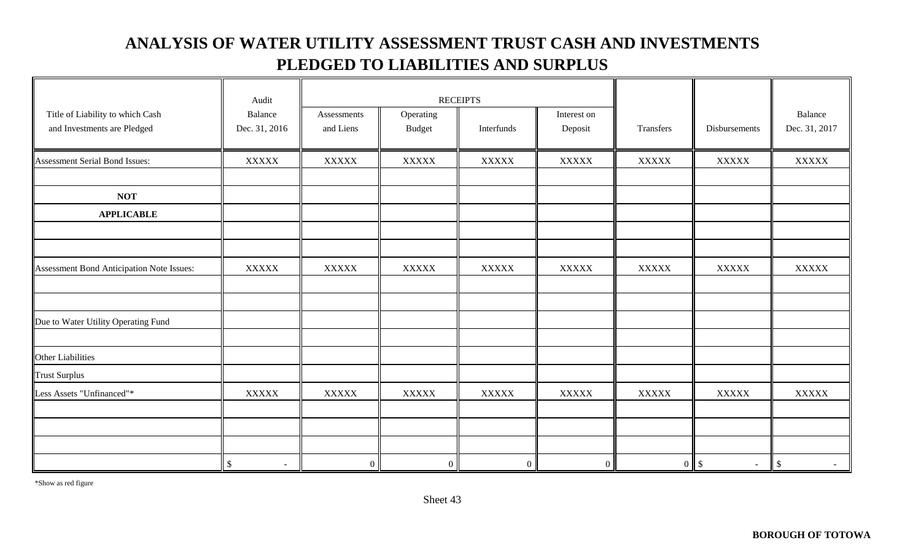# ANALYSIS OF WATER UTILITY ASSESSMENT TRUST CASH AND INVESTMENTS PLEDGED TO LIABILITIES AND SURPLUS

| Title of Liability to which Cash and Investments are Pledged | Audit Balance Dec. 31, 2016 | RECEIPTS Assessments and Liens | Operating Budget | Interfunds | Interest on Deposit | Transfers | Disbursements | Balance Dec. 31, 2017 |
|---|---|---|---|---|---|---|---|---|
| Assessment Serial Bond Issues: | XXXXX | XXXXX | XXXXX | XXXXX | XXXXX | XXXXX | XXXXX | XXXXX |
| | | | | | | | | |
| **NOT** | | | | | | | | |
| **APPLICABLE** | | | | | | | | |
| | | | | | | | | |
| | | | | | | | | |
| Assessment Bond Anticipation Note Issues: | XXXXX | XXXXX | XXXXX | XXXXX | XXXXX | XXXXX | XXXXX | XXXXX |
| | | | | | | | | |
| | | | | | | | | |
| Due to Water Utility Operating Fund | | | | | | | | |
| | | | | | | | | |
| Other Liabilities | | | | | | | | |
| Trust Surplus | | | | | | | | |
| Less Assets "Unfinanced"* | XXXXX | XXXXX | XXXXX | XXXXX | XXXXX | XXXXX | XXXXX | XXXXX |
| | | | | | | | | |
| | | | | | | | | |
| | | | | | | | | |
| | $ - | 0 | 0 | 0 | 0 | 0 | $ - | $ - |

*Show as red figure

Sheet 43

**BOROUGH OF TOTOWA**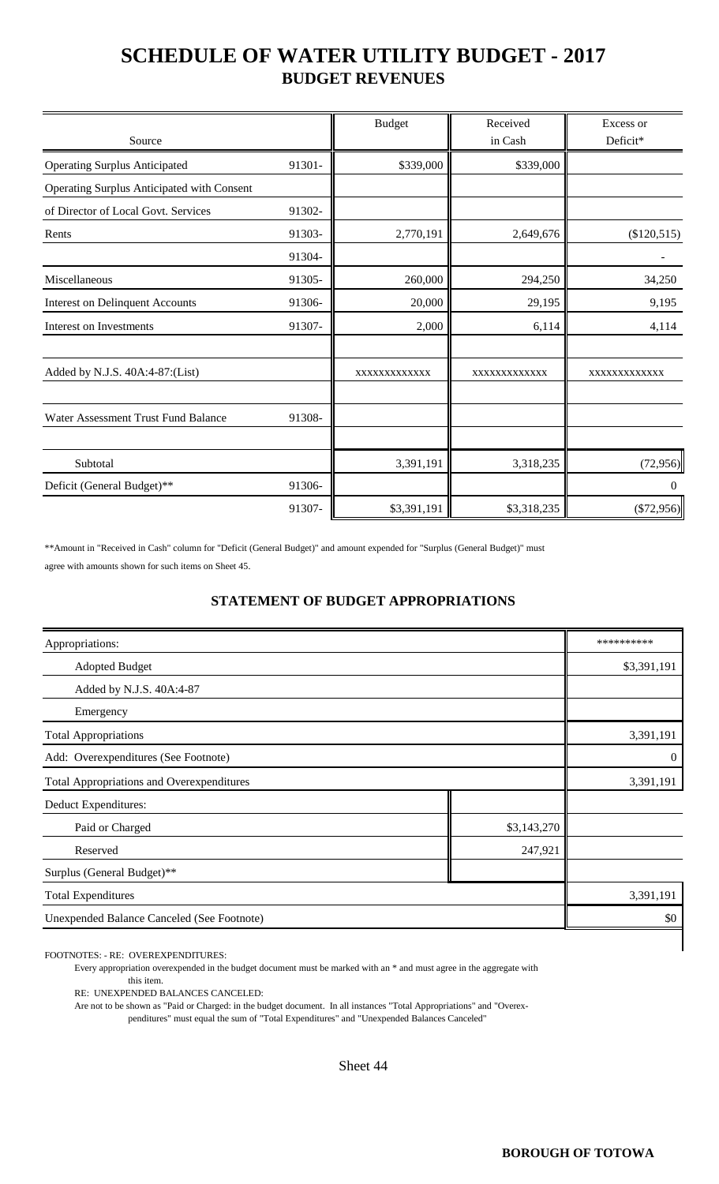# SCHEDULE OF WATER UTILITY BUDGET - 2017

## BUDGET REVENUES

| Source | | Budget | Received in Cash | Excess or Deficit* |
|---|---|---|---|---|
| Operating Surplus Anticipated | 91301- | $339,000 | $339,000 | |
| Operating Surplus Anticipated with Consent | | | | |
| of Director of Local Govt. Services | 91302- | | | |
| Rents | 91303- | 2,770,191 | 2,649,676 | ($120,515) |
| | 91304- | | | - |
| Miscellaneous | 91305- | 260,000 | 294,250 | 34,250 |
| Interest on Delinquent Accounts | 91306- | 20,000 | 29,195 | 9,195 |
| Interest on Investments | 91307- | 2,000 | 6,114 | 4,114 |
| | | | | |
| Added by N.J.S. 40A:4-87:(List) | | xxxxxxxxxxxx | xxxxxxxxxxxx | xxxxxxxxxxxx |
| | | | | |
| Water Assessment Trust Fund Balance | 91308- | | | |
| | | | | |
| Subtotal | | 3,391,191 | 3,318,235 | (72,956) |
| Deficit (General Budget)** | 91306- | | | 0 |
| | 91307- | $3,391,191 | $3,318,235 | ($72,956) |

**Amount in "Received in Cash" column for "Deficit (General Budget)" and amount expended for "Surplus (General Budget)" must agree with amounts shown for such items on Sheet 45.

### STATEMENT OF BUDGET APPROPRIATIONS

| Appropriations: | | ********** |
|---|---|---|
| Adopted Budget | | $3,391,191 |
| Added by N.J.S. 40A:4-87 | | |
| Emergency | | |
| Total Appropriations | | 3,391,191 |
| Add: Overexpenditures (See Footnote) | | 0 |
| Total Appropriations and Overexpenditures | | 3,391,191 |
| Deduct Expenditures: | | |
| Paid or Charged | $3,143,270 | |
| Reserved | 247,921 | |
| Surplus (General Budget)** | | |
| Total Expenditures | | 3,391,191 |
| Unexpended Balance Canceled (See Footnote) | | $0 |

FOOTNOTES: - RE: OVEREXPENDITURES:

Every appropriation overexpended in the budget document must be marked with an * and must agree in the aggregate with this item.

RE: UNEXPENDED BALANCES CANCELED:

Are not to be shown as "Paid or Charged: in the budget document. In all instances "Total Appropriations" and "Overexpenditures" must equal the sum of "Total Expenditures" and "Unexpended Balances Canceled"

Sheet 44

**BOROUGH OF TOTOWA**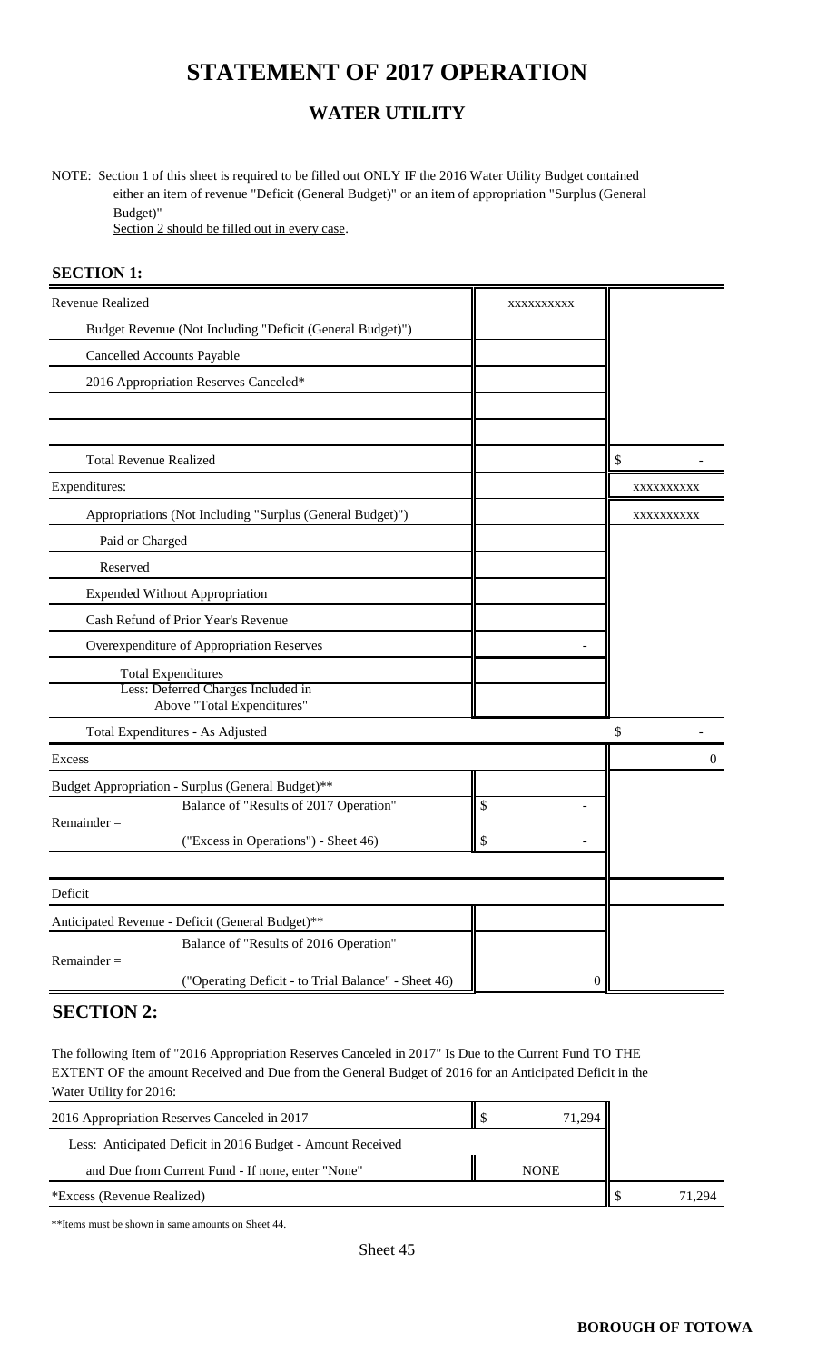# STATEMENT OF 2017 OPERATION

## WATER UTILITY

NOTE: Section 1 of this sheet is required to be filled out ONLY IF the 2016 Water Utility Budget contained either an item of revenue "Deficit (General Budget)" or an item of appropriation "Surplus (General Budget)"
Section 2 should be filled out in every case.

### SECTION 1:

| | | |
|---|---|---|
| Revenue Realized | xxxxxxxxxx | |
| Budget Revenue (Not Including "Deficit (General Budget)") | | |
| Cancelled Accounts Payable | | |
| 2016 Appropriation Reserves Canceled* | | |
| | | |
| | | |
| Total Revenue Realized | | $ - |
| Expenditures: | | xxxxxxxxxx |
| Appropriations (Not Including "Surplus (General Budget)") | | xxxxxxxxxx |
| Paid or Charged | | |
| Reserved | | |
| Expended Without Appropriation | | |
| Cash Refund of Prior Year's Revenue | | |
| Overexpenditure of Appropriation Reserves | - | |
| Total Expenditures | | |
| Less: Deferred Charges Included in Above "Total Expenditures" | | |
| Total Expenditures - As Adjusted | | $ - |
| Excess | | 0 |
| Budget Appropriation - Surplus (General Budget)** | | |
| Remainder = Balance of "Results of 2017 Operation" | $ - | |
| ("Excess in Operations") - Sheet 46) | $ - | |
| | | |
| Deficit | | |
| Anticipated Revenue - Deficit (General Budget)** | | |
| Remainder = Balance of "Results of 2016 Operation" | | |
| ("Operating Deficit - to Trial Balance" - Sheet 46) | 0 | |

### SECTION 2:

The following Item of "2016 Appropriation Reserves Canceled in 2017" Is Due to the Current Fund TO THE EXTENT OF the amount Received and Due from the General Budget of 2016 for an Anticipated Deficit in the Water Utility for 2016:

| | | |
|---|---|---|
| 2016 Appropriation Reserves Canceled in 2017 | $ 71,294 | |
| Less: Anticipated Deficit in 2016 Budget - Amount Received | | |
| and Due from Current Fund - If none, enter "None" | NONE | |
| *Excess (Revenue Realized) | | $ 71,294 |

**Items must be shown in same amounts on Sheet 44.

Sheet 45

**BOROUGH OF TOTOWA**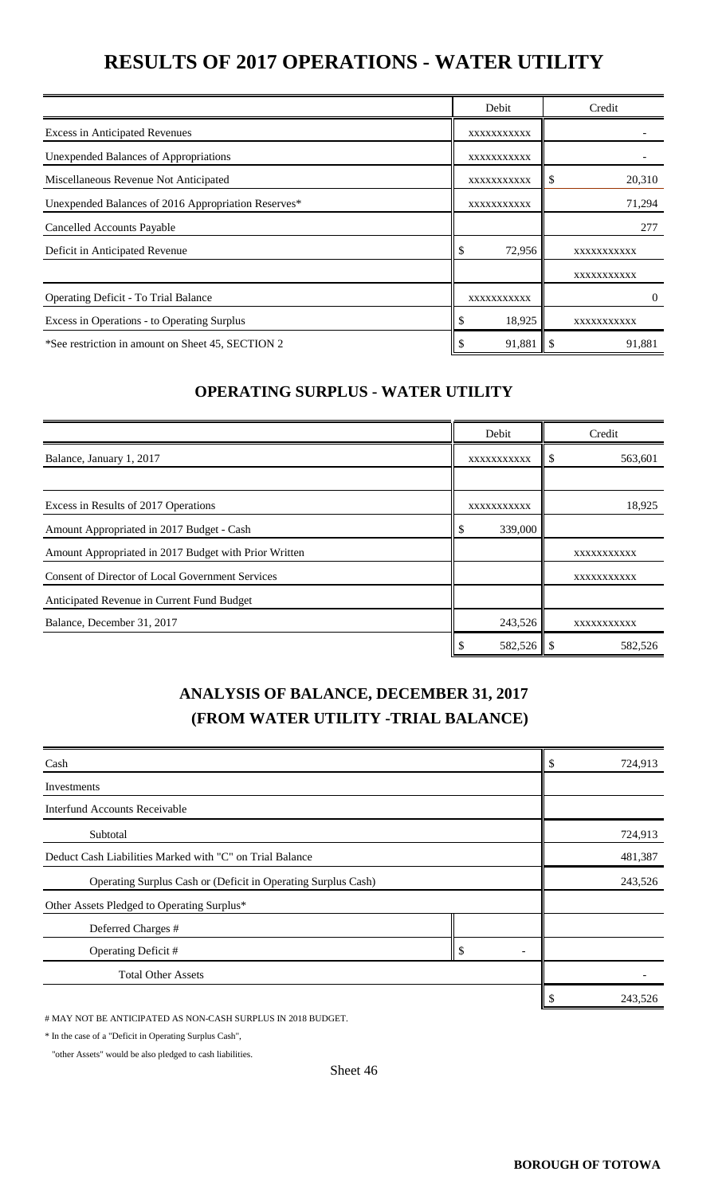# RESULTS OF 2017 OPERATIONS - WATER UTILITY

| | Debit | Credit |
|---|---|---|
| Excess in Anticipated Revenues | XXXXXXXXXXX | - |
| Unexpended Balances of Appropriations | XXXXXXXXXXX | - |
| Miscellaneous Revenue Not Anticipated | XXXXXXXXXXX | $ 20,310 |
| Unexpended Balances of 2016 Appropriation Reserves* | XXXXXXXXXXX | 71,294 |
| Cancelled Accounts Payable | | 277 |
| Deficit in Anticipated Revenue | $ 72,956 | XXXXXXXXXXX |
| | | XXXXXXXXXXX |
| Operating Deficit - To Trial Balance | XXXXXXXXXXX | 0 |
| Excess in Operations - to Operating Surplus | $ 18,925 | XXXXXXXXXXX |
| *See restriction in amount on Sheet 45, SECTION 2 | $ 91,881 | $ 91,881 |

## OPERATING SURPLUS - WATER UTILITY

| | Debit | Credit |
|---|---|---|
| Balance, January 1, 2017 | XXXXXXXXXXX | $ 563,601 |
| | | |
| Excess in Results of 2017 Operations | XXXXXXXXXXX | 18,925 |
| Amount Appropriated in 2017 Budget - Cash | $ 339,000 | |
| Amount Appropriated in 2017 Budget with Prior Written | | XXXXXXXXXXX |
| Consent of Director of Local Government Services | | XXXXXXXXXXX |
| Anticipated Revenue in Current Fund Budget | | |
| Balance, December 31, 2017 | 243,526 | XXXXXXXXXXX |
| | $ 582,526 | $ 582,526 |

## ANALYSIS OF BALANCE, DECEMBER 31, 2017 (FROM WATER UTILITY -TRIAL BALANCE)

| | | |
|---|---|---|
| Cash | | $ 724,913 |
| Investments | | |
| Interfund Accounts Receivable | | |
| Subtotal | | 724,913 |
| Deduct Cash Liabilities Marked with "C" on Trial Balance | | 481,387 |
| Operating Surplus Cash or (Deficit in Operating Surplus Cash) | | 243,526 |
| Other Assets Pledged to Operating Surplus* | | |
| Deferred Charges # | | |
| Operating Deficit # | $ - | |
| Total Other Assets | | - |
| | | $ 243,526 |

# MAY NOT BE ANTICIPATED AS NON-CASH SURPLUS IN 2018 BUDGET.

* In the case of a "Deficit in Operating Surplus Cash",

"other Assets" would be also pledged to cash liabilities.

Sheet 46

BOROUGH OF TOTOWA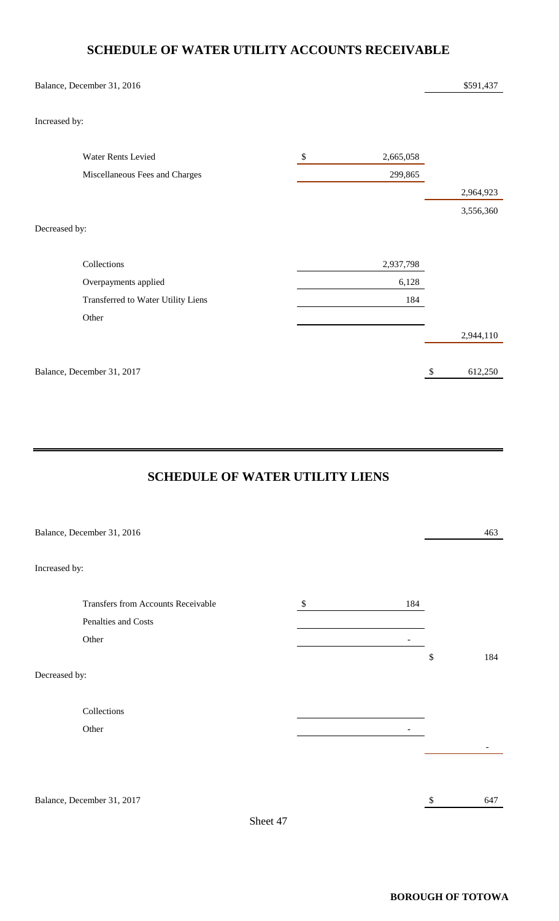## SCHEDULE OF WATER UTILITY ACCOUNTS RECEIVABLE

| | | |
|---|---|---|
| Balance, December 31, 2016 | | $591,437 |
| Increased by: | | |
| Water Rents Levied | $ 2,665,058 | |
| Miscellaneous Fees and Charges | 299,865 | |
| | | 2,964,923 |
| | | 3,556,360 |
| Decreased by: | | |
| Collections | 2,937,798 | |
| Overpayments applied | 6,128 | |
| Transferred to Water Utility Liens | 184 | |
| Other | | |
| | | 2,944,110 |
| Balance, December 31, 2017 | | $ 612,250 |

## SCHEDULE OF WATER UTILITY LIENS

| | | |
|---|---|---|
| Balance, December 31, 2016 | | 463 |
| Increased by: | | |
| Transfers from Accounts Receivable | $ 184 | |
| Penalties and Costs | | |
| Other | - | |
| | | $ 184 |
| Decreased by: | | |
| Collections | | |
| Other | - | |
| | | - |
| Balance, December 31, 2017 | | $ 647 |

Sheet 47

**BOROUGH OF TOTOWA**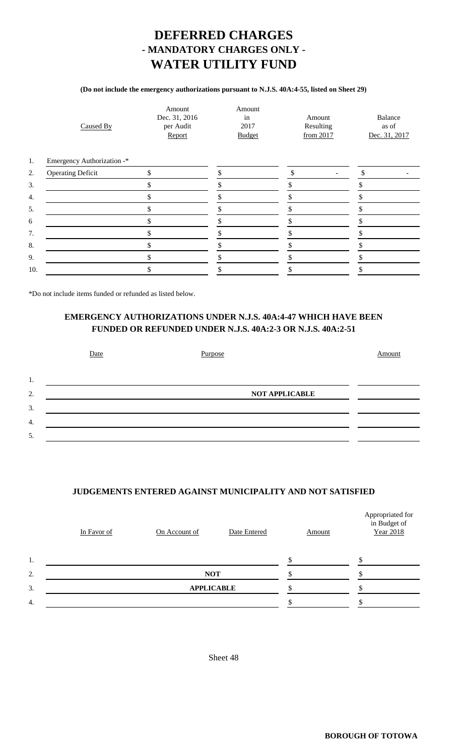# DEFERRED CHARGES
## - MANDATORY CHARGES ONLY -
# WATER UTILITY FUND

**(Do not include the emergency authorizations pursuant to N.J.S. 40A:4-55, listed on Sheet 29)**

| | Caused By | Amount Dec. 31, 2016 per Audit Report | Amount in 2017 Budget | Amount Resulting from 2017 | Balance as of Dec. 31, 2017 |
|---|---|---|---|---|---|
| 1. | Emergency Authorization -* | | | | |
| 2. | Operating Deficit | $ | $ | $ - | $ - |
| 3. | | $ | $ | $ | $ |
| 4. | | $ | $ | $ | $ |
| 5. | | $ | $ | $ | $ |
| 6 | | $ | $ | $ | $ |
| 7. | | $ | $ | $ | $ |
| 8. | | $ | $ | $ | $ |
| 9. | | $ | $ | $ | $ |
| 10. | | $ | $ | $ | $ |

*Do not include items funded or refunded as listed below.

### EMERGENCY AUTHORIZATIONS UNDER N.J.S. 40A:4-47 WHICH HAVE BEEN FUNDED OR REFUNDED UNDER N.J.S. 40A:2-3 OR N.J.S. 40A:2-51

| | Date | Purpose | Amount |
|---|---|---|---|
| 1. | | | |
| 2. | | **NOT APPLICABLE** | |
| 3. | | | |
| 4. | | | |
| 5. | | | |

### JUDGEMENTS ENTERED AGAINST MUNICIPALITY AND NOT SATISFIED

| | In Favor of | On Account of | Date Entered | Amount | Appropriated for in Budget of Year 2018 |
|---|---|---|---|---|---|
| 1. | | | | $ | $ |
| 2. | | **NOT** | | $ | $ |
| 3. | | **APPLICABLE** | | $ | $ |
| 4. | | | | $ | $ |

Sheet 48

**BOROUGH OF TOTOWA**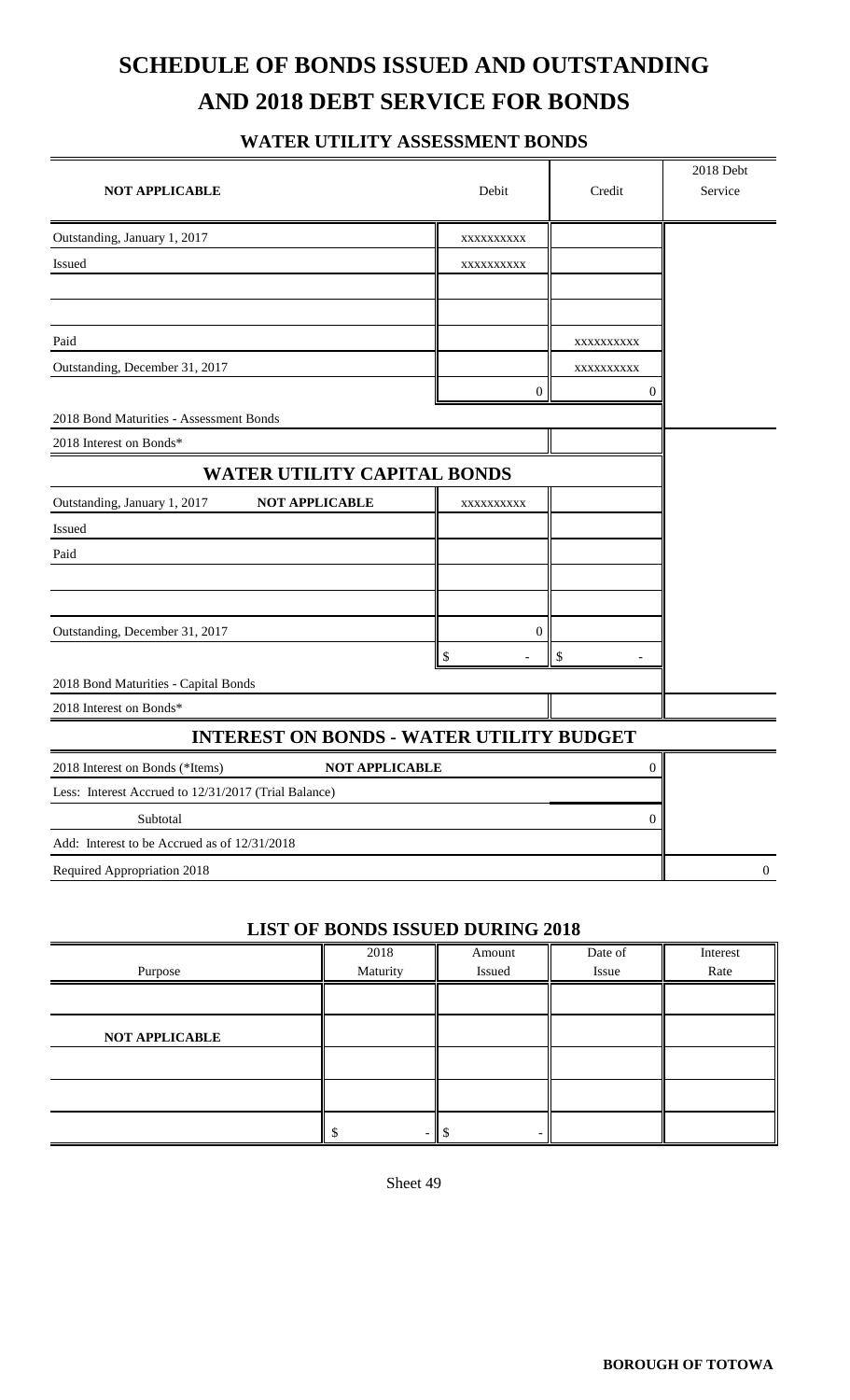# SCHEDULE OF BONDS ISSUED AND OUTSTANDING AND 2018 DEBT SERVICE FOR BONDS

## WATER UTILITY ASSESSMENT BONDS

| NOT APPLICABLE | Debit | Credit | 2018 Debt Service |
|---|---|---|---|
| Outstanding, January 1, 2017 | XXXXXXXXXX | | |
| Issued | XXXXXXXXXX | | |
| | | | |
| | | | |
| Paid | | XXXXXXXXXX | |
| Outstanding, December 31, 2017 | | XXXXXXXXXX | |
| | 0 | 0 | |
| 2018 Bond Maturities - Assessment Bonds | | | |
| 2018 Interest on Bonds* | | | |

## WATER UTILITY CAPITAL BONDS

| | Debit | Credit | 2018 Debt Service |
|---|---|---|---|
| Outstanding, January 1, 2017 **NOT APPLICABLE** | XXXXXXXXXX | | |
| Issued | | | |
| Paid | | | |
| | | | |
| | | | |
| Outstanding, December 31, 2017 | 0 | | |
| | $ - | $ - | |
| 2018 Bond Maturities - Capital Bonds | | | |
| 2018 Interest on Bonds* | | | |

## INTEREST ON BONDS - WATER UTILITY BUDGET

| | | |
|---|---|---|
| 2018 Interest on Bonds (*Items) **NOT APPLICABLE** | 0 | |
| Less: Interest Accrued to 12/31/2017 (Trial Balance) | | |
| Subtotal | 0 | |
| Add: Interest to be Accrued as of 12/31/2018 | | |
| Required Appropriation 2018 | | 0 |

## LIST OF BONDS ISSUED DURING 2018

| Purpose | 2018 Maturity | Amount Issued | Date of Issue | Interest Rate |
|---|---|---|---|---|
| | | | | |
| **NOT APPLICABLE** | | | | |
| | | | | |
| | | | | |
| | $ - | $ - | | |

Sheet 49

**BOROUGH OF TOTOWA**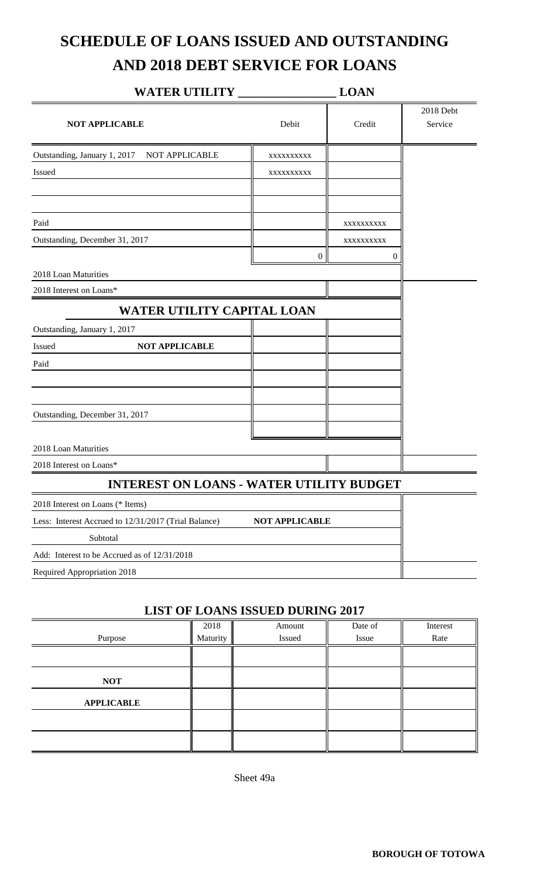# SCHEDULE OF LOANS ISSUED AND OUTSTANDING AND 2018 DEBT SERVICE FOR LOANS

## WATER UTILITY _______________ LOAN

| NOT APPLICABLE | Debit | Credit | 2018 Debt Service |
|---|---|---|---|
| Outstanding, January 1, 2017 NOT APPLICABLE | xxxxxxxxxx | | |
| Issued | xxxxxxxxxx | | |
| | | | |
| | | | |
| Paid | | xxxxxxxxxx | |
| Outstanding, December 31, 2017 | | xxxxxxxxxx | |
| | 0 | 0 | |
| 2018 Loan Maturities | | | |
| 2018 Interest on Loans* | | | |

## WATER UTILITY CAPITAL LOAN

| | Debit | Credit | 2018 Debt Service |
|---|---|---|---|
| Outstanding, January 1, 2017 | | | |
| Issued **NOT APPLICABLE** | | | |
| Paid | | | |
| | | | |
| | | | |
| Outstanding, December 31, 2017 | | | |
| | | | |
| 2018 Loan Maturities | | | |
| 2018 Interest on Loans* | | | |

## INTEREST ON LOANS - WATER UTILITY BUDGET

| | |
|---|---|
| 2018 Interest on Loans (* Items) | |
| Less: Interest Accrued to 12/31/2017 (Trial Balance) **NOT APPLICABLE** | |
| Subtotal | |
| Add: Interest to be Accrued as of 12/31/2018 | |
| Required Appropriation 2018 | |

## LIST OF LOANS ISSUED DURING 2017

| Purpose | 2018 Maturity | Amount Issued | Date of Issue | Interest Rate |
|---|---|---|---|---|
| | | | | |
| **NOT** | | | | |
| **APPLICABLE** | | | | |
| | | | | |
| | | | | |

Sheet 49a

**BOROUGH OF TOTOWA**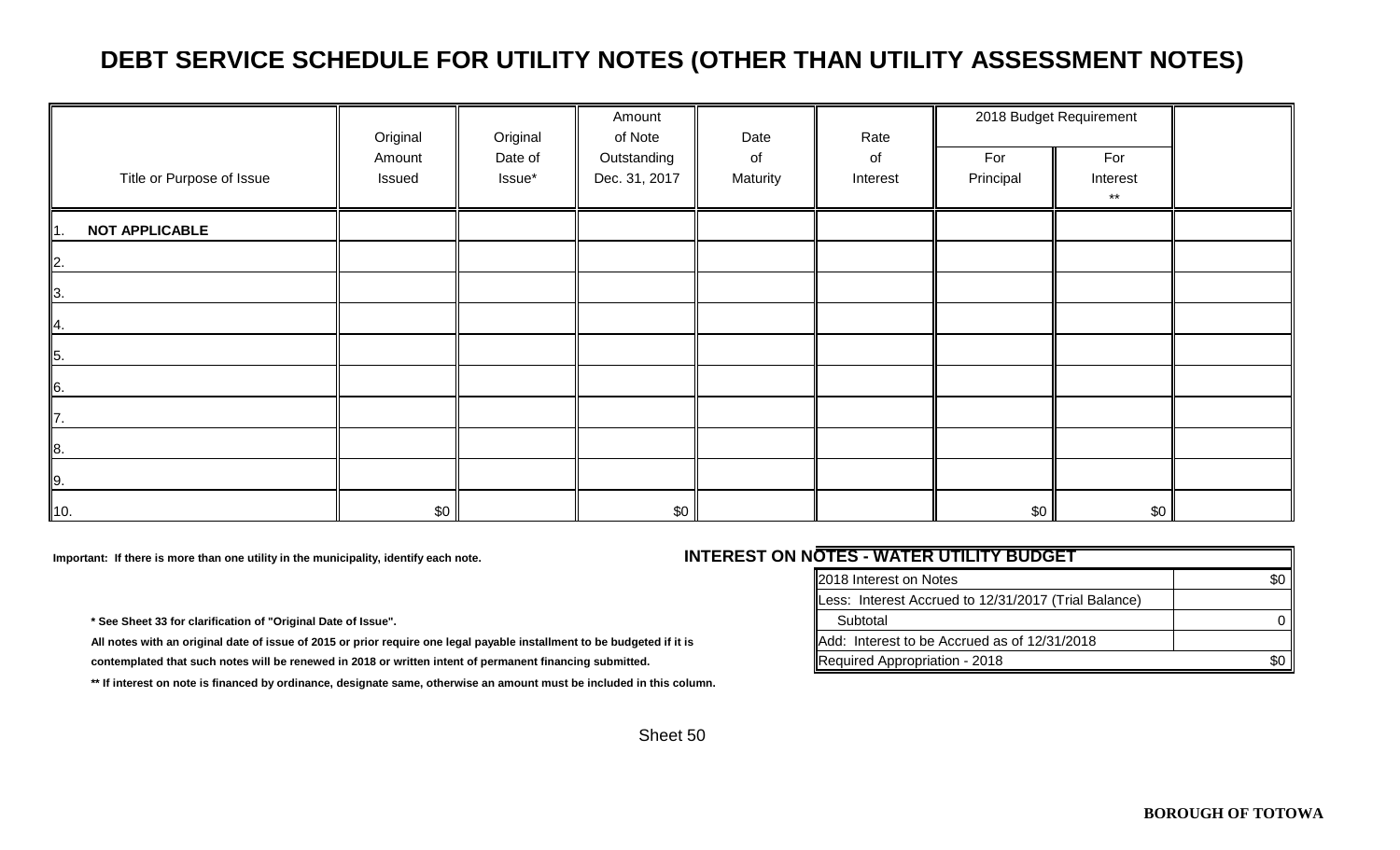# DEBT SERVICE SCHEDULE FOR UTILITY NOTES (OTHER THAN UTILITY ASSESSMENT NOTES)

| Title or Purpose of Issue | Original Amount Issued | Original Date of Issue* | Amount of Note Outstanding Dec. 31, 2017 | Date of Maturity | Rate of Interest | 2018 Budget Requirement | | |
|---|---|---|---|---|---|---|---|---|
| | | | | | | For Principal | For Interest ** | |
| 1. **NOT APPLICABLE** | | | | | | | | |
| 2. | | | | | | | | |
| 3. | | | | | | | | |
| 4. | | | | | | | | |
| 5. | | | | | | | | |
| 6. | | | | | | | | |
| 7. | | | | | | | | |
| 8. | | | | | | | | |
| 9. | | | | | | | | |
| 10. | $0 | | $0 | | | $0 | $0 | |

**Important: If there is more than one utility in the municipality, identify each note.**

**INTEREST ON NOTES - WATER UTILITY BUDGET**

| | |
|---|---|
| 2018 Interest on Notes | $0 |
| Less: Interest Accrued to 12/31/2017 (Trial Balance) | |
| Subtotal | 0 |
| Add: Interest to be Accrued as of 12/31/2018 | |
| Required Appropriation - 2018 | $0 |

**\* See Sheet 33 for clarification of "Original Date of Issue".**

**All notes with an original date of issue of 2015 or prior require one legal payable installment to be budgeted if it is contemplated that such notes will be renewed in 2018 or written intent of permanent financing submitted.**

**\*\* If interest on note is financed by ordinance, designate same, otherwise an amount must be included in this column.**

Sheet 50

**BOROUGH OF TOTOWA**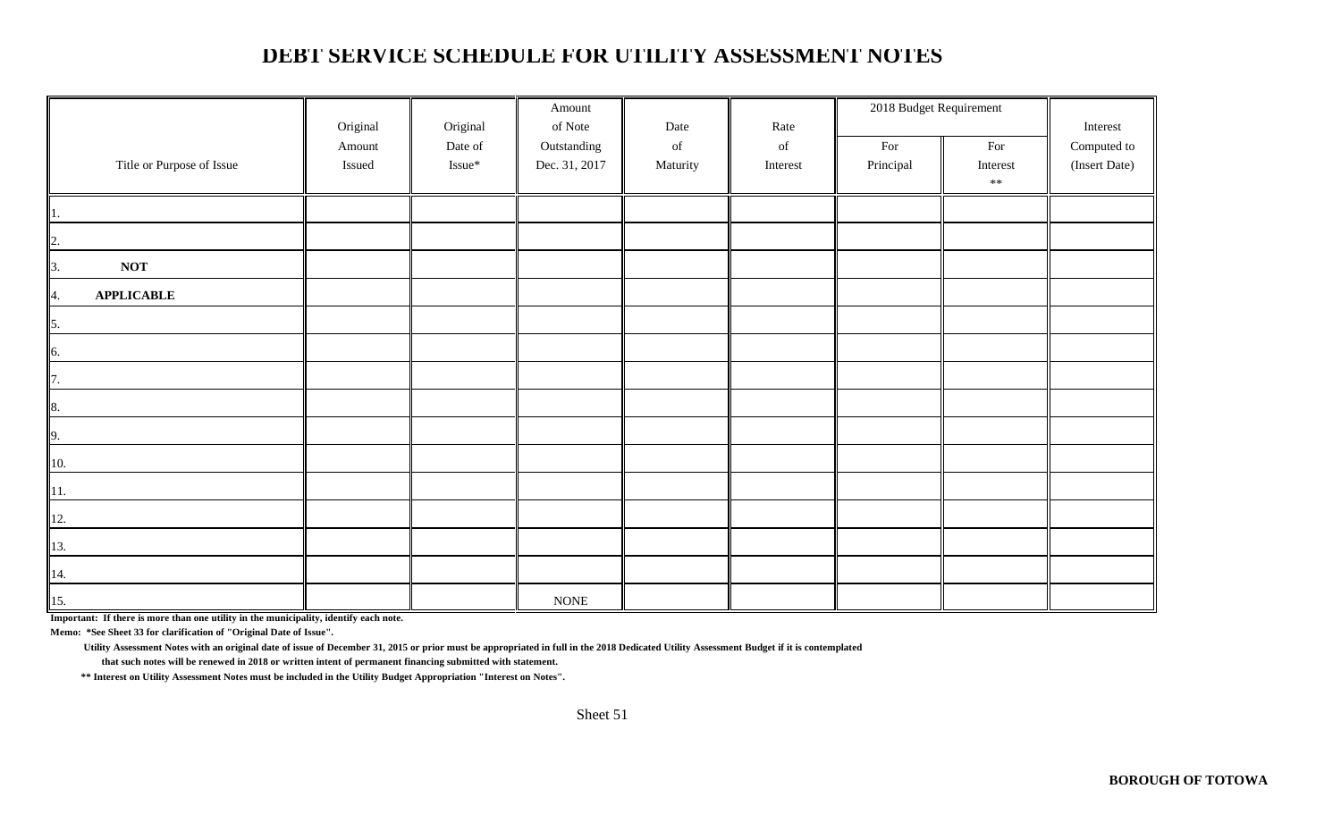# DEBT SERVICE SCHEDULE FOR UTILITY ASSESSMENT NOTES

| Title or Purpose of Issue | Original Amount Issued | Original Date of Issue* | Amount of Note Outstanding Dec. 31, 2017 | Date of Maturity | Rate of Interest | 2018 Budget Requirement For Principal | 2018 Budget Requirement For Interest ** | Interest Computed to (Insert Date) |
|---|---|---|---|---|---|---|---|---|
| 1. | | | | | | | | |
| 2. | | | | | | | | |
| 3. **NOT** | | | | | | | | |
| 4. **APPLICABLE** | | | | | | | | |
| 5. | | | | | | | | |
| 6. | | | | | | | | |
| 7. | | | | | | | | |
| 8. | | | | | | | | |
| 9. | | | | | | | | |
| 10. | | | | | | | | |
| 11. | | | | | | | | |
| 12. | | | | | | | | |
| 13. | | | | | | | | |
| 14. | | | | | | | | |
| 15. | | | NONE | | | | | |

**Important: If there is more than one utility in the municipality, identify each note.**

**Memo: *See Sheet 33 for clarification of "Original Date of Issue".**

**Utility Assessment Notes with an original date of issue of December 31, 2015 or prior must be appropriated in full in the 2018 Dedicated Utility Assessment Budget if it is contemplated that such notes will be renewed in 2018 or written intent of permanent financing submitted with statement.**

**** Interest on Utility Assessment Notes must be included in the Utility Budget Appropriation "Interest on Notes".**

Sheet 51

**BOROUGH OF TOTOWA**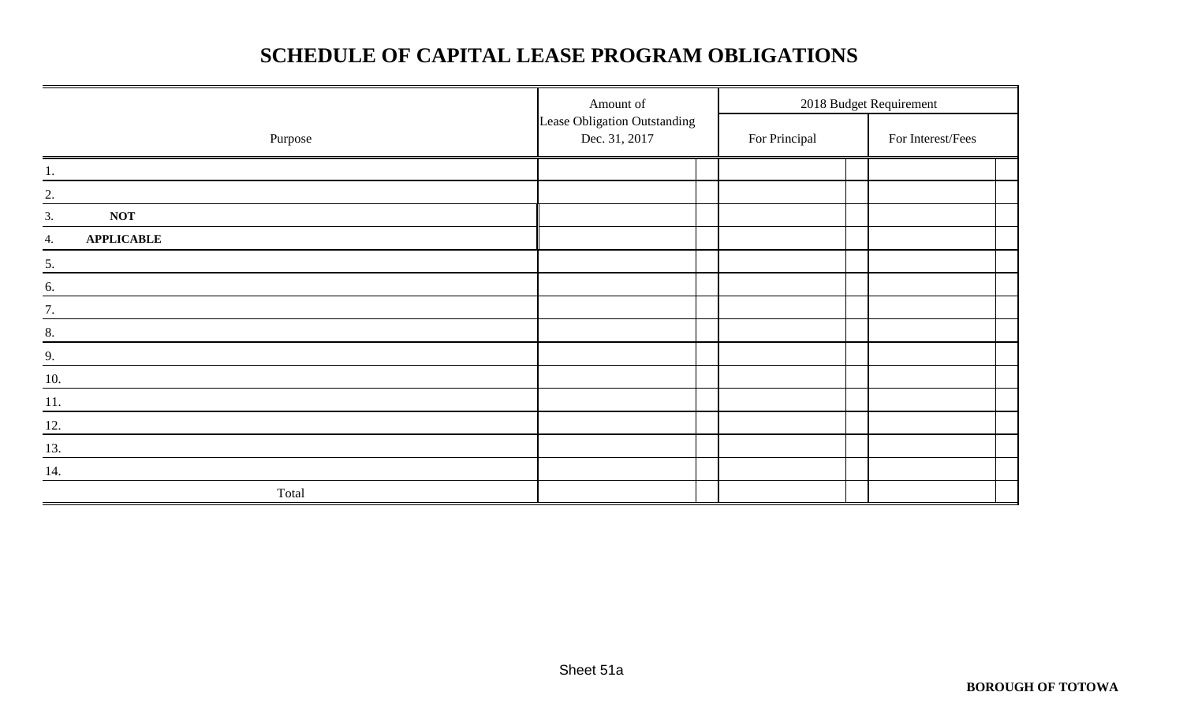# SCHEDULE OF CAPITAL LEASE PROGRAM OBLIGATIONS

| Purpose | Amount of Lease Obligation Outstanding Dec. 31, 2017 | 2018 Budget Requirement | |
|---|---|---|---|
| | | For Principal | For Interest/Fees |
| 1. | | | |
| 2. | | | |
| 3. **NOT** | | | |
| 4. **APPLICABLE** | | | |
| 5. | | | |
| 6. | | | |
| 7. | | | |
| 8. | | | |
| 9. | | | |
| 10. | | | |
| 11. | | | |
| 12. | | | |
| 13. | | | |
| 14. | | | |
| Total | | | |

Sheet 51a

**BOROUGH OF TOTOWA**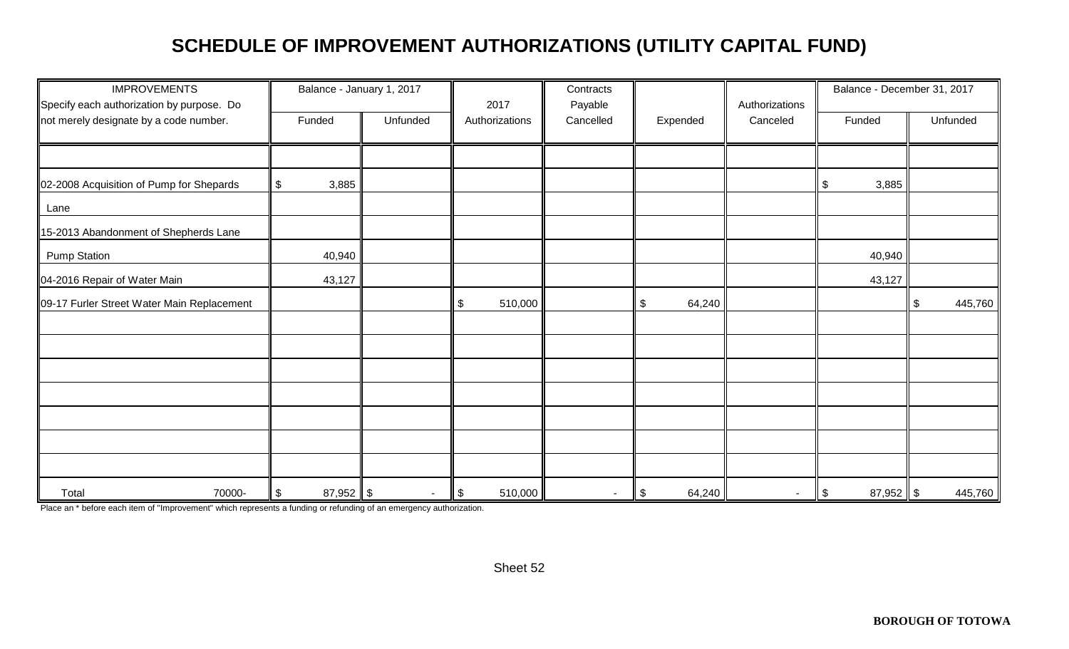# SCHEDULE OF IMPROVEMENT AUTHORIZATIONS (UTILITY CAPITAL FUND)

| IMPROVEMENTS Specify each authorization by purpose. Do not merely designate by a code number. | Balance - January 1, 2017 | | 2017 Authorizations | Contracts Payable Cancelled | Expended | Authorizations Canceled | Balance - December 31, 2017 | |
|---|---|---|---|---|---|---|---|---|
| | Funded | Unfunded | | | | | Funded | Unfunded |
| 02-2008 Acquisition of Pump for Shepards Lane | $ 3,885 | | | | | | $ 3,885 | |
| 15-2013 Abandonment of Shepherds Lane Pump Station | 40,940 | | | | | | 40,940 | |
| 04-2016 Repair of Water Main | 43,127 | | | | | | 43,127 | |
| 09-17 Furler Street Water Main Replacement | | | $ 510,000 | | $ 64,240 | | | $ 445,760 |
| Total 70000- | $ 87,952 | $ - | $ 510,000 | - | $ 64,240 | - | $ 87,952 | $ 445,760 |

Place an * before each item of "Improvement" which represents a funding or refunding of an emergency authorization.

Sheet 52

**BOROUGH OF TOTOWA**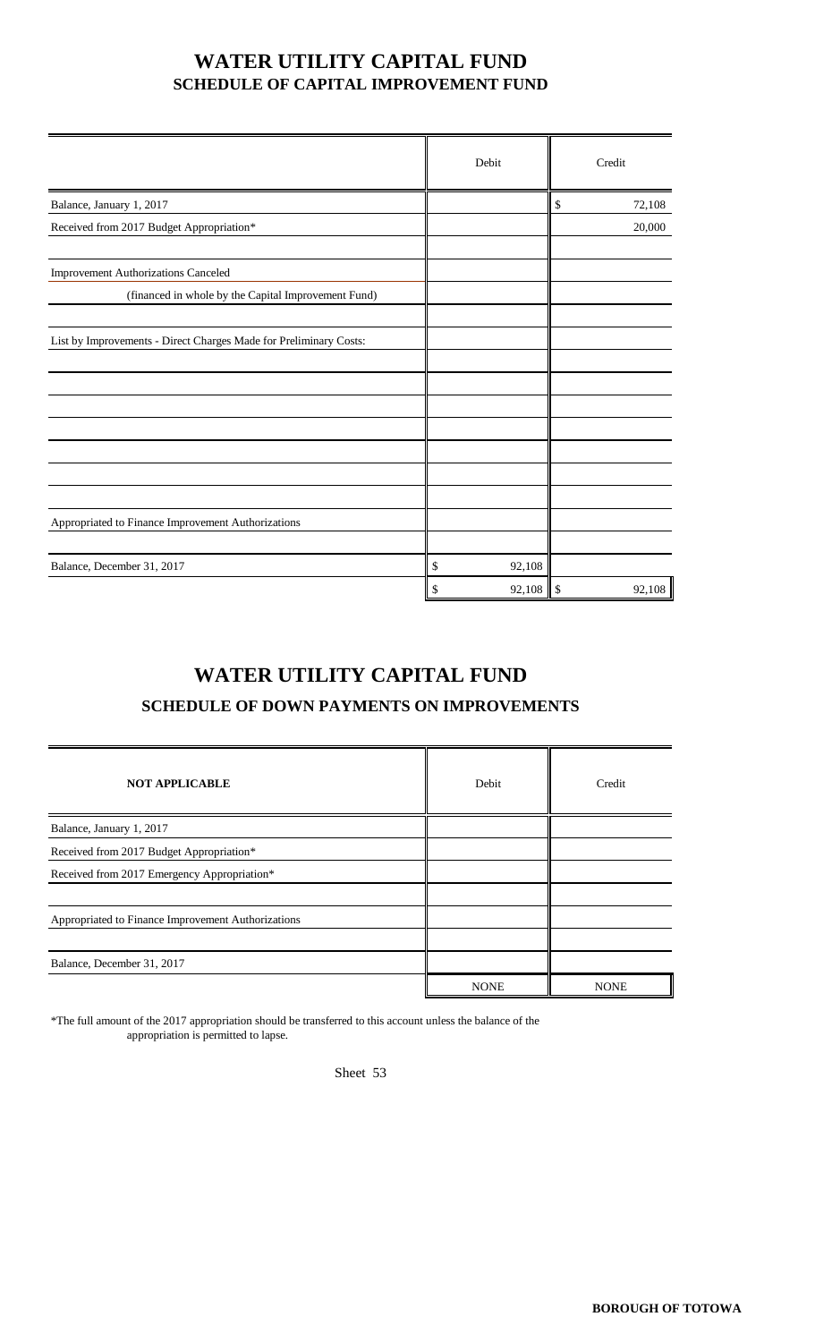# WATER UTILITY CAPITAL FUND

## SCHEDULE OF CAPITAL IMPROVEMENT FUND

| | Debit | Credit |
|---|---|---|
| Balance, January 1, 2017 | | $ 72,108 |
| Received from 2017 Budget Appropriation* | | 20,000 |
| | | |
| Improvement Authorizations Canceled | | |
| (financed in whole by the Capital Improvement Fund) | | |
| | | |
| List by Improvements - Direct Charges Made for Preliminary Costs: | | |
| | | |
| | | |
| | | |
| | | |
| | | |
| | | |
| | | |
| Appropriated to Finance Improvement Authorizations | | |
| | | |
| Balance, December 31, 2017 | $ 92,108 | |
| | $ 92,108 | $ 92,108 |

# WATER UTILITY CAPITAL FUND

## SCHEDULE OF DOWN PAYMENTS ON IMPROVEMENTS

| NOT APPLICABLE | Debit | Credit |
|---|---|---|
| Balance, January 1, 2017 | | |
| Received from 2017 Budget Appropriation* | | |
| Received from 2017 Emergency Appropriation* | | |
| | | |
| Appropriated to Finance Improvement Authorizations | | |
| | | |
| Balance, December 31, 2017 | | |
| | NONE | NONE |

*The full amount of the 2017 appropriation should be transferred to this account unless the balance of the appropriation is permitted to lapse.

Sheet 53

**BOROUGH OF TOTOWA**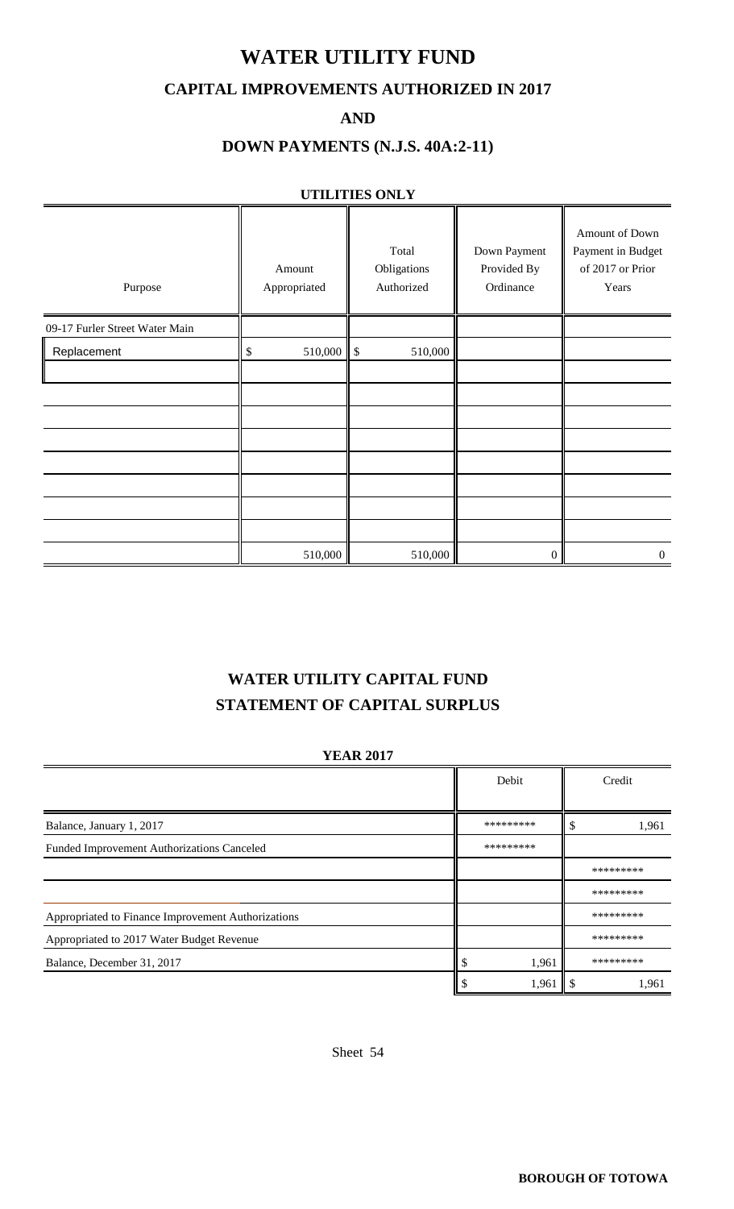# WATER UTILITY FUND

## CAPITAL IMPROVEMENTS AUTHORIZED IN 2017

## AND

## DOWN PAYMENTS (N.J.S. 40A:2-11)

**UTILITIES ONLY**

| Purpose | Amount Appropriated | Total Obligations Authorized | Down Payment Provided By Ordinance | Amount of Down Payment in Budget of 2017 or Prior Years |
|---|---|---|---|---|
| 09-17 Furler Street Water Main | | | | |
| Replacement | $ 510,000 | $ 510,000 | | |
| | | | | |
| | | | | |
| | | | | |
| | | | | |
| | | | | |
| | | | | |
| | | | | |
| | | | | |
| | 510,000 | 510,000 | 0 | 0 |

# WATER UTILITY CAPITAL FUND

## STATEMENT OF CAPITAL SURPLUS

**YEAR 2017**

| | Debit | Credit |
|---|---|---|
| Balance, January 1, 2017 | ********* | $ 1,961 |
| Funded Improvement Authorizations Canceled | ********* | |
| | | ********* |
| | | ********* |
| Appropriated to Finance Improvement Authorizations | | ********* |
| Appropriated to 2017 Water Budget Revenue | | ********* |
| Balance, December 31, 2017 | $ 1,961 | ********* |
| | $ 1,961 | $ 1,961 |

Sheet 54

**BOROUGH OF TOTOWA**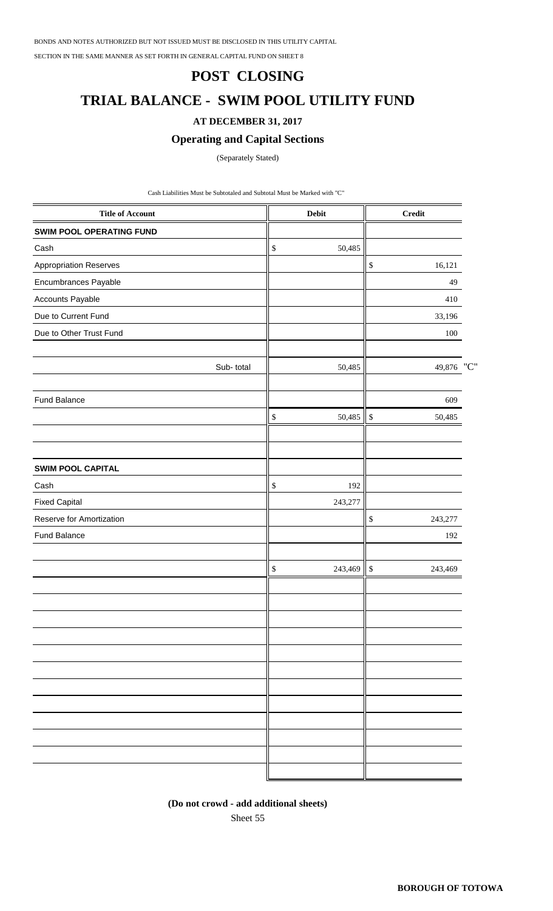BONDS AND NOTES AUTHORIZED BUT NOT ISSUED MUST BE DISCLOSED IN THIS UTILITY CAPITAL SECTION IN THE SAME MANNER AS SET FORTH IN GENERAL CAPITAL FUND ON SHEET 8

# POST CLOSING

# TRIAL BALANCE - SWIM POOL UTILITY FUND

### AT DECEMBER 31, 2017

### Operating and Capital Sections

(Separately Stated)

Cash Liabilities Must be Subtotaled and Subtotal Must be Marked with "C"

| Title of Account | Debit | Credit |
|---|---|---|
| **SWIM POOL OPERATING FUND** | | |
| Cash | $ 50,485 | |
| Appropriation Reserves | | $ 16,121 |
| Encumbrances Payable | | 49 |
| Accounts Payable | | 410 |
| Due to Current Fund | | 33,196 |
| Due to Other Trust Fund | | 100 |
| | | |
| Sub- total | 50,485 | 49,876 "C" |
| | | |
| Fund Balance | | 609 |
| | $ 50,485 | $ 50,485 |
| | | |
| | | |
| **SWIM POOL CAPITAL** | | |
| Cash | $ 192 | |
| Fixed Capital | 243,277 | |
| Reserve for Amortization | | $ 243,277 |
| Fund Balance | | 192 |
| | | |
| | $ 243,469 | $ 243,469 |

**(Do not crowd - add additional sheets)**

Sheet 55

**BOROUGH OF TOTOWA**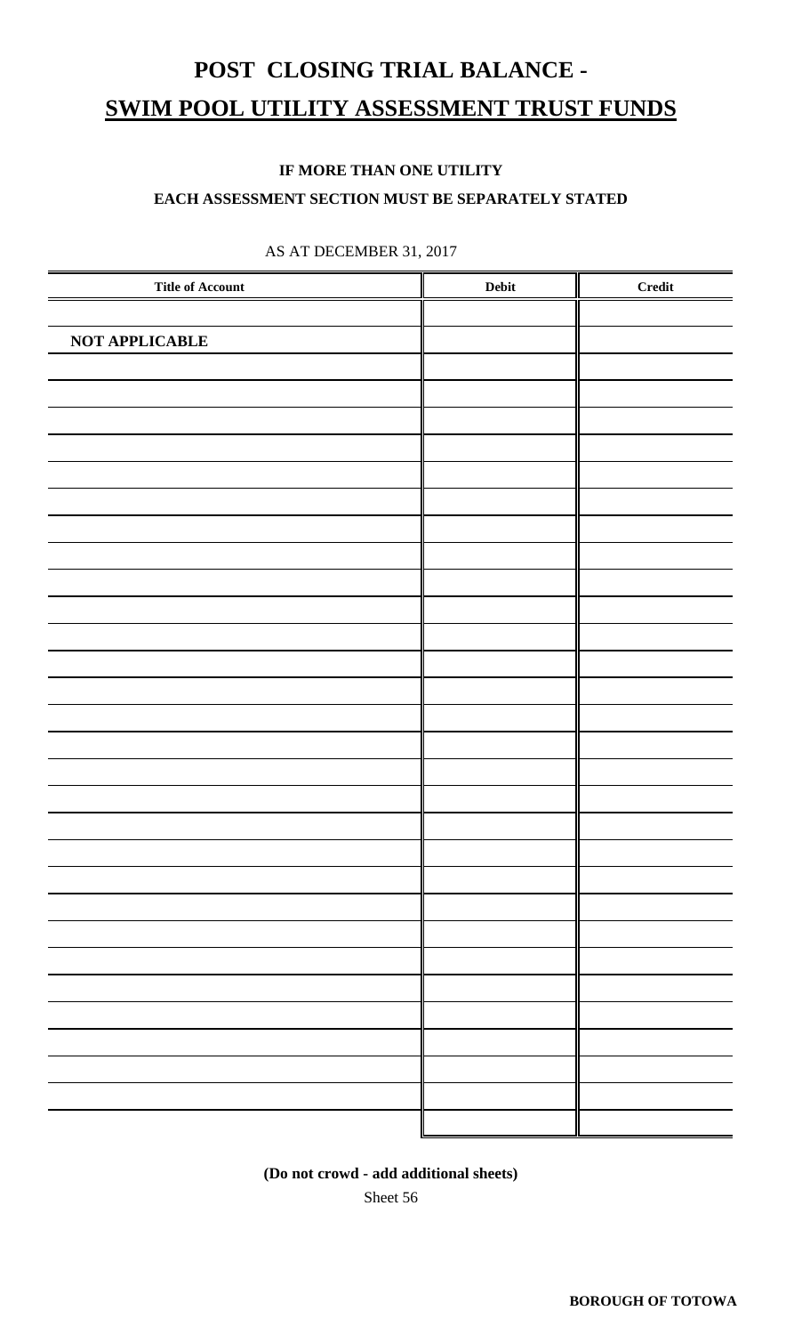# POST CLOSING TRIAL BALANCE -

## SWIM POOL UTILITY ASSESSMENT TRUST FUNDS

**IF MORE THAN ONE UTILITY**

**EACH ASSESSMENT SECTION MUST BE SEPARATELY STATED**

AS AT DECEMBER 31, 2017

| Title of Account | Debit | Credit |
|---|---|---|
| | | |
| **NOT APPLICABLE** | | |
| | | |

**(Do not crowd - add additional sheets)**

Sheet 56

**BOROUGH OF TOTOWA**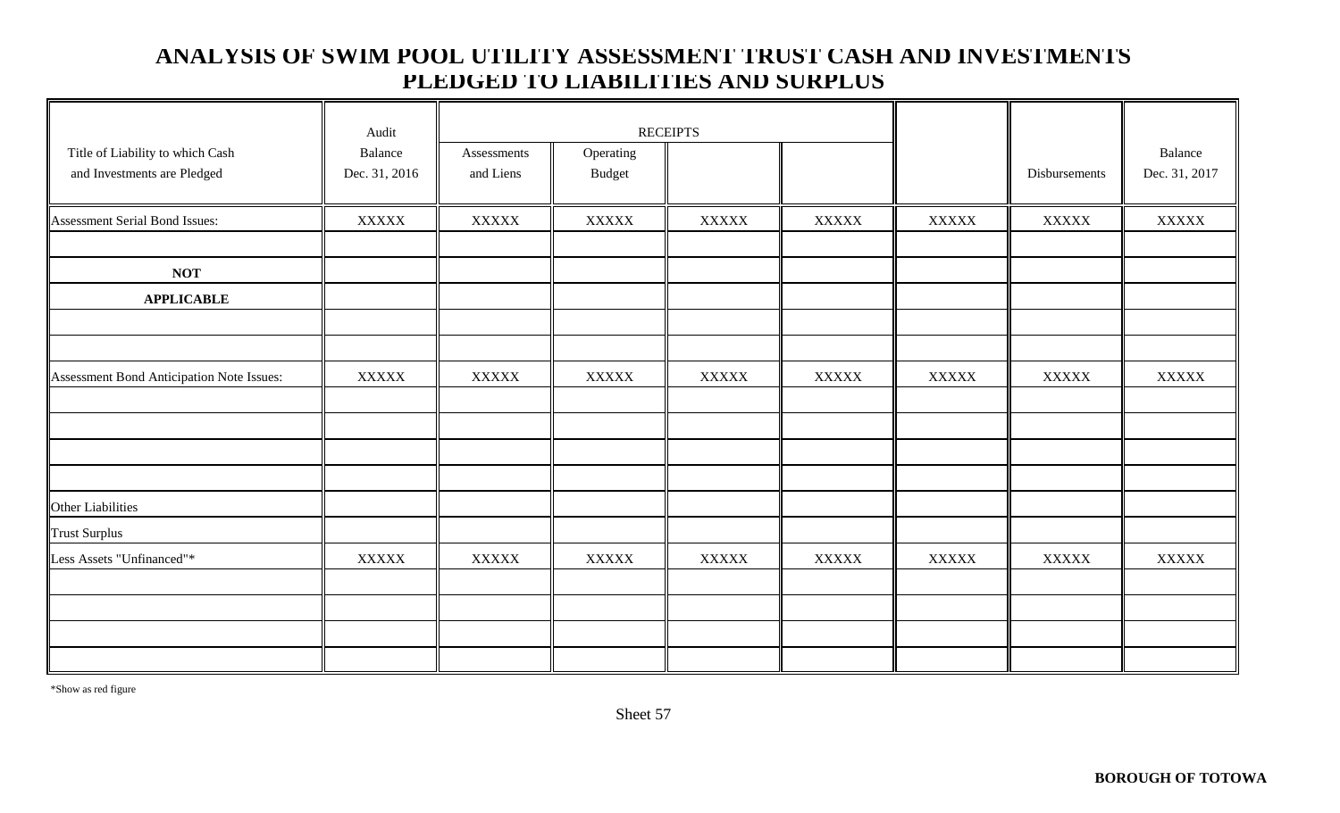# ANALYSIS OF SWIM POOL UTILITY ASSESSMENT TRUST CASH AND INVESTMENTS PLEDGED TO LIABILITIES AND SURPLUS

| Title of Liability to which Cash and Investments are Pledged | Audit Balance Dec. 31, 2016 | RECEIPTS | | | | | Disbursements | Balance Dec. 31, 2017 |
|---|---|---|---|---|---|---|---|---|
| | | Assessments and Liens | Operating Budget | | | | | |
| Assessment Serial Bond Issues: | XXXXX | XXXXX | XXXXX | XXXXX | XXXXX | XXXXX | XXXXX | XXXXX |
| | | | | | | | | |
| **NOT** | | | | | | | | |
| **APPLICABLE** | | | | | | | | |
| | | | | | | | | |
| | | | | | | | | |
| Assessment Bond Anticipation Note Issues: | XXXXX | XXXXX | XXXXX | XXXXX | XXXXX | XXXXX | XXXXX | XXXXX |
| | | | | | | | | |
| | | | | | | | | |
| | | | | | | | | |
| | | | | | | | | |
| Other Liabilities | | | | | | | | |
| Trust Surplus | | | | | | | | |
| Less Assets "Unfinanced"* | XXXXX | XXXXX | XXXXX | XXXXX | XXXXX | XXXXX | XXXXX | XXXXX |
| | | | | | | | | |
| | | | | | | | | |
| | | | | | | | | |
| | | | | | | | | |

*Show as red figure

Sheet 57

**BOROUGH OF TOTOWA**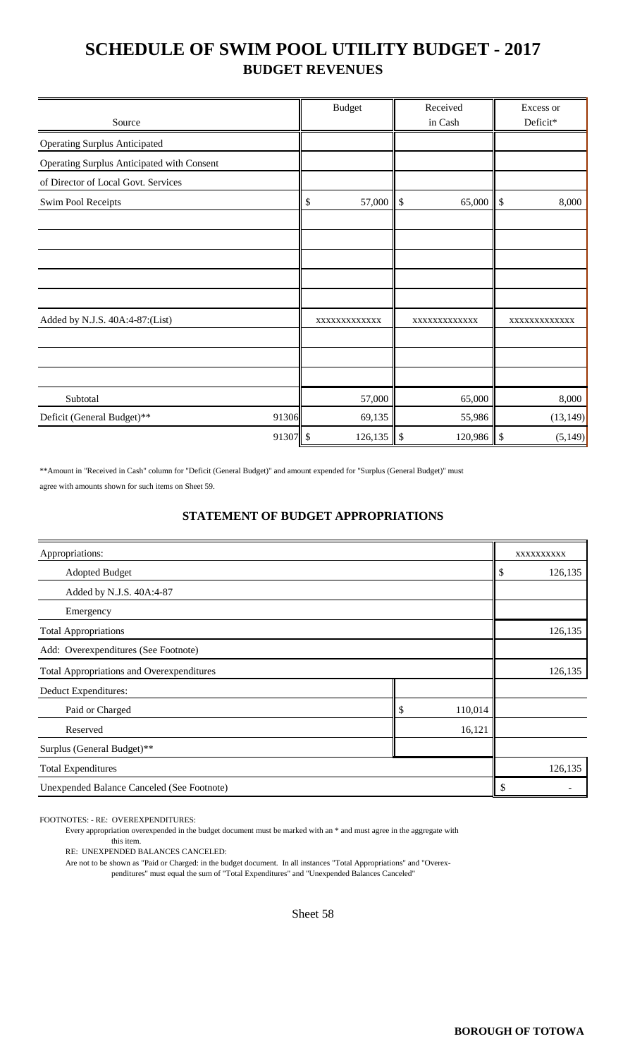# SCHEDULE OF SWIM POOL UTILITY BUDGET - 2017

## BUDGET REVENUES

| Source | | Budget | Received in Cash | Excess or Deficit* |
|---|---|---|---|---|
| Operating Surplus Anticipated | | | | |
| Operating Surplus Anticipated with Consent | | | | |
| of Director of Local Govt. Services | | | | |
| Swim Pool Receipts | | $ 57,000 | $ 65,000 | $ 8,000 |
| | | | | |
| | | | | |
| | | | | |
| | | | | |
| | | | | |
| Added by N.J.S. 40A:4-87:(List) | | xxxxxxxxxxxx | xxxxxxxxxxxx | xxxxxxxxxxxx |
| | | | | |
| | | | | |
| | | | | |
| Subtotal | | 57,000 | 65,000 | 8,000 |
| Deficit (General Budget)** | 91306 | 69,135 | 55,986 | (13,149) |
| | 91307 | $ 126,135 | $ 120,986 | $ (5,149) |

**Amount in "Received in Cash" column for "Deficit (General Budget)" and amount expended for "Surplus (General Budget)" must agree with amounts shown for such items on Sheet 59.

### STATEMENT OF BUDGET APPROPRIATIONS

| | | |
|---|---|---|
| Appropriations: | | xxxxxxxxxx |
| Adopted Budget | | $ 126,135 |
| Added by N.J.S. 40A:4-87 | | |
| Emergency | | |
| Total Appropriations | | 126,135 |
| Add: Overexpenditures (See Footnote) | | |
| Total Appropriations and Overexpenditures | | 126,135 |
| Deduct Expenditures: | | |
| Paid or Charged | $ 110,014 | |
| Reserved | 16,121 | |
| Surplus (General Budget)** | | |
| Total Expenditures | | 126,135 |
| Unexpended Balance Canceled (See Footnote) | | $ - |

FOOTNOTES: - RE: OVEREXPENDITURES:

Every appropriation overexpended in the budget document must be marked with an * and must agree in the aggregate with this item.

RE: UNEXPENDED BALANCES CANCELED:

Are not to be shown as "Paid or Charged: in the budget document. In all instances "Total Appropriations" and "Overexpenditures" must equal the sum of "Total Expenditures" and "Unexpended Balances Canceled"

Sheet 58

**BOROUGH OF TOTOWA**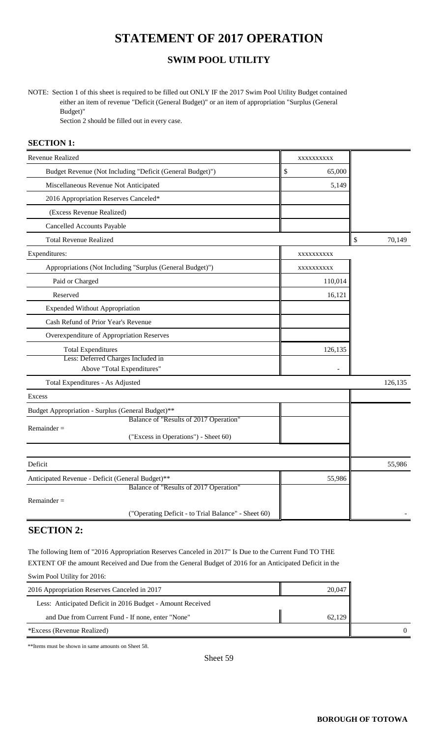# STATEMENT OF 2017 OPERATION

## SWIM POOL UTILITY

NOTE: Section 1 of this sheet is required to be filled out ONLY IF the 2017 Swim Pool Utility Budget contained either an item of revenue "Deficit (General Budget)" or an item of appropriation "Surplus (General Budget)"
Section 2 should be filled out in every case.

### SECTION 1:

| | | |
|---|---|---|
| Revenue Realized | xxxxxxxxxx | |
| Budget Revenue (Not Including "Deficit (General Budget)") | $ 65,000 | |
| Miscellaneous Revenue Not Anticipated | 5,149 | |
| 2016 Appropriation Reserves Canceled* | | |
| (Excess Revenue Realized) | | |
| Cancelled Accounts Payable | | |
| Total Revenue Realized | | $ 70,149 |
| Expenditures: | xxxxxxxxxx | |
| Appropriations (Not Including "Surplus (General Budget)") | xxxxxxxxxx | |
| Paid or Charged | 110,014 | |
| Reserved | 16,121 | |
| Expended Without Appropriation | | |
| Cash Refund of Prior Year's Revenue | | |
| Overexpenditure of Appropriation Reserves | | |
| Total Expenditures | 126,135 | |
| Less: Deferred Charges Included in Above "Total Expenditures" | - | |
| Total Expenditures - As Adjusted | | 126,135 |
| Excess | | |
| Budget Appropriation - Surplus (General Budget)** | | |
| Remainder = Balance of "Results of 2017 Operation" ("Excess in Operations") - Sheet 60) | | |
| Deficit | | 55,986 |
| Anticipated Revenue - Deficit (General Budget)** | 55,986 | |
| Remainder = Balance of "Results of 2017 Operation" ("Operating Deficit - to Trial Balance" - Sheet 60) | | - |

### SECTION 2:

The following Item of "2016 Appropriation Reserves Canceled in 2017" Is Due to the Current Fund TO THE EXTENT OF the amount Received and Due from the General Budget of 2016 for an Anticipated Deficit in the Swim Pool Utility for 2016:

| | | |
|---|---|---|
| 2016 Appropriation Reserves Canceled in 2017 | 20,047 | |
| Less: Anticipated Deficit in 2016 Budget - Amount Received and Due from Current Fund - If none, enter "None" | 62,129 | |
| *Excess (Revenue Realized) | | 0 |

**Items must be shown in same amounts on Sheet 58.

Sheet 59

**BOROUGH OF TOTOWA**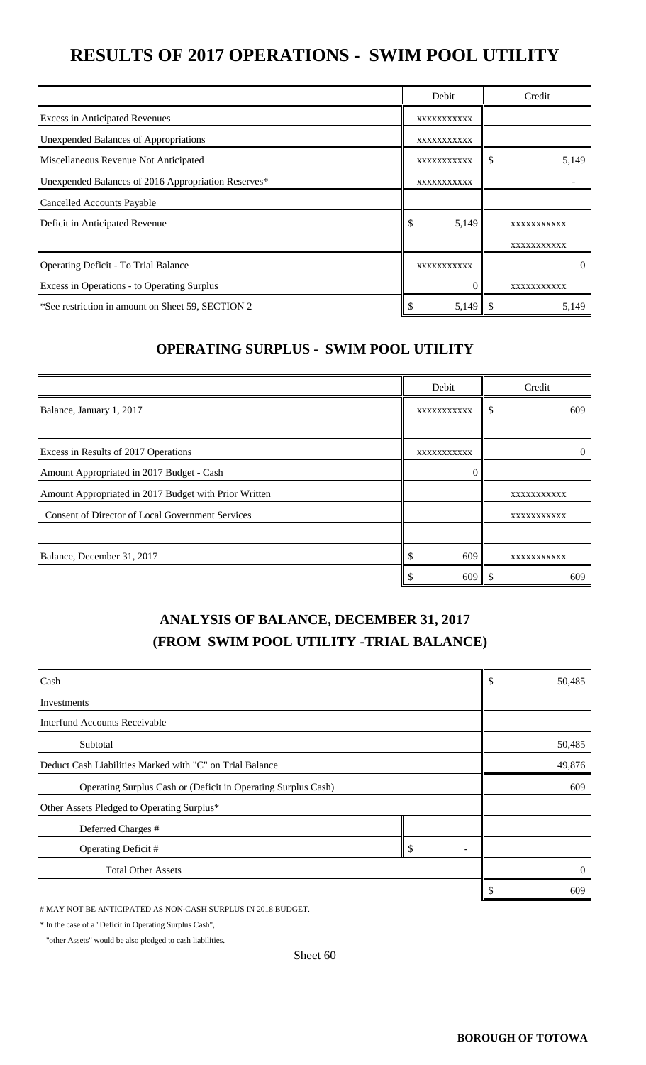# RESULTS OF 2017 OPERATIONS - SWIM POOL UTILITY

| | Debit | Credit |
|---|---|---|
| Excess in Anticipated Revenues | XXXXXXXXXXX | |
| Unexpended Balances of Appropriations | XXXXXXXXXXX | |
| Miscellaneous Revenue Not Anticipated | XXXXXXXXXXX | $ 5,149 |
| Unexpended Balances of 2016 Appropriation Reserves* | XXXXXXXXXXX | - |
| Cancelled Accounts Payable | | |
| Deficit in Anticipated Revenue | $ 5,149 | XXXXXXXXXXX |
| | | XXXXXXXXXXX |
| Operating Deficit - To Trial Balance | XXXXXXXXXXX | 0 |
| Excess in Operations - to Operating Surplus | 0 | XXXXXXXXXXX |
| *See restriction in amount on Sheet 59, SECTION 2 | $ 5,149 | $ 5,149 |

## OPERATING SURPLUS - SWIM POOL UTILITY

| | Debit | Credit |
|---|---|---|
| Balance, January 1, 2017 | XXXXXXXXXXX | $ 609 |
| | | |
| Excess in Results of 2017 Operations | XXXXXXXXXXX | 0 |
| Amount Appropriated in 2017 Budget - Cash | 0 | |
| Amount Appropriated in 2017 Budget with Prior Written | | XXXXXXXXXXX |
| Consent of Director of Local Government Services | | XXXXXXXXXXX |
| | | |
| Balance, December 31, 2017 | $ 609 | XXXXXXXXXXX |
| | $ 609 | $ 609 |

## ANALYSIS OF BALANCE, DECEMBER 31, 2017
## (FROM SWIM POOL UTILITY -TRIAL BALANCE)

| | | |
|---|---|---|
| Cash | | $ 50,485 |
| Investments | | |
| Interfund Accounts Receivable | | |
| Subtotal | | 50,485 |
| Deduct Cash Liabilities Marked with "C" on Trial Balance | | 49,876 |
| Operating Surplus Cash or (Deficit in Operating Surplus Cash) | | 609 |
| Other Assets Pledged to Operating Surplus* | | |
| Deferred Charges # | | |
| Operating Deficit # | $ - | |
| Total Other Assets | | 0 |
| | | $ 609 |

# MAY NOT BE ANTICIPATED AS NON-CASH SURPLUS IN 2018 BUDGET.

* In the case of a "Deficit in Operating Surplus Cash", "other Assets" would be also pledged to cash liabilities.

Sheet 60

BOROUGH OF TOTOWA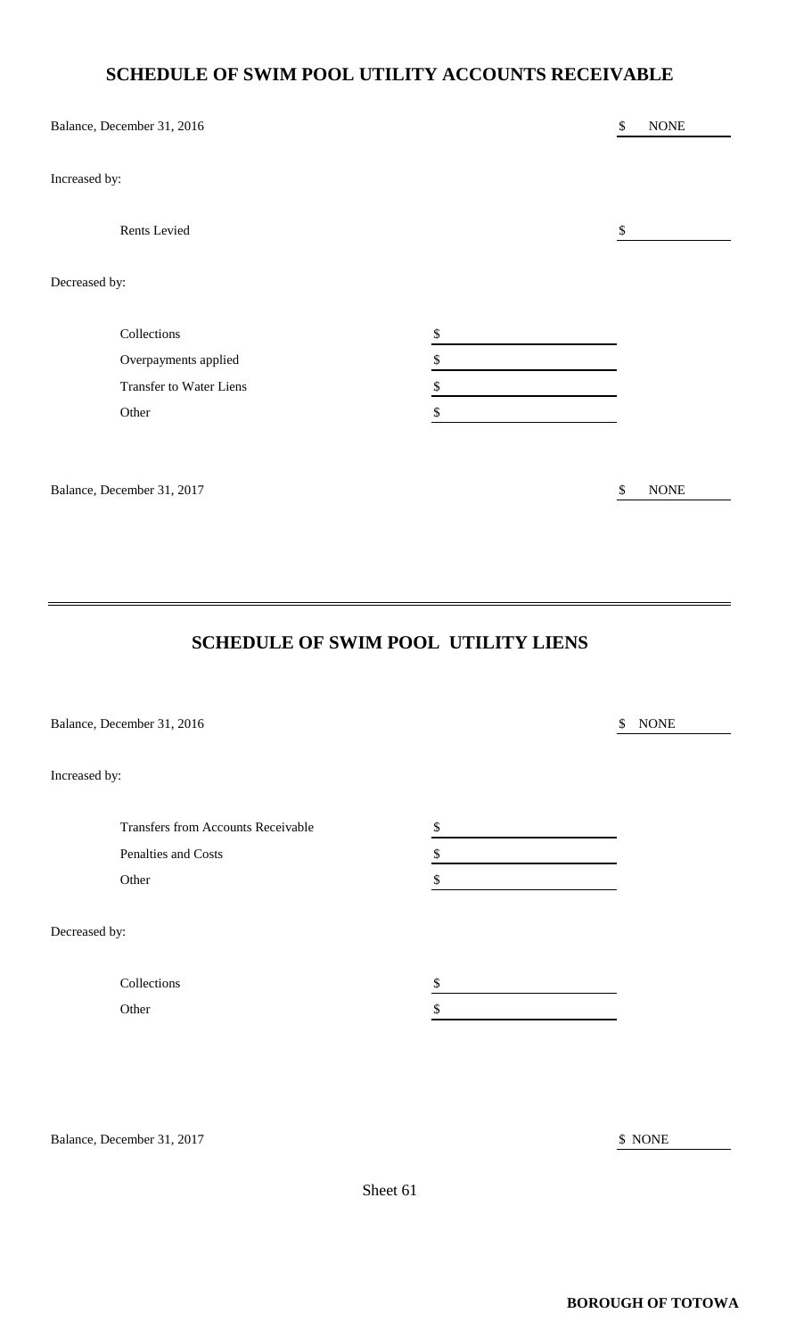## SCHEDULE OF SWIM POOL UTILITY ACCOUNTS RECEIVABLE

| | | |
|---|---|---|
| Balance, December 31, 2016 | | $ NONE |
| Increased by: | | |
| Rents Levied | | $ |
| Decreased by: | | |
| Collections | $ | |
| Overpayments applied | $ | |
| Transfer to Water Liens | $ | |
| Other | $ | |
| Balance, December 31, 2017 | | $ NONE |

## SCHEDULE OF SWIM POOL UTILITY LIENS

| | | |
|---|---|---|
| Balance, December 31, 2016 | | $ NONE |
| Increased by: | | |
| Transfers from Accounts Receivable | $ | |
| Penalties and Costs | $ | |
| Other | $ | |
| Decreased by: | | |
| Collections | $ | |
| Other | $ | |
| Balance, December 31, 2017 | | $ NONE |

Sheet 61

**BOROUGH OF TOTOWA**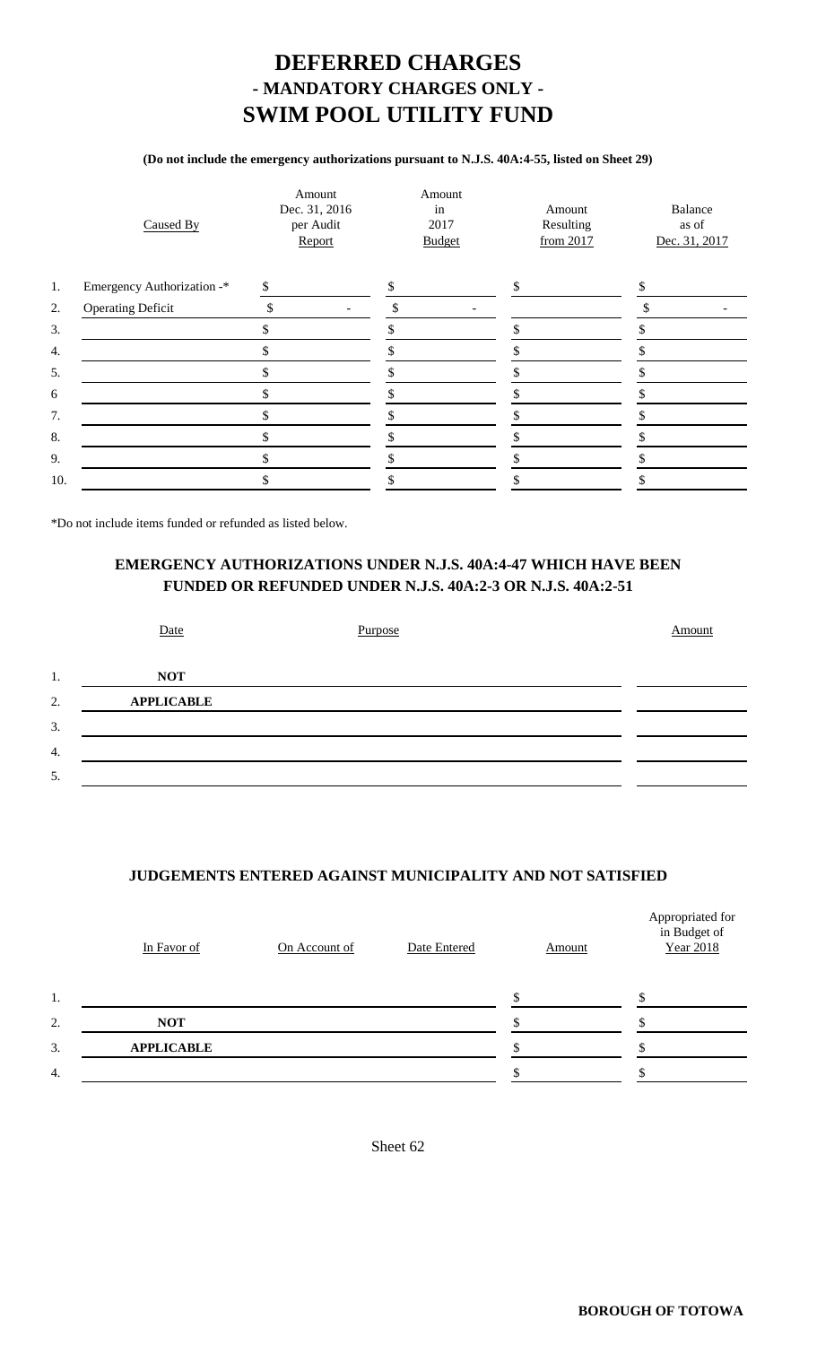# DEFERRED CHARGES
## - MANDATORY CHARGES ONLY -
# SWIM POOL UTILITY FUND

**(Do not include the emergency authorizations pursuant to N.J.S. 40A:4-55, listed on Sheet 29)**

| | Caused By | Amount Dec. 31, 2016 per Audit Report | Amount in 2017 Budget | Amount Resulting from 2017 | Balance as of Dec. 31, 2017 |
|---|---|---|---|---|---|
| 1. | Emergency Authorization -* | $ | $ | $ | $ |
| 2. | Operating Deficit | $ - | $ - | | $ - |
| 3. | | $ | $ | $ | $ |
| 4. | | $ | $ | $ | $ |
| 5. | | $ | $ | $ | $ |
| 6 | | $ | $ | $ | $ |
| 7. | | $ | $ | $ | $ |
| 8. | | $ | $ | $ | $ |
| 9. | | $ | $ | $ | $ |
| 10. | | $ | $ | $ | $ |

*Do not include items funded or refunded as listed below.

### EMERGENCY AUTHORIZATIONS UNDER N.J.S. 40A:4-47 WHICH HAVE BEEN FUNDED OR REFUNDED UNDER N.J.S. 40A:2-3 OR N.J.S. 40A:2-51

| | Date | Purpose | Amount |
|---|---|---|---|
| 1. | **NOT** | | |
| 2. | **APPLICABLE** | | |
| 3. | | | |
| 4. | | | |
| 5. | | | |

### JUDGEMENTS ENTERED AGAINST MUNICIPALITY AND NOT SATISFIED

| | In Favor of | On Account of | Date Entered | Amount | Appropriated for in Budget of Year 2018 |
|---|---|---|---|---|---|
| 1. | | | | $ | $ |
| 2. | **NOT** | | | $ | $ |
| 3. | **APPLICABLE** | | | $ | $ |
| 4. | | | | $ | $ |

Sheet 62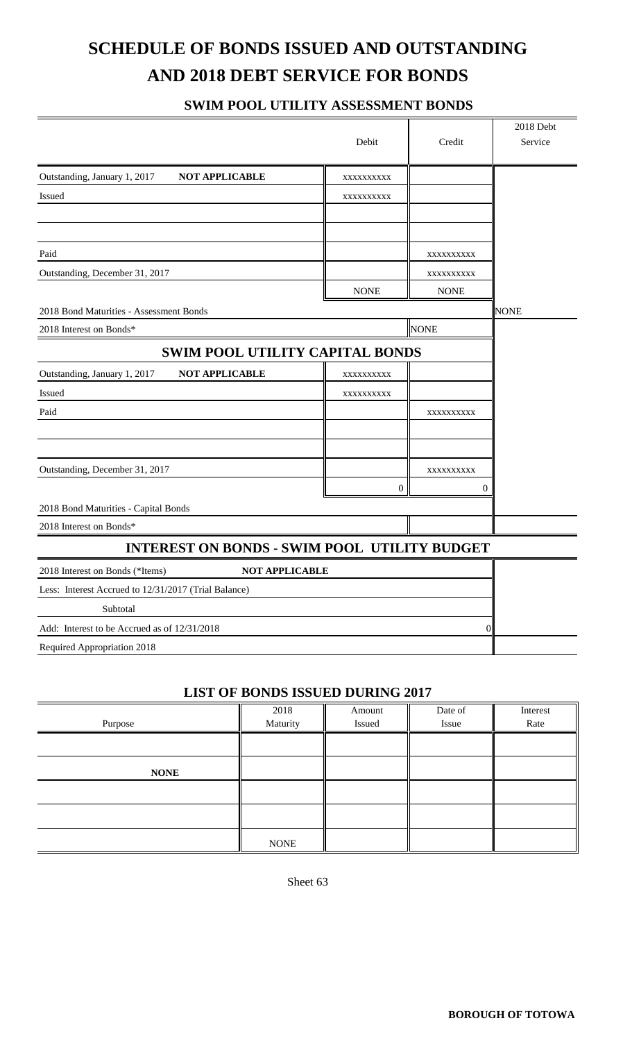# SCHEDULE OF BONDS ISSUED AND OUTSTANDING AND 2018 DEBT SERVICE FOR BONDS

## SWIM POOL UTILITY ASSESSMENT BONDS

| | Debit | Credit | 2018 Debt Service |
|---|---|---|---|
| Outstanding, January 1, 2017 **NOT APPLICABLE** | XXXXXXXXXX | | |
| Issued | XXXXXXXXXX | | |
| | | | |
| | | | |
| Paid | | XXXXXXXXXX | |
| Outstanding, December 31, 2017 | | XXXXXXXXXX | |
| | NONE | NONE | |
| 2018 Bond Maturities - Assessment Bonds | | | NONE |
| 2018 Interest on Bonds* | | NONE | |

## SWIM POOL UTILITY CAPITAL BONDS

| | Debit | Credit | 2018 Debt Service |
|---|---|---|---|
| Outstanding, January 1, 2017 **NOT APPLICABLE** | XXXXXXXXXX | | |
| Issued | XXXXXXXXXX | | |
| Paid | | XXXXXXXXXX | |
| | | | |
| | | | |
| Outstanding, December 31, 2017 | | XXXXXXXXXX | |
| | 0 | 0 | |
| 2018 Bond Maturities - Capital Bonds | | | |
| 2018 Interest on Bonds* | | | |

## INTEREST ON BONDS - SWIM POOL UTILITY BUDGET

| | | |
|---|---|---|
| 2018 Interest on Bonds (*Items) **NOT APPLICABLE** | | |
| Less: Interest Accrued to 12/31/2017 (Trial Balance) | | |
| Subtotal | | |
| Add: Interest to be Accrued as of 12/31/2018 | 0 | |
| Required Appropriation 2018 | | |

## LIST OF BONDS ISSUED DURING 2017

| Purpose | 2018 Maturity | Amount Issued | Date of Issue | Interest Rate |
|---|---|---|---|---|
| | | | | |
| **NONE** | | | | |
| | | | | |
| | | | | |
| | NONE | | | |

Sheet 63

**BOROUGH OF TOTOWA**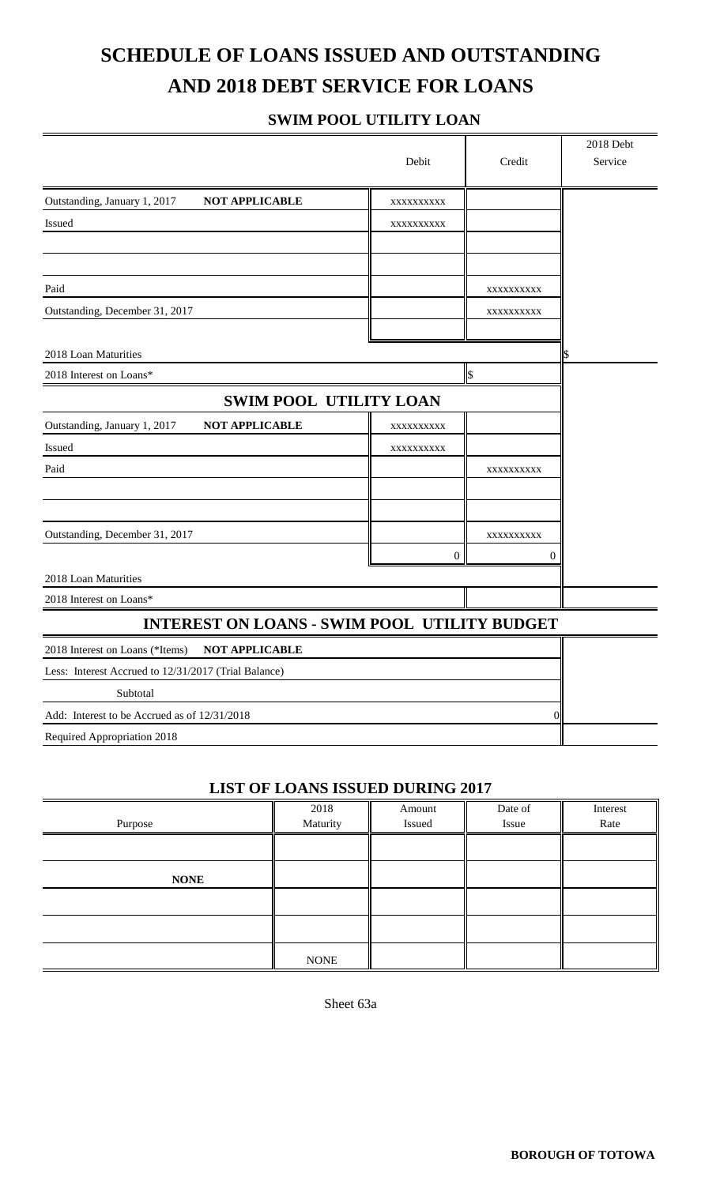# SCHEDULE OF LOANS ISSUED AND OUTSTANDING AND 2018 DEBT SERVICE FOR LOANS

### SWIM POOL UTILITY LOAN

| | Debit | Credit | 2018 Debt Service |
|---|---|---|---|
| Outstanding, January 1, 2017 **NOT APPLICABLE** | xxxxxxxxxx | | |
| Issued | xxxxxxxxxx | | |
| | | | |
| | | | |
| Paid | | xxxxxxxxxx | |
| Outstanding, December 31, 2017 | | xxxxxxxxxx | |
| | | | |
| 2018 Loan Maturities | | | $ |
| 2018 Interest on Loans* | | $ | |

### SWIM POOL UTILITY LOAN

| | Debit | Credit | 2018 Debt Service |
|---|---|---|---|
| Outstanding, January 1, 2017 **NOT APPLICABLE** | xxxxxxxxxx | | |
| Issued | xxxxxxxxxx | | |
| Paid | | xxxxxxxxxx | |
| | | | |
| | | | |
| Outstanding, December 31, 2017 | | xxxxxxxxxx | |
| | 0 | 0 | |
| 2018 Loan Maturities | | | |
| 2018 Interest on Loans* | | | |

### INTEREST ON LOANS - SWIM POOL UTILITY BUDGET

| | | |
|---|---|---|
| 2018 Interest on Loans (*Items) **NOT APPLICABLE** | | |
| Less: Interest Accrued to 12/31/2017 (Trial Balance) | | |
| Subtotal | | |
| Add: Interest to be Accrued as of 12/31/2018 | 0 | |
| Required Appropriation 2018 | | |

### LIST OF LOANS ISSUED DURING 2017

| Purpose | 2018 Maturity | Amount Issued | Date of Issue | Interest Rate |
|---|---|---|---|---|
| | | | | |
| **NONE** | | | | |
| | | | | |
| | | | | |
| | NONE | | | |

Sheet 63a

**BOROUGH OF TOTOWA**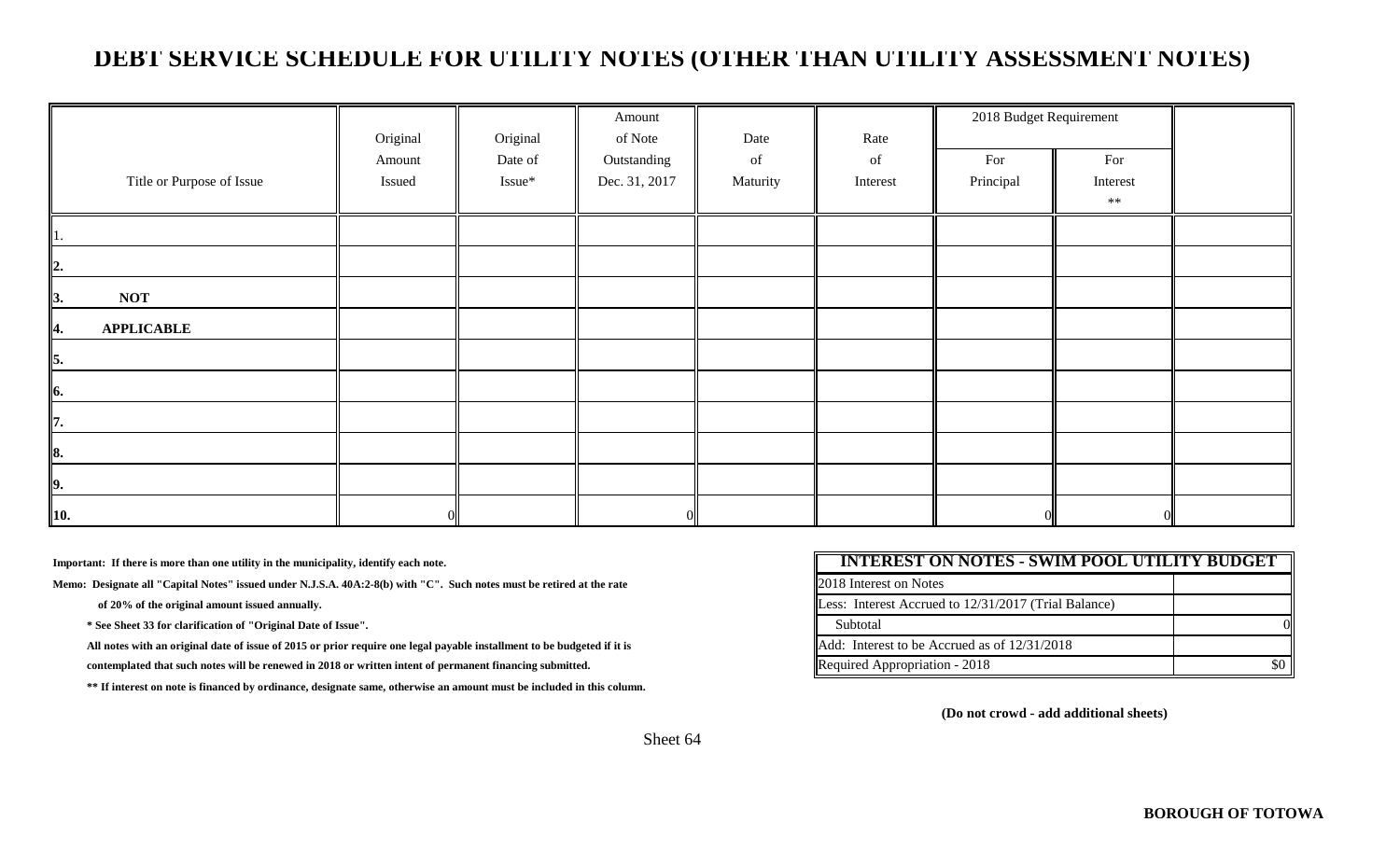# DEBT SERVICE SCHEDULE FOR UTILITY NOTES (OTHER THAN UTILITY ASSESSMENT NOTES)

| Title or Purpose of Issue | Original Amount Issued | Original Date of Issue* | Amount of Note Outstanding Dec. 31, 2017 | Date of Maturity | Rate of Interest | 2018 Budget Requirement For Principal | 2018 Budget Requirement For Interest ** | |
|---|---|---|---|---|---|---|---|---|
| 1. | | | | | | | | |
| 2. | | | | | | | | |
| 3. NOT | | | | | | | | |
| 4. APPLICABLE | | | | | | | | |
| 5. | | | | | | | | |
| 6. | | | | | | | | |
| 7. | | | | | | | | |
| 8. | | | | | | | | |
| 9. | | | | | | | | |
| 10. | 0 | | 0 | | | 0 | 0 | |

**Important: If there is more than one utility in the municipality, identify each note.**

**Memo: Designate all "Capital Notes" issued under N.J.S.A. 40A:2-8(b) with "C". Such notes must be retired at the rate of 20% of the original amount issued annually.**

**\* See Sheet 33 for clarification of "Original Date of Issue".**

**All notes with an original date of issue of 2015 or prior require one legal payable installment to be budgeted if it is contemplated that such notes will be renewed in 2018 or written intent of permanent financing submitted.**

**\*\* If interest on note is financed by ordinance, designate same, otherwise an amount must be included in this column.**

| INTEREST ON NOTES - SWIM POOL UTILITY BUDGET | |
|---|---|
| 2018 Interest on Notes | |
| Less: Interest Accrued to 12/31/2017 (Trial Balance) | |
| Subtotal | 0 |
| Add: Interest to be Accrued as of 12/31/2018 | |
| Required Appropriation - 2018 | $0 |

**(Do not crowd - add additional sheets)**

Sheet 64

**BOROUGH OF TOTOWA**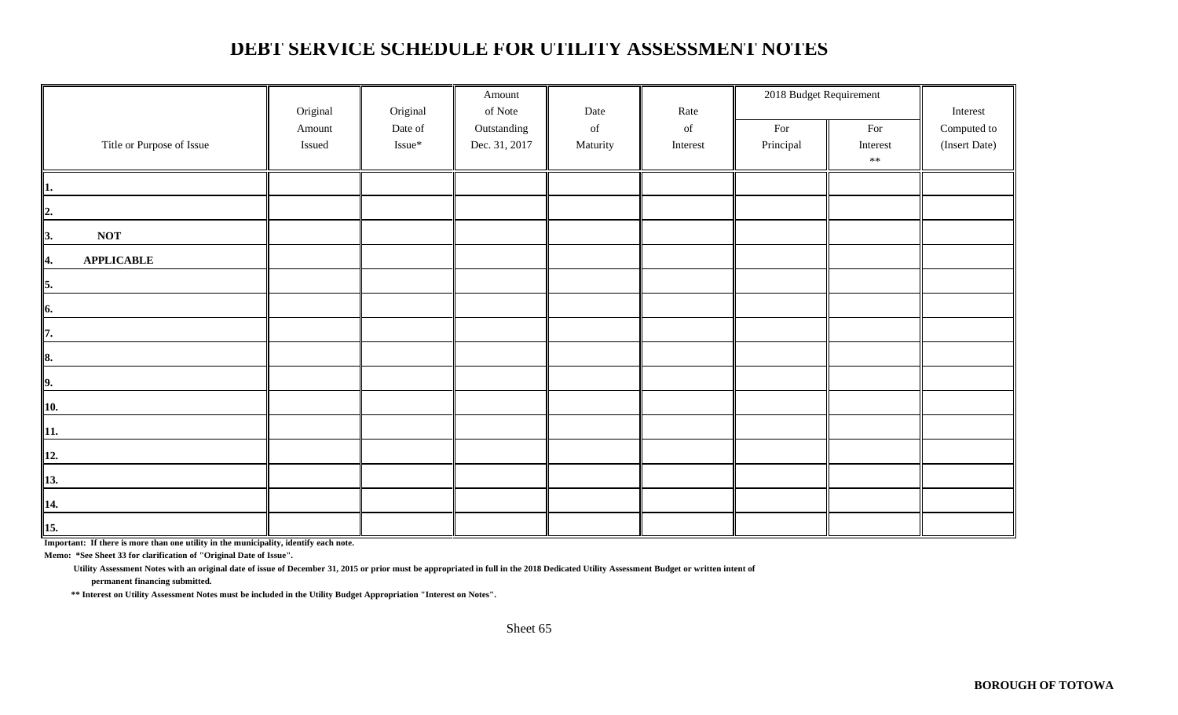# DEBT SERVICE SCHEDULE FOR UTILITY ASSESSMENT NOTES

| Title or Purpose of Issue | Original Amount Issued | Original Date of Issue* | Amount of Note Outstanding Dec. 31, 2017 | Date of Maturity | Rate of Interest | 2018 Budget Requirement | | Interest Computed to (Insert Date) |
|---|---|---|---|---|---|---|---|---|
| | | | | | | For Principal | For Interest ** | |
| 1. | | | | | | | | |
| 2. | | | | | | | | |
| 3. NOT | | | | | | | | |
| 4. APPLICABLE | | | | | | | | |
| 5. | | | | | | | | |
| 6. | | | | | | | | |
| 7. | | | | | | | | |
| 8. | | | | | | | | |
| 9. | | | | | | | | |
| 10. | | | | | | | | |
| 11. | | | | | | | | |
| 12. | | | | | | | | |
| 13. | | | | | | | | |
| 14. | | | | | | | | |
| 15. | | | | | | | | |

**Important: If there is more than one utility in the municipality, identify each note.**

**Memo: *See Sheet 33 for clarification of "Original Date of Issue".**

**Utility Assessment Notes with an original date of issue of December 31, 2015 or prior must be appropriated in full in the 2018 Dedicated Utility Assessment Budget or written intent of permanent financing submitted.**

**** Interest on Utility Assessment Notes must be included in the Utility Budget Appropriation "Interest on Notes".**

Sheet 65

**BOROUGH OF TOTOWA**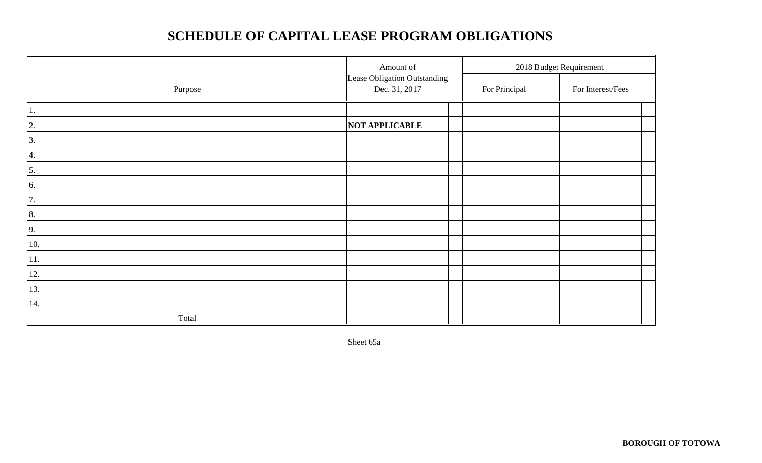# SCHEDULE OF CAPITAL LEASE PROGRAM OBLIGATIONS

| Purpose | Amount of Lease Obligation Outstanding Dec. 31, 2017 | 2018 Budget Requirement | |
|---|---|---|---|
| | | For Principal | For Interest/Fees |
| 1. | | | |
| 2. | **NOT APPLICABLE** | | |
| 3. | | | |
| 4. | | | |
| 5. | | | |
| 6. | | | |
| 7. | | | |
| 8. | | | |
| 9. | | | |
| 10. | | | |
| 11. | | | |
| 12. | | | |
| 13. | | | |
| 14. | | | |
| Total | | | |

Sheet 65a

**BOROUGH OF TOTOWA**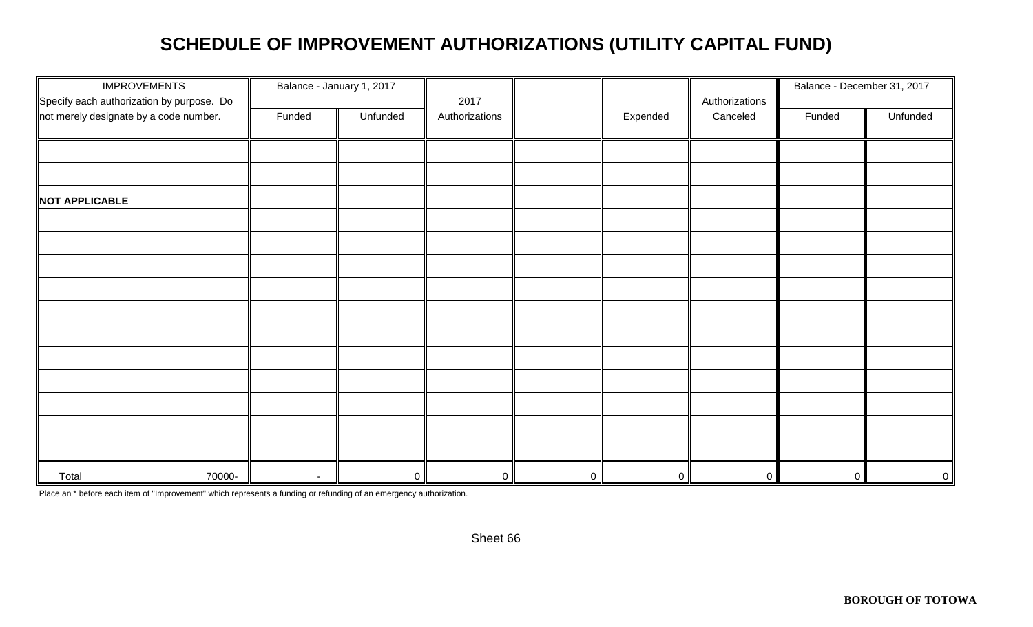# SCHEDULE OF IMPROVEMENT AUTHORIZATIONS (UTILITY CAPITAL FUND)

| IMPROVEMENTS Specify each authorization by purpose. Do not merely designate by a code number. | Balance - January 1, 2017 | | 2017 Authorizations | | Expended | Authorizations Canceled | Balance - December 31, 2017 | |
|---|---|---|---|---|---|---|---|---|
| | Funded | Unfunded | | | | | Funded | Unfunded |
| | | | | | | | | |
| | | | | | | | | |
| **NOT APPLICABLE** | | | | | | | | |
| | | | | | | | | |
| | | | | | | | | |
| | | | | | | | | |
| | | | | | | | | |
| | | | | | | | | |
| | | | | | | | | |
| | | | | | | | | |
| | | | | | | | | |
| | | | | | | | | |
| | | | | | | | | |
| | | | | | | | | |
| Total 70000- | - | 0 | 0 | 0 | 0 | 0 | 0 | 0 |

Place an * before each item of "Improvement" which represents a funding or refunding of an emergency authorization.

Sheet 66

**BOROUGH OF TOTOWA**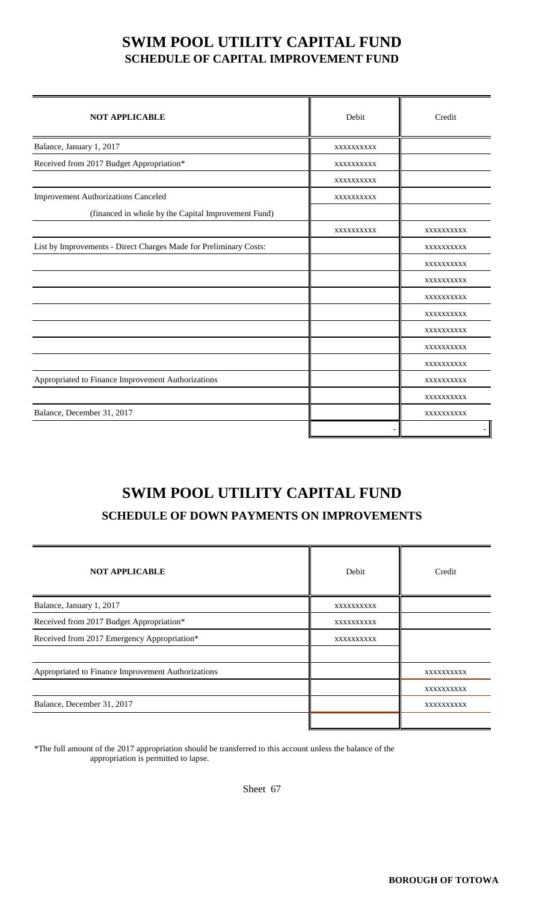# SWIM POOL UTILITY CAPITAL FUND

## SCHEDULE OF CAPITAL IMPROVEMENT FUND

| NOT APPLICABLE | Debit | Credit |
|---|---|---|
| Balance, January 1, 2017 | xxxxxxxxxx | |
| Received from 2017 Budget Appropriation* | xxxxxxxxxx | |
| | xxxxxxxxxx | |
| Improvement Authorizations Canceled | xxxxxxxxxx | |
| (financed in whole by the Capital Improvement Fund) | | |
| | xxxxxxxxxx | xxxxxxxxxx |
| List by Improvements - Direct Charges Made for Preliminary Costs: | | xxxxxxxxxx |
| | | xxxxxxxxxx |
| | | xxxxxxxxxx |
| | | xxxxxxxxxx |
| | | xxxxxxxxxx |
| | | xxxxxxxxxx |
| | | xxxxxxxxxx |
| | | xxxxxxxxxx |
| Appropriated to Finance Improvement Authorizations | | xxxxxxxxxx |
| | | xxxxxxxxxx |
| Balance, December 31, 2017 | | xxxxxxxxxx |
| | - | - |

# SWIM POOL UTILITY CAPITAL FUND

## SCHEDULE OF DOWN PAYMENTS ON IMPROVEMENTS

| NOT APPLICABLE | Debit | Credit |
|---|---|---|
| Balance, January 1, 2017 | xxxxxxxxxx | |
| Received from 2017 Budget Appropriation* | xxxxxxxxxx | |
| Received from 2017 Emergency Appropriation* | xxxxxxxxxx | |
| | | |
| Appropriated to Finance Improvement Authorizations | | xxxxxxxxxx |
| | | xxxxxxxxxx |
| Balance, December 31, 2017 | | xxxxxxxxxx |
| | | |

*The full amount of the 2017 appropriation should be transferred to this account unless the balance of the appropriation is permitted to lapse.

Sheet 67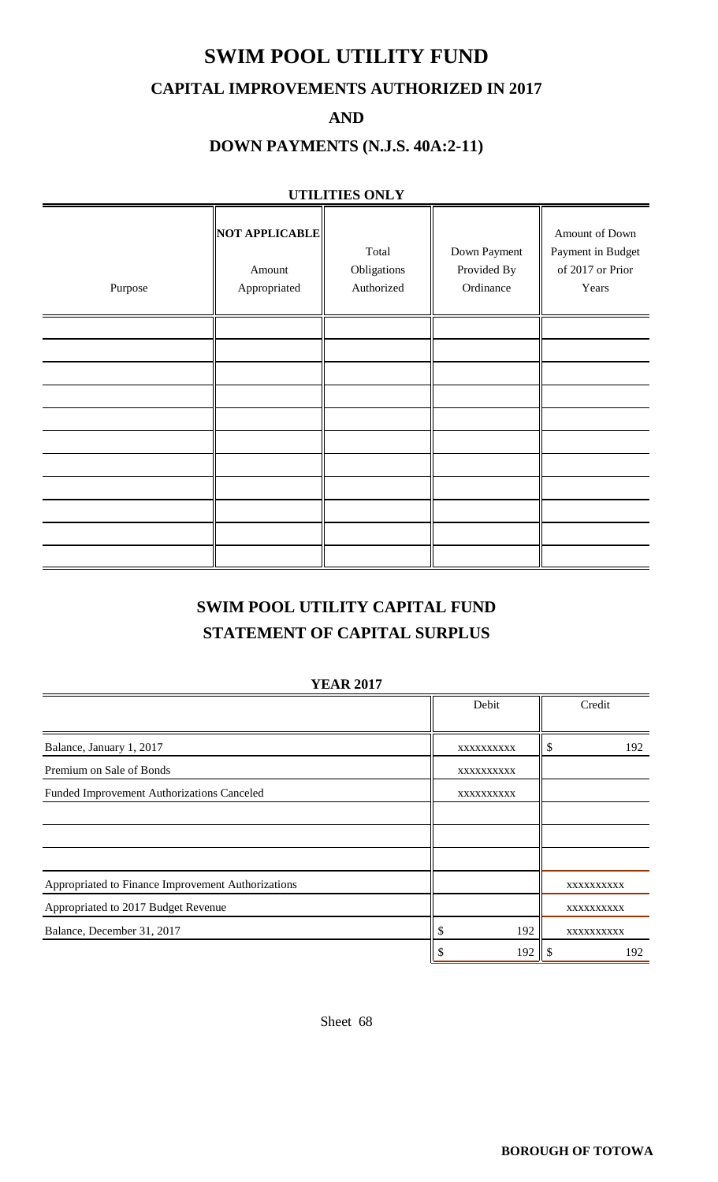# SWIM POOL UTILITY FUND

## CAPITAL IMPROVEMENTS AUTHORIZED IN 2017

## AND

## DOWN PAYMENTS (N.J.S. 40A:2-11)

**UTILITIES ONLY**

| Purpose | **NOT APPLICABLE** Amount Appropriated | Total Obligations Authorized | Down Payment Provided By Ordinance | Amount of Down Payment in Budget of 2017 or Prior Years |
|---|---|---|---|---|
| | | | | |
| | | | | |
| | | | | |
| | | | | |
| | | | | |
| | | | | |
| | | | | |
| | | | | |
| | | | | |
| | | | | |
| | | | | |

## SWIM POOL UTILITY CAPITAL FUND

## STATEMENT OF CAPITAL SURPLUS

**YEAR 2017**

| | Debit | Credit |
|---|---|---|
| Balance, January 1, 2017 | xxxxxxxxxx | $ 192 |
| Premium on Sale of Bonds | xxxxxxxxxx | |
| Funded Improvement Authorizations Canceled | xxxxxxxxxx | |
| | | |
| | | |
| | | |
| Appropriated to Finance Improvement Authorizations | | xxxxxxxxxx |
| Appropriated to 2017 Budget Revenue | | xxxxxxxxxx |
| Balance, December 31, 2017 | $ 192 | xxxxxxxxxx |
| | $ 192 | $ 192 |

Sheet 68

**BOROUGH OF TOTOWA**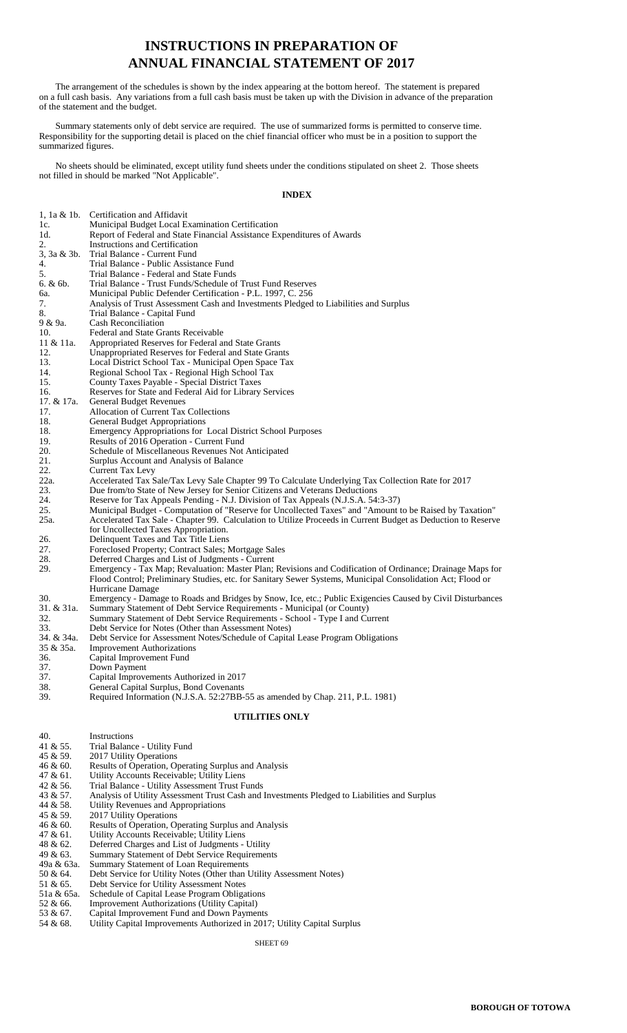# INSTRUCTIONS IN PREPARATION OF ANNUAL FINANCIAL STATEMENT OF 2017

The arrangement of the schedules is shown by the index appearing at the bottom hereof. The statement is prepared on a full cash basis. Any variations from a full cash basis must be taken up with the Division in advance of the preparation of the statement and the budget.

Summary statements only of debt service are required. The use of summarized forms is permitted to conserve time. Responsibility for the supporting detail is placed on the chief financial officer who must be in a position to support the summarized figures.

No sheets should be eliminated, except utility fund sheets under the conditions stipulated on sheet 2. Those sheets not filled in should be marked "Not Applicable".

## INDEX

| | |
|---|---|
| 1, 1a & 1b. | Certification and Affidavit |
| 1c. | Municipal Budget Local Examination Certification |
| 1d. | Report of Federal and State Financial Assistance Expenditures of Awards |
| 2. | Instructions and Certification |
| 3, 3a & 3b. | Trial Balance - Current Fund |
| 4. | Trial Balance - Public Assistance Fund |
| 5. | Trial Balance - Federal and State Funds |
| 6. & 6b. | Trial Balance - Trust Funds/Schedule of Trust Fund Reserves |
| 6a. | Municipal Public Defender Certification - P.L. 1997, C. 256 |
| 7. | Analysis of Trust Assessment Cash and Investments Pledged to Liabilities and Surplus |
| 8. | Trial Balance - Capital Fund |
| 9 & 9a. | Cash Reconciliation |
| 10. | Federal and State Grants Receivable |
| 11 & 11a. | Appropriated Reserves for Federal and State Grants |
| 12. | Unappropriated Reserves for Federal and State Grants |
| 13. | Local District School Tax - Municipal Open Space Tax |
| 14. | Regional School Tax - Regional High School Tax |
| 15. | County Taxes Payable - Special District Taxes |
| 16. | Reserves for State and Federal Aid for Library Services |
| 17. & 17a. | General Budget Revenues |
| 17. | Allocation of Current Tax Collections |
| 18. | General Budget Appropriations |
| 18. | Emergency Appropriations for Local District School Purposes |
| 19. | Results of 2016 Operation - Current Fund |
| 20. | Schedule of Miscellaneous Revenues Not Anticipated |
| 21. | Surplus Account and Analysis of Balance |
| 22. | Current Tax Levy |
| 22a. | Accelerated Tax Sale/Tax Levy Sale Chapter 99 To Calculate Underlying Tax Collection Rate for 2017 |
| 23. | Due from/to State of New Jersey for Senior Citizens and Veterans Deductions |
| 24. | Reserve for Tax Appeals Pending - N.J. Division of Tax Appeals (N.J.S.A. 54:3-37) |
| 25. | Municipal Budget - Computation of "Reserve for Uncollected Taxes" and "Amount to be Raised by Taxation" |
| 25a. | Accelerated Tax Sale - Chapter 99. Calculation to Utilize Proceeds in Current Budget as Deduction to Reserve for Uncollected Taxes Appropriation. |
| 26. | Delinquent Taxes and Tax Title Liens |
| 27. | Foreclosed Property; Contract Sales; Mortgage Sales |
| 28. | Deferred Charges and List of Judgments - Current |
| 29. | Emergency - Tax Map; Revaluation: Master Plan; Revisions and Codification of Ordinance; Drainage Maps for Flood Control; Preliminary Studies, etc. for Sanitary Sewer Systems, Municipal Consolidation Act; Flood or Hurricane Damage |
| 30. | Emergency - Damage to Roads and Bridges by Snow, Ice, etc.; Public Exigencies Caused by Civil Disturbances |
| 31. & 31a. | Summary Statement of Debt Service Requirements - Municipal (or County) |
| 32. | Summary Statement of Debt Service Requirements - School - Type I and Current |
| 33. | Debt Service for Notes (Other than Assessment Notes) |
| 34. & 34a. | Debt Service for Assessment Notes/Schedule of Capital Lease Program Obligations |
| 35 & 35a. | Improvement Authorizations |
| 36. | Capital Improvement Fund |
| 37. | Down Payment |
| 37. | Capital Improvements Authorized in 2017 |
| 38. | General Capital Surplus, Bond Covenants |
| 39. | Required Information (N.J.S.A. 52:27BB-55 as amended by Chap. 211, P.L. 1981) |

## UTILITIES ONLY

| | |
|---|---|
| 40. | Instructions |
| 41 & 55. | Trial Balance - Utility Fund |
| 45 & 59. | 2017 Utility Operations |
| 46 & 60. | Results of Operation, Operating Surplus and Analysis |
| 47 & 61. | Utility Accounts Receivable; Utility Liens |
| 42 & 56. | Trial Balance - Utility Assessment Trust Funds |
| 43 & 57. | Analysis of Utility Assessment Trust Cash and Investments Pledged to Liabilities and Surplus |
| 44 & 58. | Utility Revenues and Appropriations |
| 45 & 59. | 2017 Utility Operations |
| 46 & 60. | Results of Operation, Operating Surplus and Analysis |
| 47 & 61. | Utility Accounts Receivable; Utility Liens |
| 48 & 62. | Deferred Charges and List of Judgments - Utility |
| 49 & 63. | Summary Statement of Debt Service Requirements |
| 49a & 63a. | Summary Statement of Loan Requirements |
| 50 & 64. | Debt Service for Utility Notes (Other than Utility Assessment Notes) |
| 51 & 65. | Debt Service for Utility Assessment Notes |
| 51a & 65a. | Schedule of Capital Lease Program Obligations |
| 52 & 66. | Improvement Authorizations (Utility Capital) |
| 53 & 67. | Capital Improvement Fund and Down Payments |
| 54 & 68. | Utility Capital Improvements Authorized in 2017; Utility Capital Surplus |

SHEET 69

**BOROUGH OF TOTOWA**